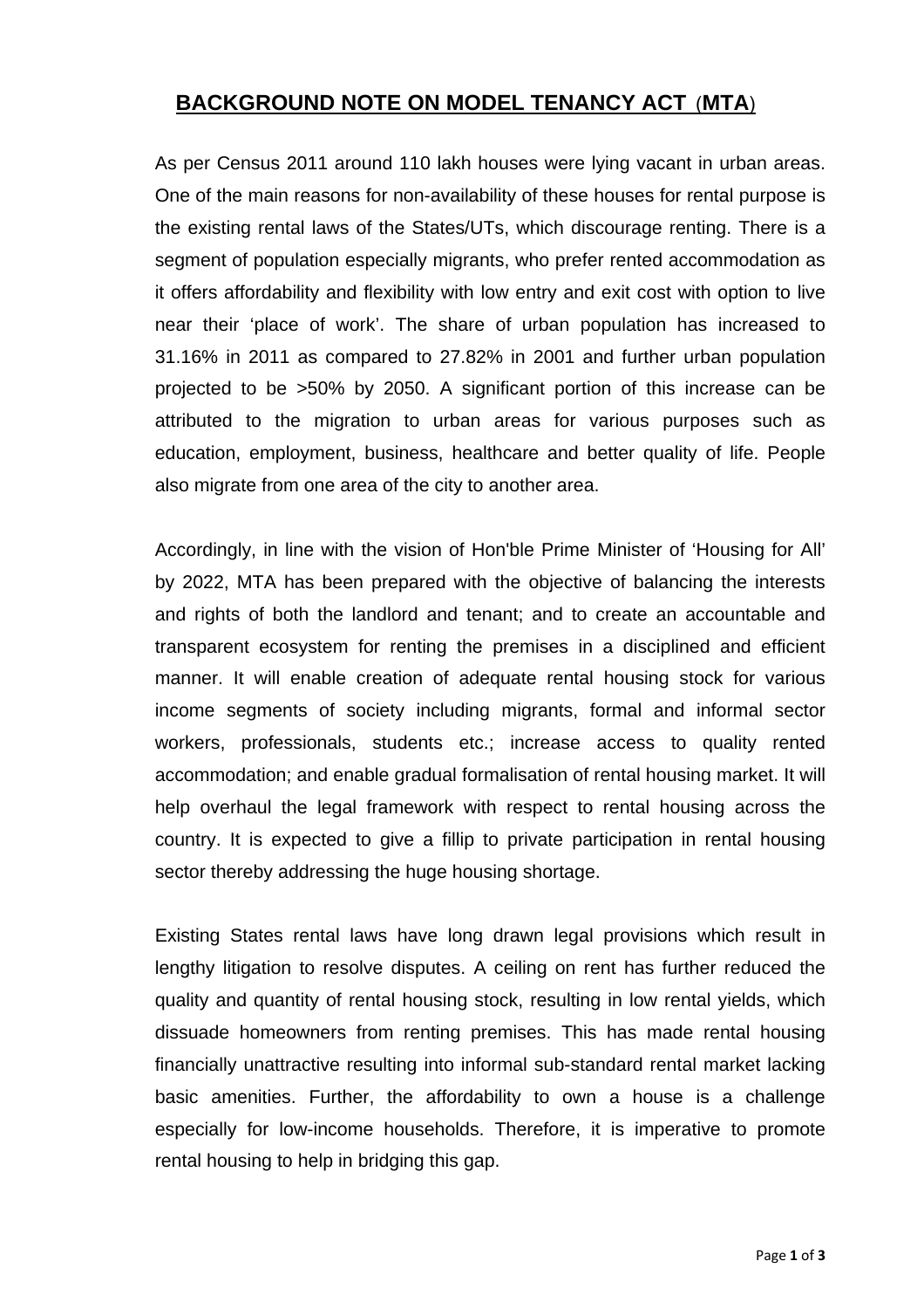# BACKGROUND NOTE ON MODEL TENANCY ACT (MTA)

As per Census 2011 around 110 lakh houses were lying vacant in urban areas. One of the main reasons for non-availability of these houses for rental purpose is the existing rental laws of the States/UTs, which discourage renting. There is a segment of population especially migrants, who prefer rented accommodation as it offers affordability and flexibility with low entry and exit cost with option to live near their 'place of work'. The share of urban population has increased to 31.16% in 2011 as compared to 27.82% in 2001 and further urban population projected to be >50% by 2050. A significant portion of this increase can be attributed to the migration to urban areas for various purposes such as education, employment, business, healthcare and better quality of life. People also migrate from one area of the city to another area.

Accordingly, in line with the vision of Hon'ble Prime Minister of 'Housing for All' by 2022, MTA has been prepared with the objective of balancing the interests and rights of both the landlord and tenant; and to create an accountable and transparent ecosystem for renting the premises in a disciplined and efficient manner. It will enable creation of adequate rental housing stock for various income segments of society including migrants, formal and informal sector workers, professionals, students etc.; increase access to quality rented accommodation; and enable gradual formalisation of rental housing market. It will help overhaul the legal framework with respect to rental housing across the country. It is expected to give a fillip to private participation in rental housing sector thereby addressing the huge housing shortage.

Existing States rental laws have long drawn legal provisions which result in lengthy litigation to resolve disputes. A ceiling on rent has further reduced the quality and quantity of rental housing stock, resulting in low rental yields, which dissuade homeowners from renting premises. This has made rental housing financially unattractive resulting into informal sub-standard rental market lacking basic amenities. Further, the affordability to own a house is a challenge especially for low-income households. Therefore, it is imperative to promote rental housing to help in bridging this gap.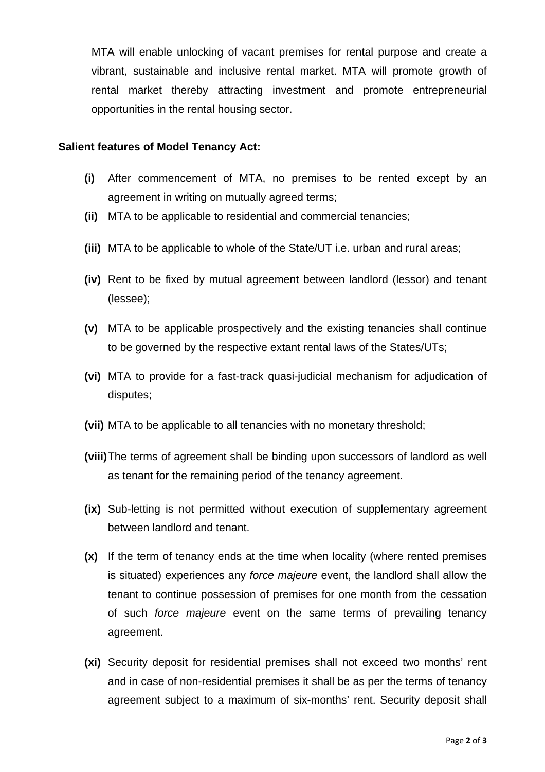MTA will enable unlocking of vacant premises for rental purpose and create a vibrant, sustainable and inclusive rental market. MTA will promote growth of rental market thereby attracting investment and promote entrepreneurial opportunities in the rental housing sector.

**Salient features of Model Tenancy Act:**

- **(i)** After commencement of MTA, no premises to be rented except by an agreement in writing on mutually agreed terms;
- **(ii)** MTA to be applicable to residential and commercial tenancies;
- **(iii)** MTA to be applicable to whole of the State/UT i.e. urban and rural areas;
- **(iv)** Rent to be fixed by mutual agreement between landlord (lessor) and tenant (lessee);
- **(v)** MTA to be applicable prospectively and the existing tenancies shall continue to be governed by the respective extant rental laws of the States/UTs;
- **(vi)** MTA to provide for a fast-track quasi-judicial mechanism for adjudication of disputes;
- **(vii)** MTA to be applicable to all tenancies with no monetary threshold;
- **(viii)** The terms of agreement shall be binding upon successors of landlord as well as tenant for the remaining period of the tenancy agreement.
- **(ix)** Sub-letting is not permitted without execution of supplementary agreement between landlord and tenant.
- **(x)** If the term of tenancy ends at the time when locality (where rented premises is situated) experiences any *force majeure* event, the landlord shall allow the tenant to continue possession of premises for one month from the cessation of such *force majeure* event on the same terms of prevailing tenancy agreement.
- **(xi)** Security deposit for residential premises shall not exceed two months' rent and in case of non-residential premises it shall be as per the terms of tenancy agreement subject to a maximum of six-months' rent. Security deposit shall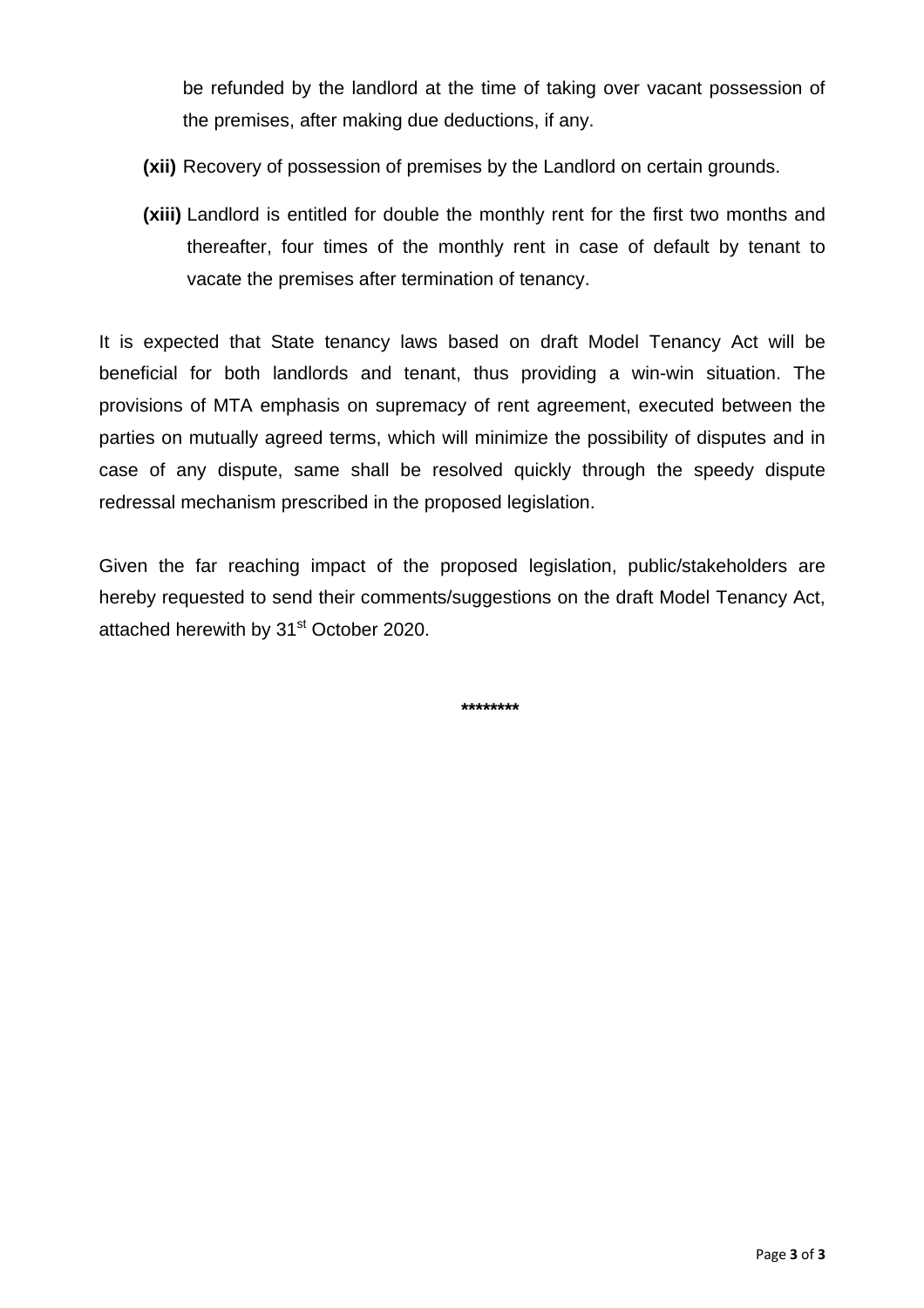be refunded by the landlord at the time of taking over vacant possession of the premises, after making due deductions, if any.

**(xii)** Recovery of possession of premises by the Landlord on certain grounds.

**(xiii)** Landlord is entitled for double the monthly rent for the first two months and thereafter, four times of the monthly rent in case of default by tenant to vacate the premises after termination of tenancy.

It is expected that State tenancy laws based on draft Model Tenancy Act will be beneficial for both landlords and tenant, thus providing a win-win situation. The provisions of MTA emphasis on supremacy of rent agreement, executed between the parties on mutually agreed terms, which will minimize the possibility of disputes and in case of any dispute, same shall be resolved quickly through the speedy dispute redressal mechanism prescribed in the proposed legislation.

Given the far reaching impact of the proposed legislation, public/stakeholders are hereby requested to send their comments/suggestions on the draft Model Tenancy Act, attached herewith by 31st October 2020.

********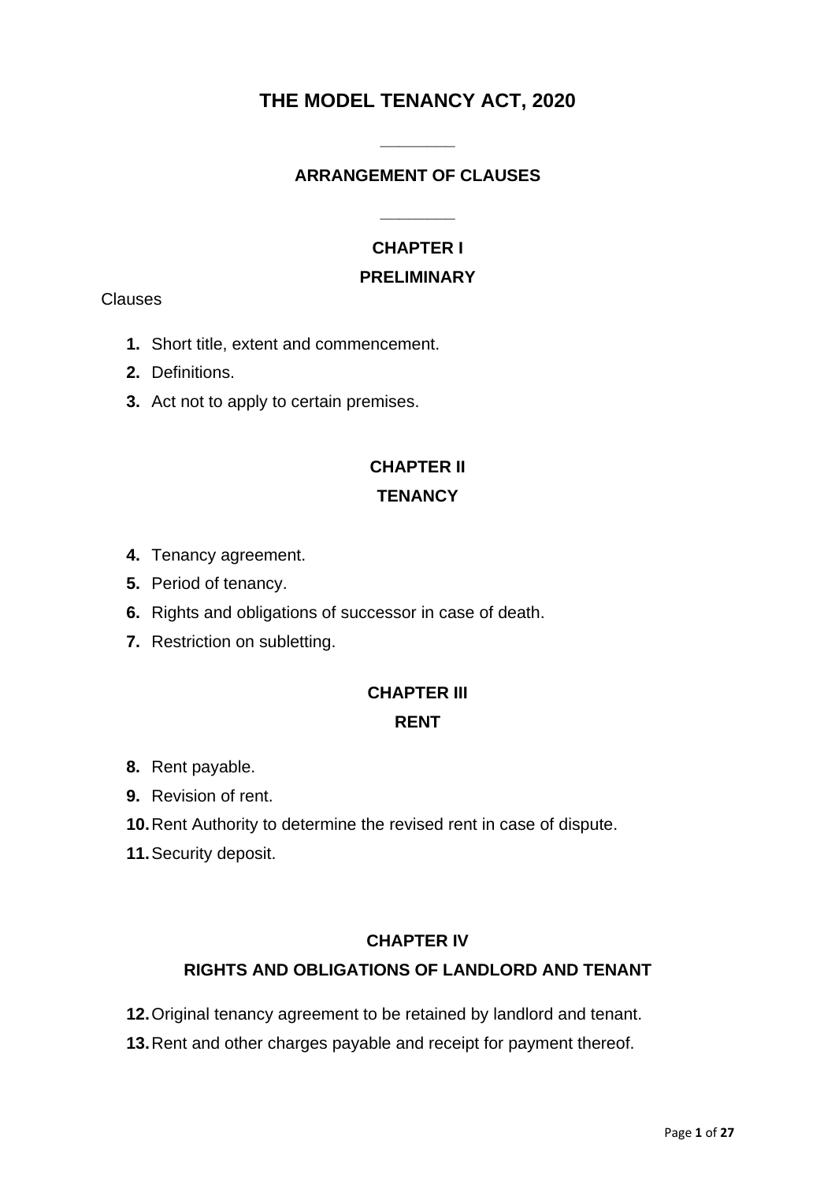# THE MODEL TENANCY ACT, 2020

________

## ARRANGEMENT OF CLAUSES

________

### CHAPTER I

### PRELIMINARY

Clauses

1. Short title, extent and commencement.
2. Definitions.
3. Act not to apply to certain premises.

### CHAPTER II

### TENANCY

4. Tenancy agreement.
5. Period of tenancy.
6. Rights and obligations of successor in case of death.
7. Restriction on subletting.

### CHAPTER III

### RENT

8. Rent payable.
9. Revision of rent.
10. Rent Authority to determine the revised rent in case of dispute.
11. Security deposit.

### CHAPTER IV

### RIGHTS AND OBLIGATIONS OF LANDLORD AND TENANT

12. Original tenancy agreement to be retained by landlord and tenant.
13. Rent and other charges payable and receipt for payment thereof.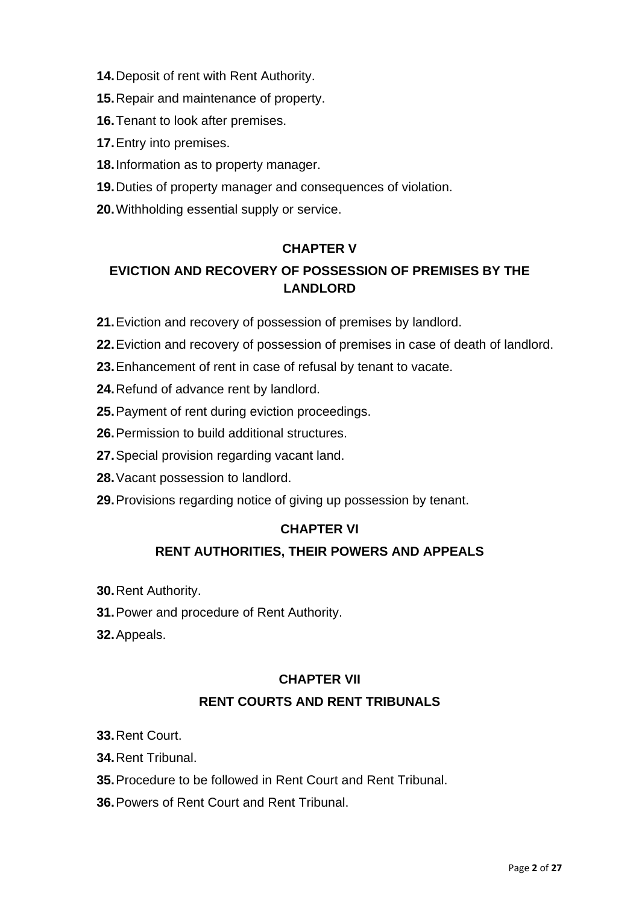**14.** Deposit of rent with Rent Authority.

**15.** Repair and maintenance of property.

**16.** Tenant to look after premises.

**17.** Entry into premises.

**18.** Information as to property manager.

**19.** Duties of property manager and consequences of violation.

**20.** Withholding essential supply or service.

## CHAPTER V

## EVICTION AND RECOVERY OF POSSESSION OF PREMISES BY THE LANDLORD

**21.** Eviction and recovery of possession of premises by landlord.

**22.** Eviction and recovery of possession of premises in case of death of landlord.

**23.** Enhancement of rent in case of refusal by tenant to vacate.

**24.** Refund of advance rent by landlord.

**25.** Payment of rent during eviction proceedings.

**26.** Permission to build additional structures.

**27.** Special provision regarding vacant land.

**28.** Vacant possession to landlord.

**29.** Provisions regarding notice of giving up possession by tenant.

## CHAPTER VI

## RENT AUTHORITIES, THEIR POWERS AND APPEALS

**30.** Rent Authority.

**31.** Power and procedure of Rent Authority.

**32.** Appeals.

## CHAPTER VII

## RENT COURTS AND RENT TRIBUNALS

**33.** Rent Court.

**34.** Rent Tribunal.

**35.** Procedure to be followed in Rent Court and Rent Tribunal.

**36.** Powers of Rent Court and Rent Tribunal.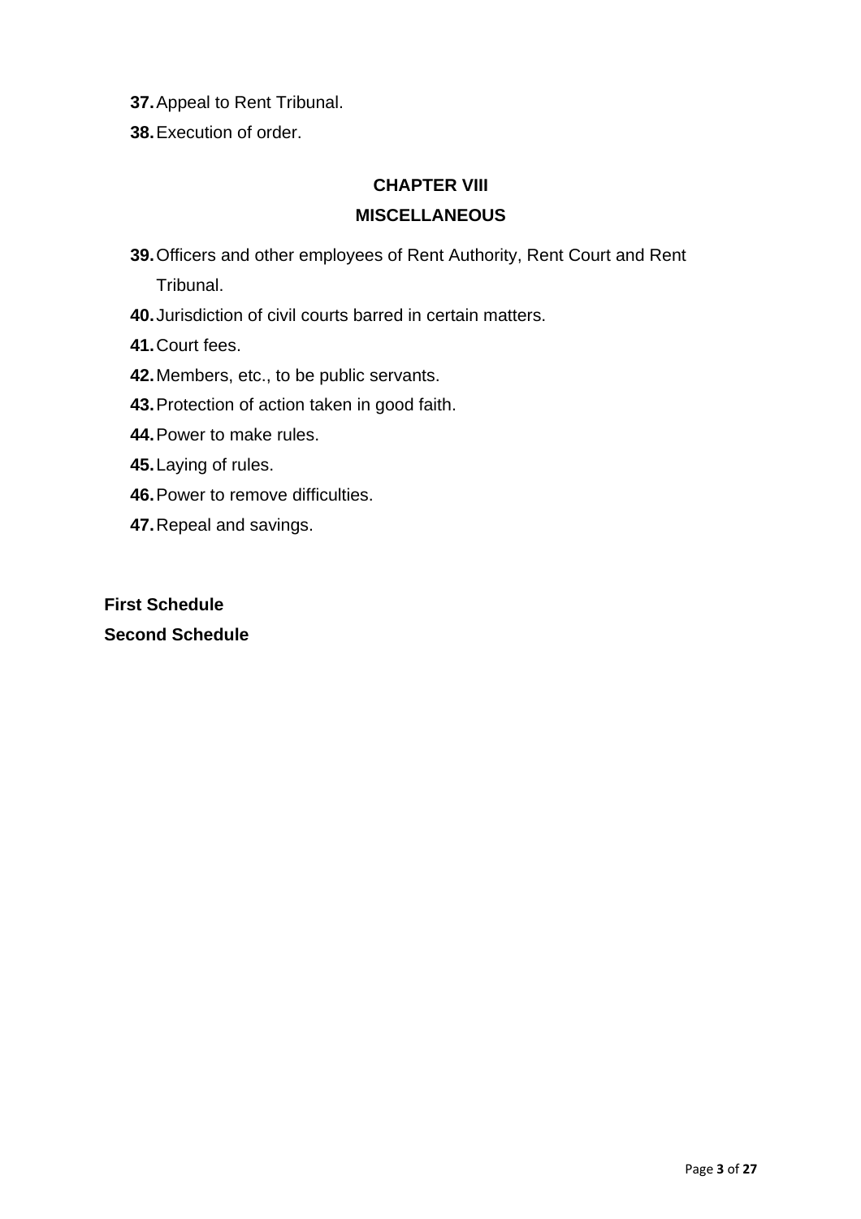**37.** Appeal to Rent Tribunal.

**38.** Execution of order.

## CHAPTER VIII

## MISCELLANEOUS

**39.** Officers and other employees of Rent Authority, Rent Court and Rent Tribunal.

**40.** Jurisdiction of civil courts barred in certain matters.

**41.** Court fees.

**42.** Members, etc., to be public servants.

**43.** Protection of action taken in good faith.

**44.** Power to make rules.

**45.** Laying of rules.

**46.** Power to remove difficulties.

**47.** Repeal and savings.

**First Schedule**

**Second Schedule**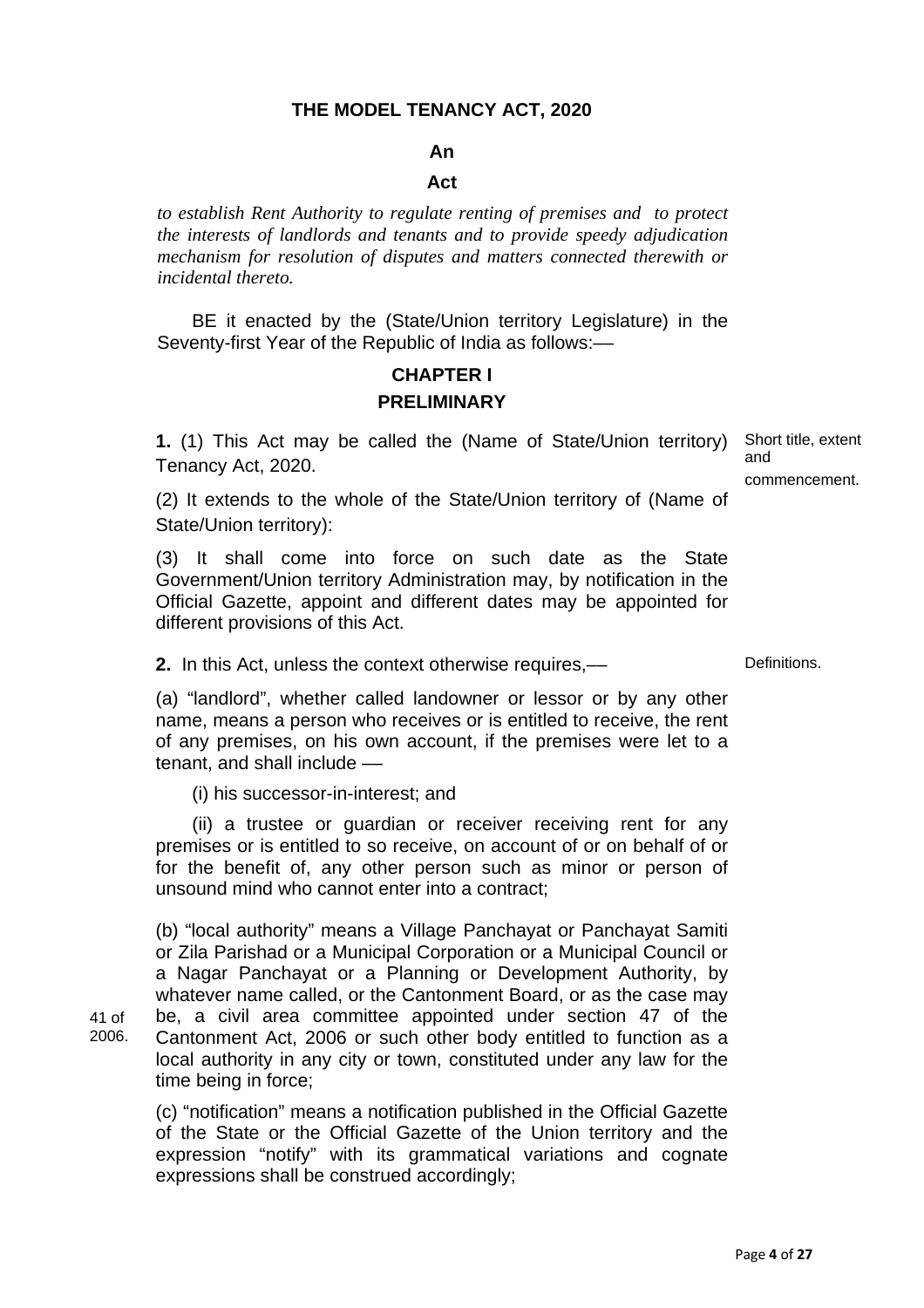**THE MODEL TENANCY ACT, 2020**

**An**

**Act**

*to establish Rent Authority to regulate renting of premises and to protect the interests of landlords and tenants and to provide speedy adjudication mechanism for resolution of disputes and matters connected therewith or incidental thereto.*

BE it enacted by the (State/Union territory Legislature) in the Seventy-first Year of the Republic of India as follows:—

**CHAPTER I**

**PRELIMINARY**

Short title, extent and commencement.

**1.** (1) This Act may be called the (Name of State/Union territory) Tenancy Act, 2020.

(2) It extends to the whole of the State/Union territory of (Name of State/Union territory):

(3) It shall come into force on such date as the State Government/Union territory Administration may, by notification in the Official Gazette, appoint and different dates may be appointed for different provisions of this Act.

Definitions.

**2.** In this Act, unless the context otherwise requires,—

(a) "landlord", whether called landowner or lessor or by any other name, means a person who receives or is entitled to receive, the rent of any premises, on his own account, if the premises were let to a tenant, and shall include —

(i) his successor-in-interest; and

(ii) a trustee or guardian or receiver receiving rent for any premises or is entitled to so receive, on account of or on behalf of or for the benefit of, any other person such as minor or person of unsound mind who cannot enter into a contract;

(b) "local authority" means a Village Panchayat or Panchayat Samiti or Zila Parishad or a Municipal Corporation or a Municipal Council or a Nagar Panchayat or a Planning or Development Authority, by whatever name called, or the Cantonment Board, or as the case may be, a civil area committee appointed under section 47 of the Cantonment Act, 2006 or such other body entitled to function as a local authority in any city or town, constituted under any law for the time being in force;

41 of 2006.

(c) "notification" means a notification published in the Official Gazette of the State or the Official Gazette of the Union territory and the expression "notify" with its grammatical variations and cognate expressions shall be construed accordingly;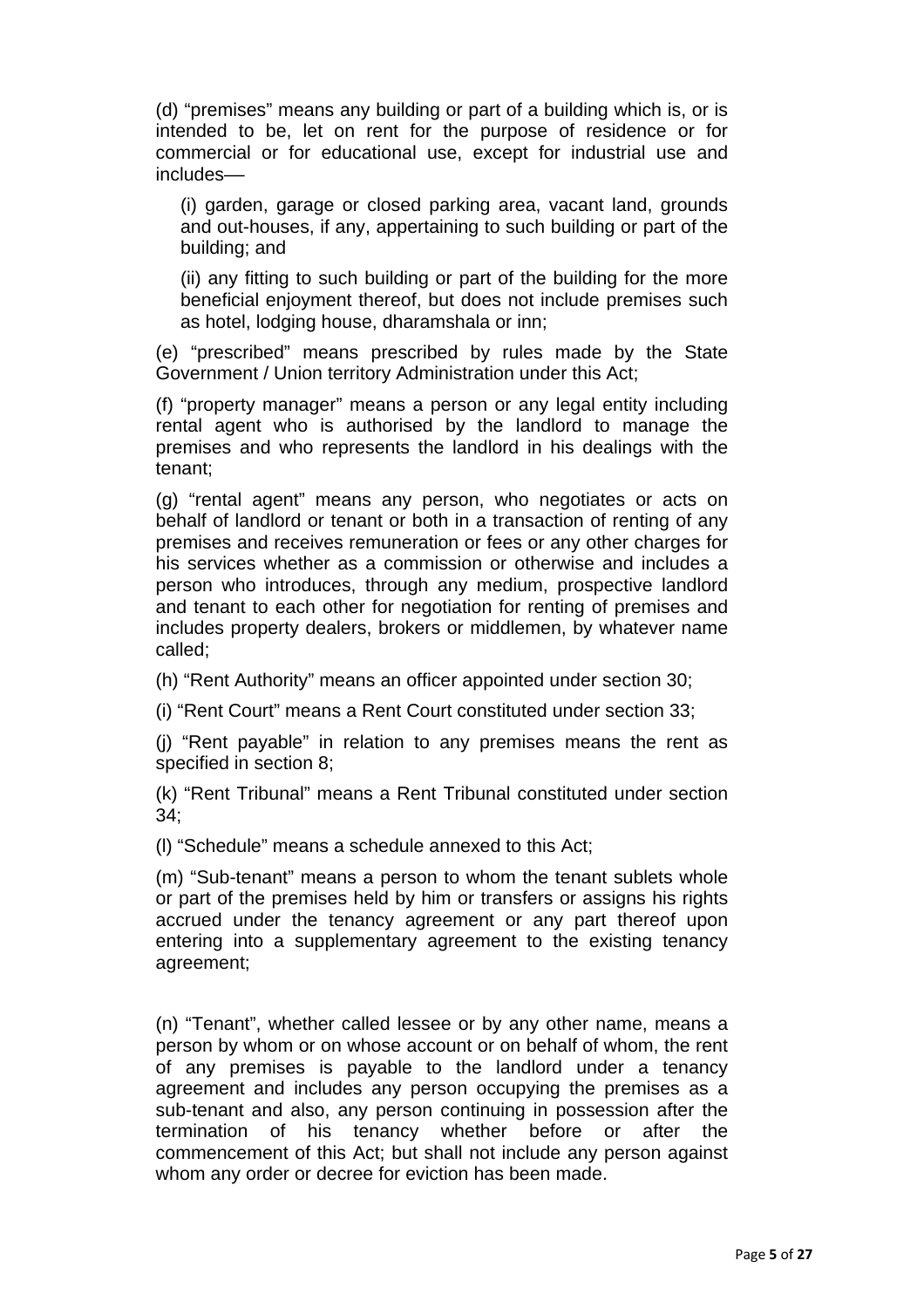(d) "premises" means any building or part of a building which is, or is intended to be, let on rent for the purpose of residence or for commercial or for educational use, except for industrial use and includes—

(i) garden, garage or closed parking area, vacant land, grounds and out-houses, if any, appertaining to such building or part of the building; and

(ii) any fitting to such building or part of the building for the more beneficial enjoyment thereof, but does not include premises such as hotel, lodging house, dharamshala or inn;

(e) "prescribed" means prescribed by rules made by the State Government / Union territory Administration under this Act;

(f) "property manager" means a person or any legal entity including rental agent who is authorised by the landlord to manage the premises and who represents the landlord in his dealings with the tenant;

(g) "rental agent" means any person, who negotiates or acts on behalf of landlord or tenant or both in a transaction of renting of any premises and receives remuneration or fees or any other charges for his services whether as a commission or otherwise and includes a person who introduces, through any medium, prospective landlord and tenant to each other for negotiation for renting of premises and includes property dealers, brokers or middlemen, by whatever name called;

(h) "Rent Authority" means an officer appointed under section 30;

(i) "Rent Court" means a Rent Court constituted under section 33;

(j) "Rent payable" in relation to any premises means the rent as specified in section 8;

(k) "Rent Tribunal" means a Rent Tribunal constituted under section 34;

(l) "Schedule" means a schedule annexed to this Act;

(m) "Sub-tenant" means a person to whom the tenant sublets whole or part of the premises held by him or transfers or assigns his rights accrued under the tenancy agreement or any part thereof upon entering into a supplementary agreement to the existing tenancy agreement;

(n) "Tenant", whether called lessee or by any other name, means a person by whom or on whose account or on behalf of whom, the rent of any premises is payable to the landlord under a tenancy agreement and includes any person occupying the premises as a sub-tenant and also, any person continuing in possession after the termination of his tenancy whether before or after the commencement of this Act; but shall not include any person against whom any order or decree for eviction has been made.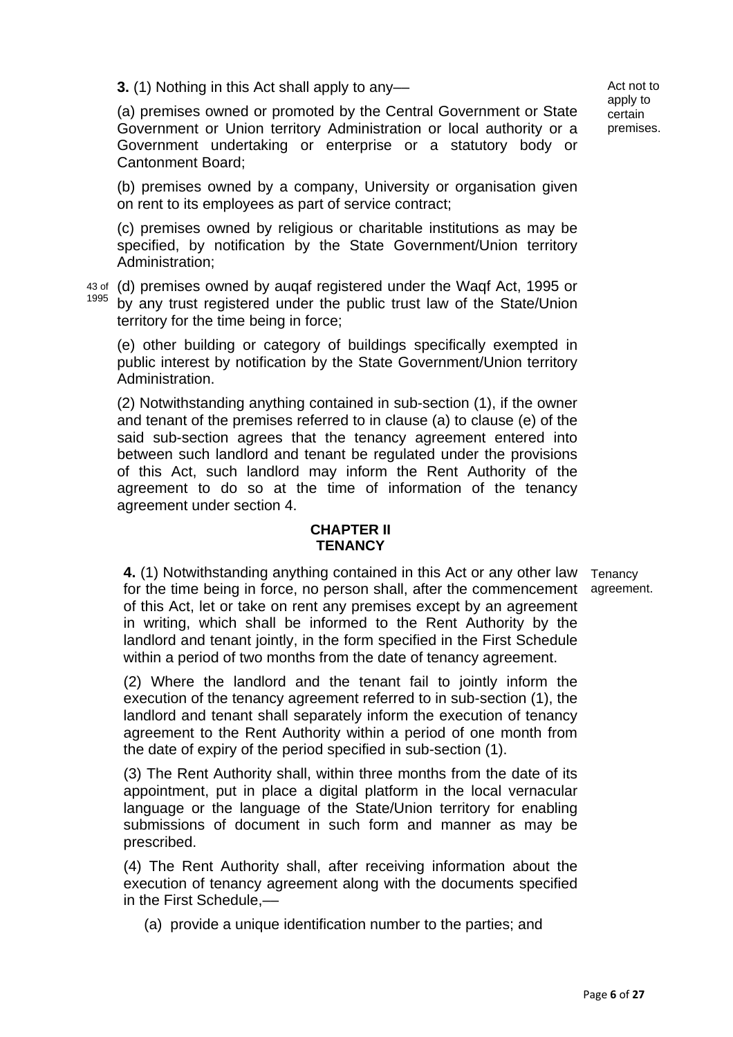**3.** (1) Nothing in this Act shall apply to any—

Act not to apply to certain premises.

(a) premises owned or promoted by the Central Government or State Government or Union territory Administration or local authority or a Government undertaking or enterprise or a statutory body or Cantonment Board;

(b) premises owned by a company, University or organisation given on rent to its employees as part of service contract;

(c) premises owned by religious or charitable institutions as may be specified, by notification by the State Government/Union territory Administration;

43 of 1995

(d) premises owned by auqaf registered under the Waqf Act, 1995 or by any trust registered under the public trust law of the State/Union territory for the time being in force;

(e) other building or category of buildings specifically exempted in public interest by notification by the State Government/Union territory Administration.

(2) Notwithstanding anything contained in sub-section (1), if the owner and tenant of the premises referred to in clause (a) to clause (e) of the said sub-section agrees that the tenancy agreement entered into between such landlord and tenant be regulated under the provisions of this Act, such landlord may inform the Rent Authority of the agreement to do so at the time of information of the tenancy agreement under section 4.

## CHAPTER II
## TENANCY

**4.** (1) Notwithstanding anything contained in this Act or any other law for the time being in force, no person shall, after the commencement of this Act, let or take on rent any premises except by an agreement in writing, which shall be informed to the Rent Authority by the landlord and tenant jointly, in the form specified in the First Schedule within a period of two months from the date of tenancy agreement.

Tenancy agreement.

(2) Where the landlord and the tenant fail to jointly inform the execution of the tenancy agreement referred to in sub-section (1), the landlord and tenant shall separately inform the execution of tenancy agreement to the Rent Authority within a period of one month from the date of expiry of the period specified in sub-section (1).

(3) The Rent Authority shall, within three months from the date of its appointment, put in place a digital platform in the local vernacular language or the language of the State/Union territory for enabling submissions of document in such form and manner as may be prescribed.

(4) The Rent Authority shall, after receiving information about the execution of tenancy agreement along with the documents specified in the First Schedule,—

(a) provide a unique identification number to the parties; and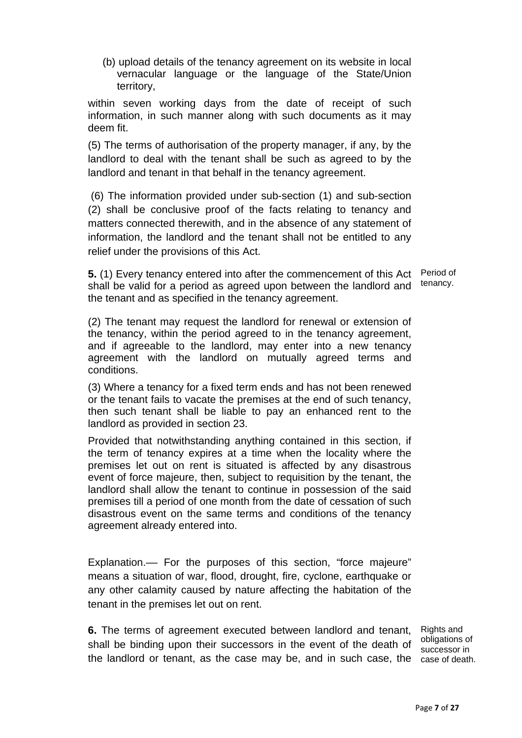(b) upload details of the tenancy agreement on its website in local vernacular language or the language of the State/Union territory,

within seven working days from the date of receipt of such information, in such manner along with such documents as it may deem fit.

(5) The terms of authorisation of the property manager, if any, by the landlord to deal with the tenant shall be such as agreed to by the landlord and tenant in that behalf in the tenancy agreement.

(6) The information provided under sub-section (1) and sub-section (2) shall be conclusive proof of the facts relating to tenancy and matters connected therewith, and in the absence of any statement of information, the landlord and the tenant shall not be entitled to any relief under the provisions of this Act.

Period of tenancy.

**5.** (1) Every tenancy entered into after the commencement of this Act shall be valid for a period as agreed upon between the landlord and the tenant and as specified in the tenancy agreement.

(2) The tenant may request the landlord for renewal or extension of the tenancy, within the period agreed to in the tenancy agreement, and if agreeable to the landlord, may enter into a new tenancy agreement with the landlord on mutually agreed terms and conditions.

(3) Where a tenancy for a fixed term ends and has not been renewed or the tenant fails to vacate the premises at the end of such tenancy, then such tenant shall be liable to pay an enhanced rent to the landlord as provided in section 23.

Provided that notwithstanding anything contained in this section, if the term of tenancy expires at a time when the locality where the premises let out on rent is situated is affected by any disastrous event of force majeure, then, subject to requisition by the tenant, the landlord shall allow the tenant to continue in possession of the said premises till a period of one month from the date of cessation of such disastrous event on the same terms and conditions of the tenancy agreement already entered into.

Explanation.— For the purposes of this section, "force majeure" means a situation of war, flood, drought, fire, cyclone, earthquake or any other calamity caused by nature affecting the habitation of the tenant in the premises let out on rent.

Rights and obligations of successor in case of death.

**6.** The terms of agreement executed between landlord and tenant, shall be binding upon their successors in the event of the death of the landlord or tenant, as the case may be, and in such case, the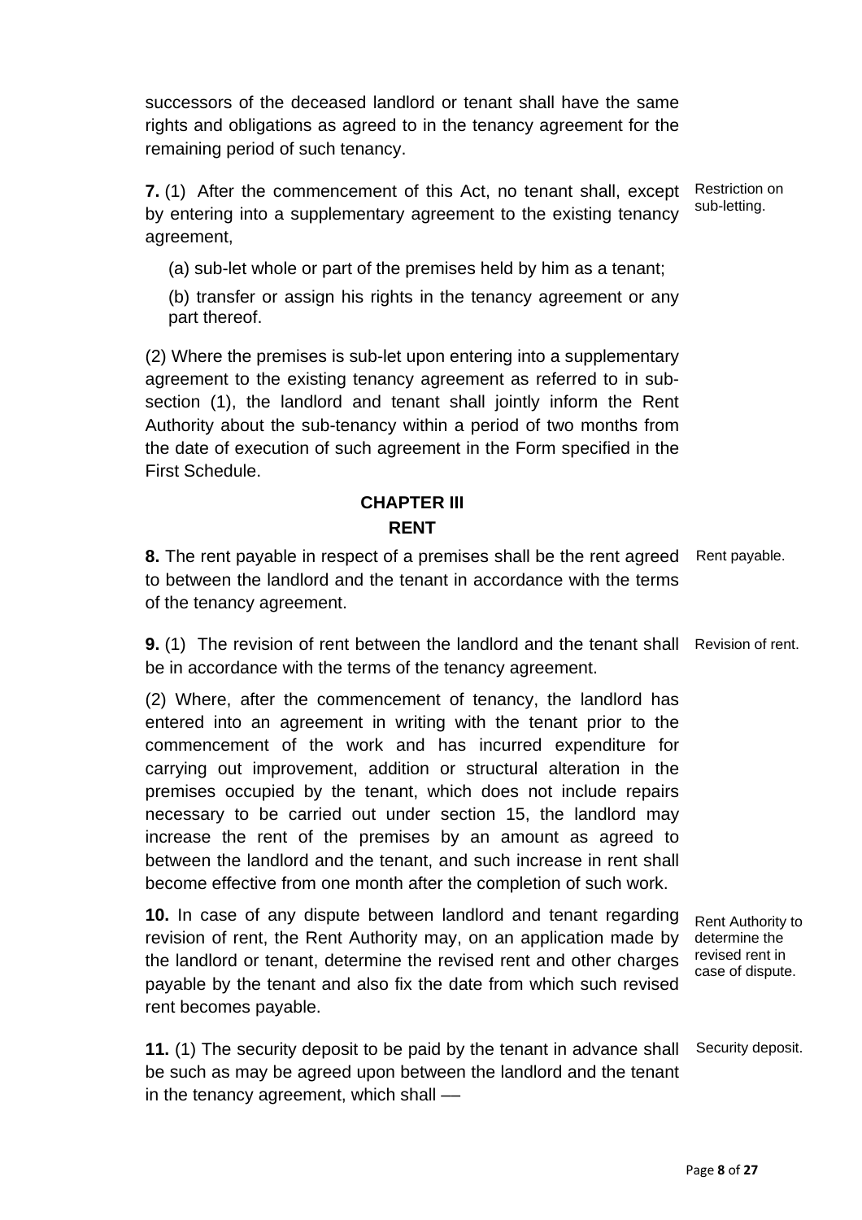successors of the deceased landlord or tenant shall have the same rights and obligations as agreed to in the tenancy agreement for the remaining period of such tenancy.

Restriction on sub-letting.

**7.** (1) After the commencement of this Act, no tenant shall, except by entering into a supplementary agreement to the existing tenancy agreement,

(a) sub-let whole or part of the premises held by him as a tenant;

(b) transfer or assign his rights in the tenancy agreement or any part thereof.

(2) Where the premises is sub-let upon entering into a supplementary agreement to the existing tenancy agreement as referred to in sub-section (1), the landlord and tenant shall jointly inform the Rent Authority about the sub-tenancy within a period of two months from the date of execution of such agreement in the Form specified in the First Schedule.

## CHAPTER III
## RENT

Rent payable.

**8.** The rent payable in respect of a premises shall be the rent agreed to between the landlord and the tenant in accordance with the terms of the tenancy agreement.

Revision of rent.

**9.** (1) The revision of rent between the landlord and the tenant shall be in accordance with the terms of the tenancy agreement.

(2) Where, after the commencement of tenancy, the landlord has entered into an agreement in writing with the tenant prior to the commencement of the work and has incurred expenditure for carrying out improvement, addition or structural alteration in the premises occupied by the tenant, which does not include repairs necessary to be carried out under section 15, the landlord may increase the rent of the premises by an amount as agreed to between the landlord and the tenant, and such increase in rent shall become effective from one month after the completion of such work.

Rent Authority to determine the revised rent in case of dispute.

**10.** In case of any dispute between landlord and tenant regarding revision of rent, the Rent Authority may, on an application made by the landlord or tenant, determine the revised rent and other charges payable by the tenant and also fix the date from which such revised rent becomes payable.

Security deposit.

**11.** (1) The security deposit to be paid by the tenant in advance shall be such as may be agreed upon between the landlord and the tenant in the tenancy agreement, which shall ––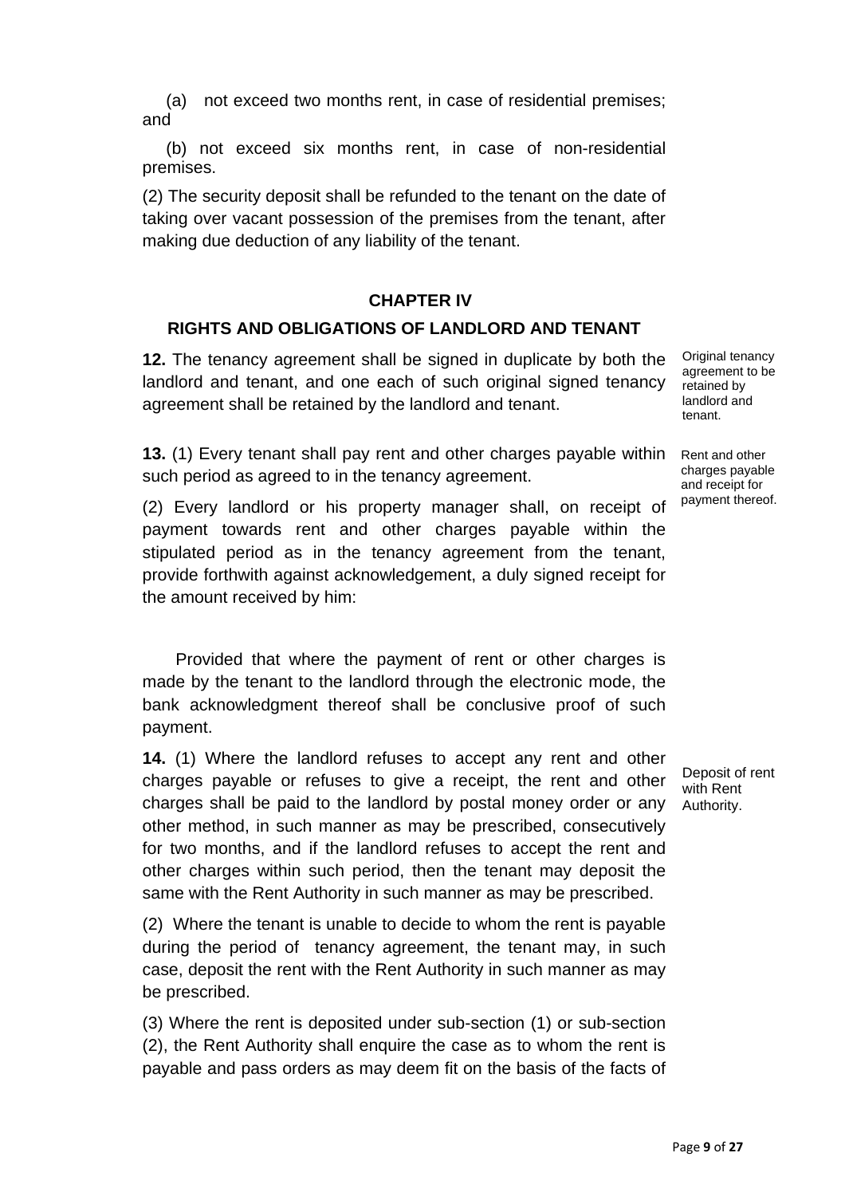(a) not exceed two months rent, in case of residential premises; and

(b) not exceed six months rent, in case of non-residential premises.

(2) The security deposit shall be refunded to the tenant on the date of taking over vacant possession of the premises from the tenant, after making due deduction of any liability of the tenant.

## CHAPTER IV

## RIGHTS AND OBLIGATIONS OF LANDLORD AND TENANT

*Original tenancy agreement to be retained by landlord and tenant.*

**12.** The tenancy agreement shall be signed in duplicate by both the landlord and tenant, and one each of such original signed tenancy agreement shall be retained by the landlord and tenant.

*Rent and other charges payable and receipt for payment thereof.*

**13.** (1) Every tenant shall pay rent and other charges payable within such period as agreed to in the tenancy agreement.

(2) Every landlord or his property manager shall, on receipt of payment towards rent and other charges payable within the stipulated period as in the tenancy agreement from the tenant, provide forthwith against acknowledgement, a duly signed receipt for the amount received by him:

Provided that where the payment of rent or other charges is made by the tenant to the landlord through the electronic mode, the bank acknowledgment thereof shall be conclusive proof of such payment.

*Deposit of rent with Rent Authority.*

**14.** (1) Where the landlord refuses to accept any rent and other charges payable or refuses to give a receipt, the rent and other charges shall be paid to the landlord by postal money order or any other method, in such manner as may be prescribed, consecutively for two months, and if the landlord refuses to accept the rent and other charges within such period, then the tenant may deposit the same with the Rent Authority in such manner as may be prescribed.

(2) Where the tenant is unable to decide to whom the rent is payable during the period of tenancy agreement, the tenant may, in such case, deposit the rent with the Rent Authority in such manner as may be prescribed.

(3) Where the rent is deposited under sub-section (1) or sub-section (2), the Rent Authority shall enquire the case as to whom the rent is payable and pass orders as may deem fit on the basis of the facts of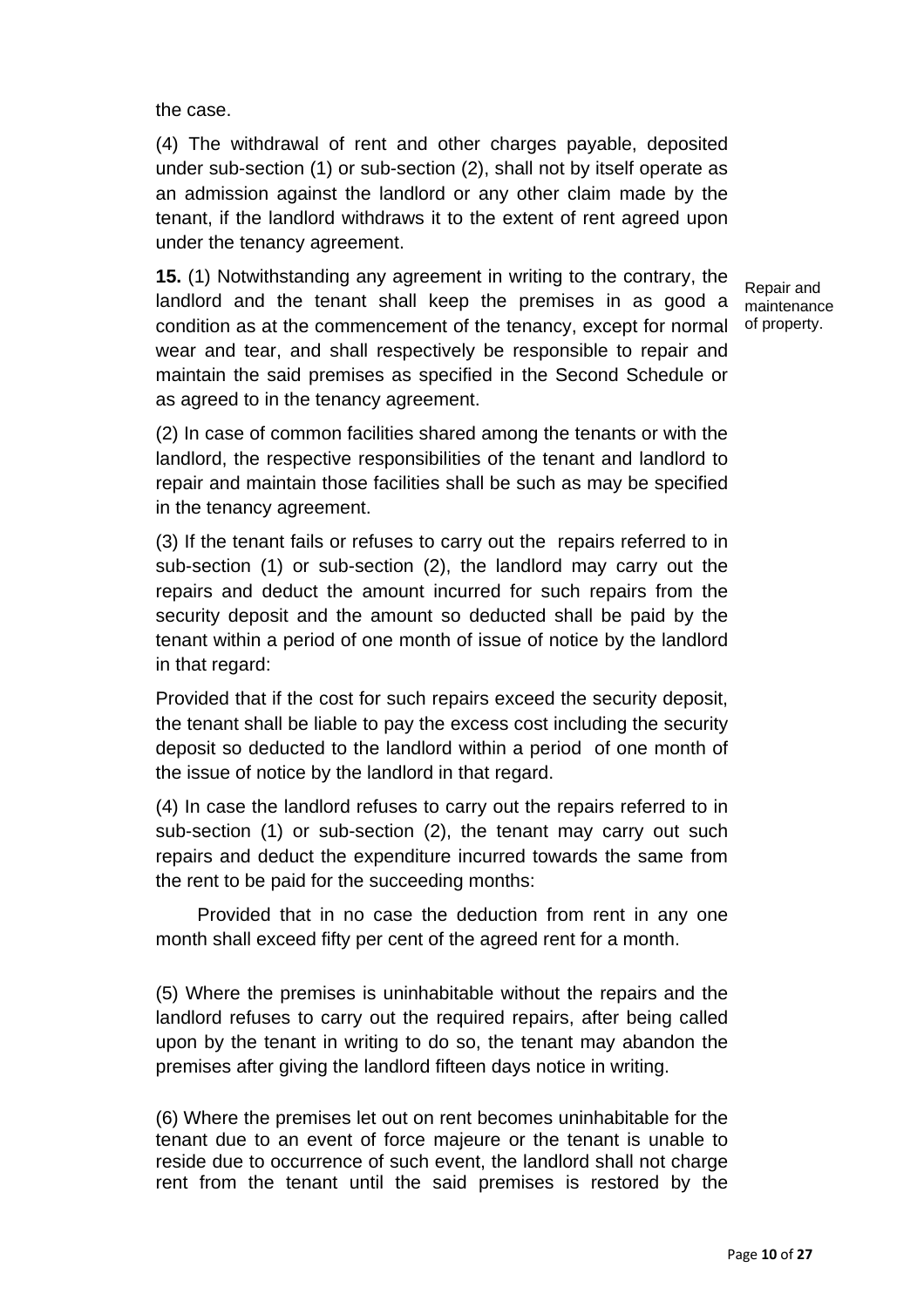the case.

(4) The withdrawal of rent and other charges payable, deposited under sub-section (1) or sub-section (2), shall not by itself operate as an admission against the landlord or any other claim made by the tenant, if the landlord withdraws it to the extent of rent agreed upon under the tenancy agreement.

Repair and maintenance of property.

**15.** (1) Notwithstanding any agreement in writing to the contrary, the landlord and the tenant shall keep the premises in as good a condition as at the commencement of the tenancy, except for normal wear and tear, and shall respectively be responsible to repair and maintain the said premises as specified in the Second Schedule or as agreed to in the tenancy agreement.

(2) In case of common facilities shared among the tenants or with the landlord, the respective responsibilities of the tenant and landlord to repair and maintain those facilities shall be such as may be specified in the tenancy agreement.

(3) If the tenant fails or refuses to carry out the repairs referred to in sub-section (1) or sub-section (2), the landlord may carry out the repairs and deduct the amount incurred for such repairs from the security deposit and the amount so deducted shall be paid by the tenant within a period of one month of issue of notice by the landlord in that regard:

Provided that if the cost for such repairs exceed the security deposit, the tenant shall be liable to pay the excess cost including the security deposit so deducted to the landlord within a period of one month of the issue of notice by the landlord in that regard.

(4) In case the landlord refuses to carry out the repairs referred to in sub-section (1) or sub-section (2), the tenant may carry out such repairs and deduct the expenditure incurred towards the same from the rent to be paid for the succeeding months:

Provided that in no case the deduction from rent in any one month shall exceed fifty per cent of the agreed rent for a month.

(5) Where the premises is uninhabitable without the repairs and the landlord refuses to carry out the required repairs, after being called upon by the tenant in writing to do so, the tenant may abandon the premises after giving the landlord fifteen days notice in writing.

(6) Where the premises let out on rent becomes uninhabitable for the tenant due to an event of force majeure or the tenant is unable to reside due to occurrence of such event, the landlord shall not charge rent from the tenant until the said premises is restored by the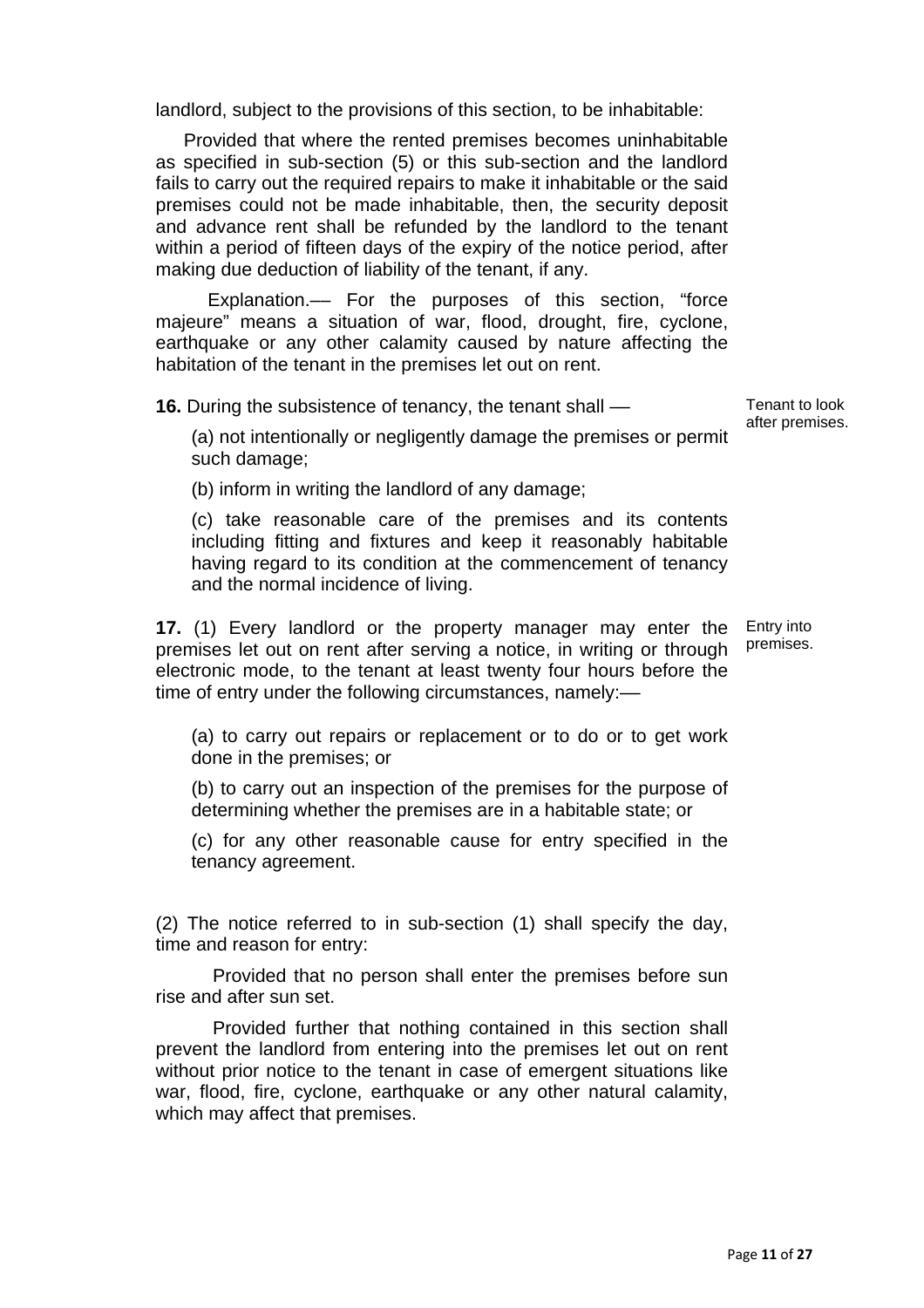landlord, subject to the provisions of this section, to be inhabitable:

Provided that where the rented premises becomes uninhabitable as specified in sub-section (5) or this sub-section and the landlord fails to carry out the required repairs to make it inhabitable or the said premises could not be made inhabitable, then, the security deposit and advance rent shall be refunded by the landlord to the tenant within a period of fifteen days of the expiry of the notice period, after making due deduction of liability of the tenant, if any.

Explanation.–– For the purposes of this section, "force majeure" means a situation of war, flood, drought, fire, cyclone, earthquake or any other calamity caused by nature affecting the habitation of the tenant in the premises let out on rent.

**16.** During the subsistence of tenancy, the tenant shall ––

*Tenant to look after premises.*

(a) not intentionally or negligently damage the premises or permit such damage;

(b) inform in writing the landlord of any damage;

(c) take reasonable care of the premises and its contents including fitting and fixtures and keep it reasonably habitable having regard to its condition at the commencement of tenancy and the normal incidence of living.

**17.** (1) Every landlord or the property manager may enter the premises let out on rent after serving a notice, in writing or through electronic mode, to the tenant at least twenty four hours before the time of entry under the following circumstances, namely:––

*Entry into premises.*

(a) to carry out repairs or replacement or to do or to get work done in the premises; or

(b) to carry out an inspection of the premises for the purpose of determining whether the premises are in a habitable state; or

(c) for any other reasonable cause for entry specified in the tenancy agreement.

(2) The notice referred to in sub-section (1) shall specify the day, time and reason for entry:

Provided that no person shall enter the premises before sun rise and after sun set.

Provided further that nothing contained in this section shall prevent the landlord from entering into the premises let out on rent without prior notice to the tenant in case of emergent situations like war, flood, fire, cyclone, earthquake or any other natural calamity, which may affect that premises.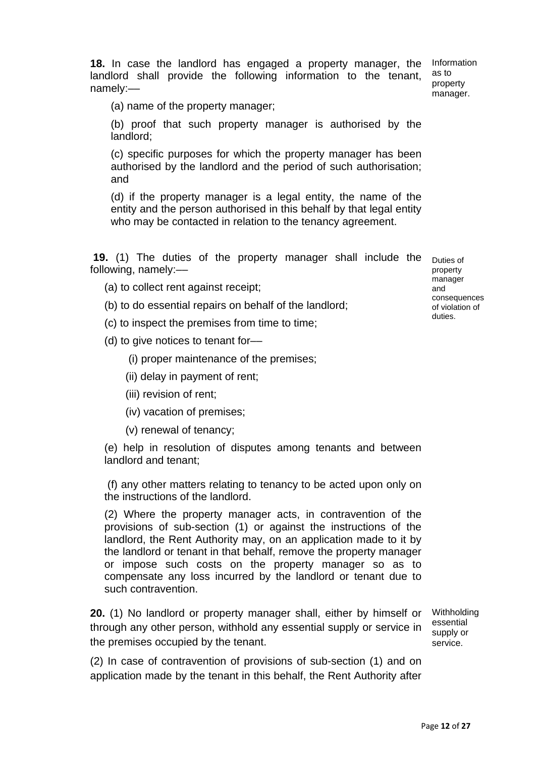**18.** In case the landlord has engaged a property manager, the landlord shall provide the following information to the tenant, namely:—

Information as to property manager.

(a) name of the property manager;

(b) proof that such property manager is authorised by the landlord;

(c) specific purposes for which the property manager has been authorised by the landlord and the period of such authorisation; and

(d) if the property manager is a legal entity, the name of the entity and the person authorised in this behalf by that legal entity who may be contacted in relation to the tenancy agreement.

**19.** (1) The duties of the property manager shall include the following, namely:—

Duties of property manager and consequences of violation of duties.

(a) to collect rent against receipt;

(b) to do essential repairs on behalf of the landlord;

(c) to inspect the premises from time to time;

(d) to give notices to tenant for—

(i) proper maintenance of the premises;

(ii) delay in payment of rent;

(iii) revision of rent;

(iv) vacation of premises;

(v) renewal of tenancy;

(e) help in resolution of disputes among tenants and between landlord and tenant;

(f) any other matters relating to tenancy to be acted upon only on the instructions of the landlord.

(2) Where the property manager acts, in contravention of the provisions of sub-section (1) or against the instructions of the landlord, the Rent Authority may, on an application made to it by the landlord or tenant in that behalf, remove the property manager or impose such costs on the property manager so as to compensate any loss incurred by the landlord or tenant due to such contravention.

**20.** (1) No landlord or property manager shall, either by himself or through any other person, withhold any essential supply or service in the premises occupied by the tenant.

Withholding essential supply or service.

(2) In case of contravention of provisions of sub-section (1) and on application made by the tenant in this behalf, the Rent Authority after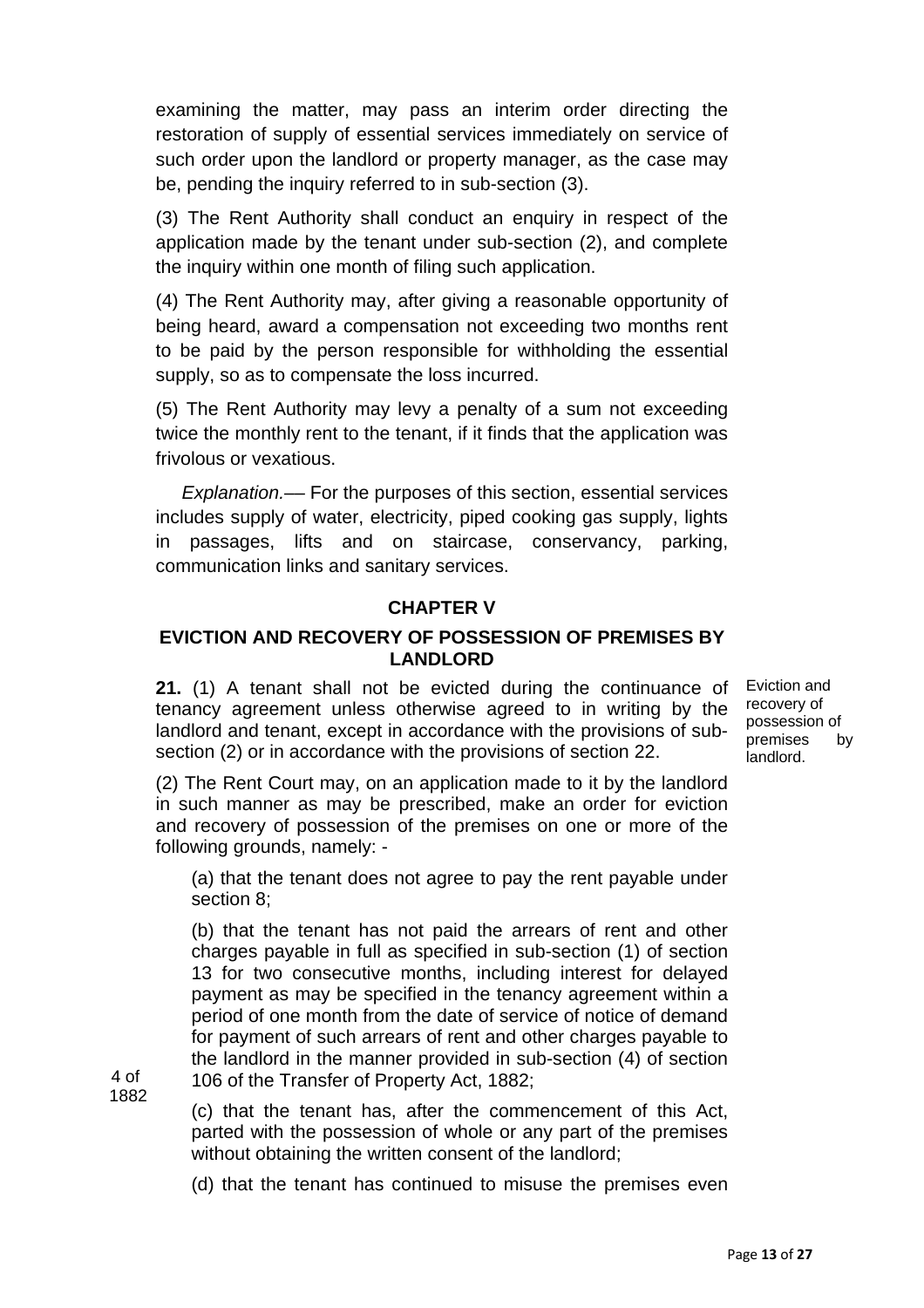examining the matter, may pass an interim order directing the restoration of supply of essential services immediately on service of such order upon the landlord or property manager, as the case may be, pending the inquiry referred to in sub-section (3).

(3) The Rent Authority shall conduct an enquiry in respect of the application made by the tenant under sub-section (2), and complete the inquiry within one month of filing such application.

(4) The Rent Authority may, after giving a reasonable opportunity of being heard, award a compensation not exceeding two months rent to be paid by the person responsible for withholding the essential supply, so as to compensate the loss incurred.

(5) The Rent Authority may levy a penalty of a sum not exceeding twice the monthly rent to the tenant, if it finds that the application was frivolous or vexatious.

*Explanation.*–– For the purposes of this section, essential services includes supply of water, electricity, piped cooking gas supply, lights in passages, lifts and on staircase, conservancy, parking, communication links and sanitary services.

## CHAPTER V

## EVICTION AND RECOVERY OF POSSESSION OF PREMISES BY LANDLORD

Eviction and recovery of possession of premises by landlord.

**21.** (1) A tenant shall not be evicted during the continuance of tenancy agreement unless otherwise agreed to in writing by the landlord and tenant, except in accordance with the provisions of sub-section (2) or in accordance with the provisions of section 22.

(2) The Rent Court may, on an application made to it by the landlord in such manner as may be prescribed, make an order for eviction and recovery of possession of the premises on one or more of the following grounds, namely: -

(a) that the tenant does not agree to pay the rent payable under section 8;

(b) that the tenant has not paid the arrears of rent and other charges payable in full as specified in sub-section (1) of section 13 for two consecutive months, including interest for delayed payment as may be specified in the tenancy agreement within a period of one month from the date of service of notice of demand for payment of such arrears of rent and other charges payable to the landlord in the manner provided in sub-section (4) of section 106 of the Transfer of Property Act, 1882;

4 of 1882

(c) that the tenant has, after the commencement of this Act, parted with the possession of whole or any part of the premises without obtaining the written consent of the landlord;

(d) that the tenant has continued to misuse the premises even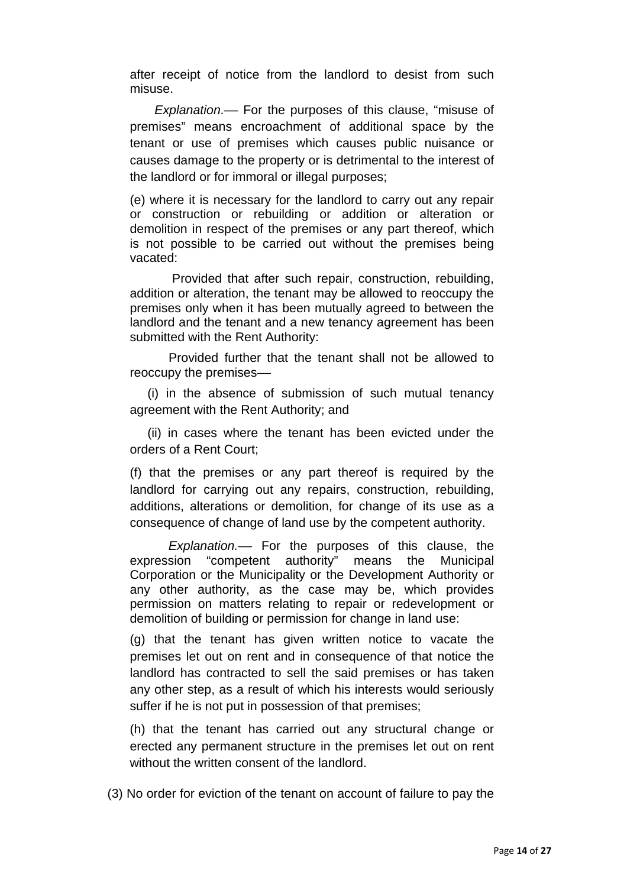after receipt of notice from the landlord to desist from such misuse.

*Explanation*.–– For the purposes of this clause, "misuse of premises" means encroachment of additional space by the tenant or use of premises which causes public nuisance or causes damage to the property or is detrimental to the interest of the landlord or for immoral or illegal purposes;

(e) where it is necessary for the landlord to carry out any repair or construction or rebuilding or addition or alteration or demolition in respect of the premises or any part thereof, which is not possible to be carried out without the premises being vacated:

Provided that after such repair, construction, rebuilding, addition or alteration, the tenant may be allowed to reoccupy the premises only when it has been mutually agreed to between the landlord and the tenant and a new tenancy agreement has been submitted with the Rent Authority:

Provided further that the tenant shall not be allowed to reoccupy the premises––

(i) in the absence of submission of such mutual tenancy agreement with the Rent Authority; and

(ii) in cases where the tenant has been evicted under the orders of a Rent Court;

(f) that the premises or any part thereof is required by the landlord for carrying out any repairs, construction, rebuilding, additions, alterations or demolition, for change of its use as a consequence of change of land use by the competent authority.

*Explanation.*–– For the purposes of this clause, the expression "competent authority" means the Municipal Corporation or the Municipality or the Development Authority or any other authority, as the case may be, which provides permission on matters relating to repair or redevelopment or demolition of building or permission for change in land use:

(g) that the tenant has given written notice to vacate the premises let out on rent and in consequence of that notice the landlord has contracted to sell the said premises or has taken any other step, as a result of which his interests would seriously suffer if he is not put in possession of that premises;

(h) that the tenant has carried out any structural change or erected any permanent structure in the premises let out on rent without the written consent of the landlord.

(3) No order for eviction of the tenant on account of failure to pay the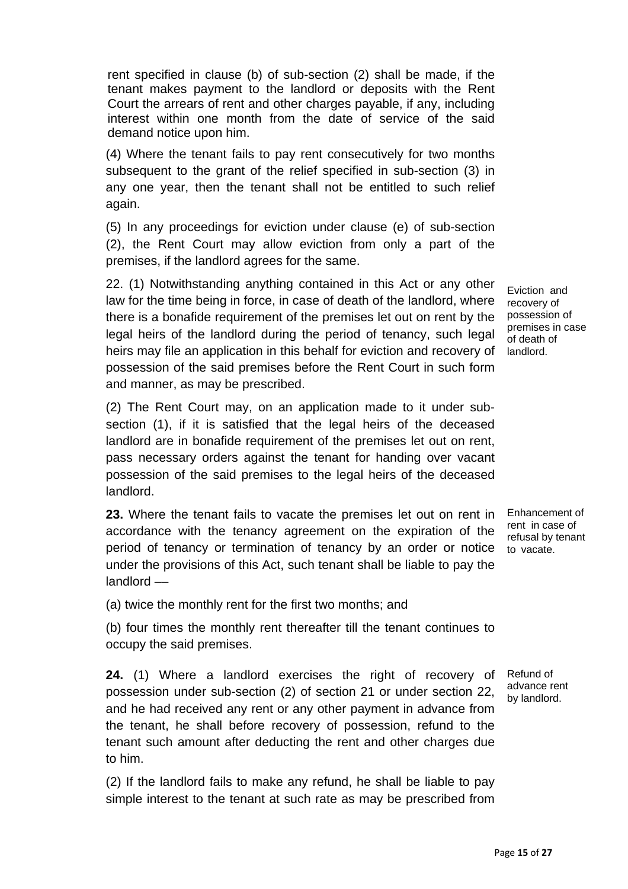rent specified in clause (b) of sub-section (2) shall be made, if the tenant makes payment to the landlord or deposits with the Rent Court the arrears of rent and other charges payable, if any, including interest within one month from the date of service of the said demand notice upon him.

(4) Where the tenant fails to pay rent consecutively for two months subsequent to the grant of the relief specified in sub-section (3) in any one year, then the tenant shall not be entitled to such relief again.

(5) In any proceedings for eviction under clause (e) of sub-section (2), the Rent Court may allow eviction from only a part of the premises, if the landlord agrees for the same.

*Eviction and recovery of possession of premises in case of death of landlord.*

22. (1) Notwithstanding anything contained in this Act or any other law for the time being in force, in case of death of the landlord, where there is a bonafide requirement of the premises let out on rent by the legal heirs of the landlord during the period of tenancy, such legal heirs may file an application in this behalf for eviction and recovery of possession of the said premises before the Rent Court in such form and manner, as may be prescribed.

(2) The Rent Court may, on an application made to it under sub-section (1), if it is satisfied that the legal heirs of the deceased landlord are in bonafide requirement of the premises let out on rent, pass necessary orders against the tenant for handing over vacant possession of the said premises to the legal heirs of the deceased landlord.

*Enhancement of rent in case of refusal by tenant to vacate.*

**23.** Where the tenant fails to vacate the premises let out on rent in accordance with the tenancy agreement on the expiration of the period of tenancy or termination of tenancy by an order or notice under the provisions of this Act, such tenant shall be liable to pay the landlord ––

(a) twice the monthly rent for the first two months; and

(b) four times the monthly rent thereafter till the tenant continues to occupy the said premises.

*Refund of advance rent by landlord.*

**24.** (1) Where a landlord exercises the right of recovery of possession under sub-section (2) of section 21 or under section 22, and he had received any rent or any other payment in advance from the tenant, he shall before recovery of possession, refund to the tenant such amount after deducting the rent and other charges due to him.

(2) If the landlord fails to make any refund, he shall be liable to pay simple interest to the tenant at such rate as may be prescribed from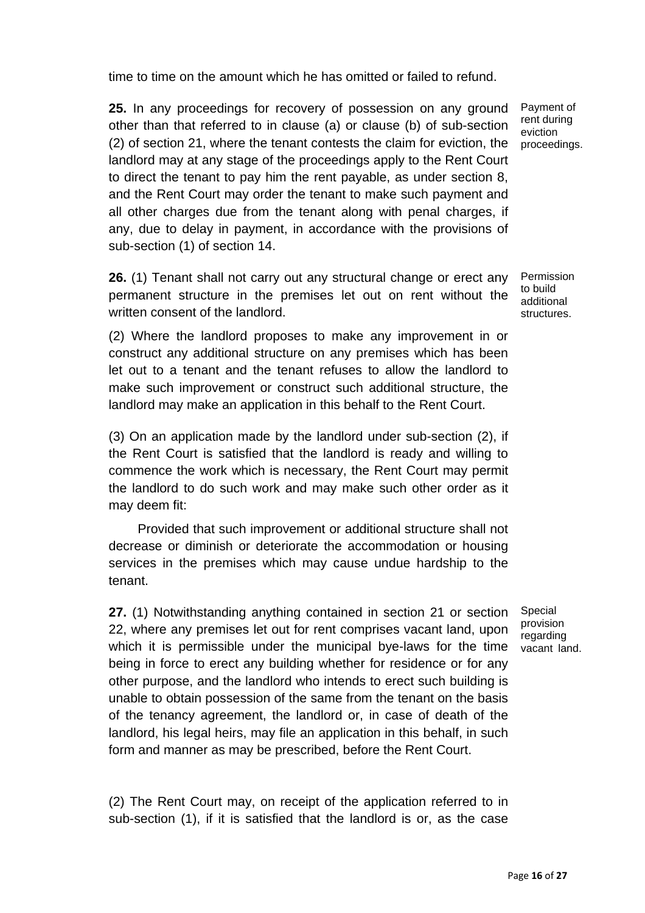time to time on the amount which he has omitted or failed to refund.

**25.** In any proceedings for recovery of possession on any ground other than that referred to in clause (a) or clause (b) of sub-section (2) of section 21, where the tenant contests the claim for eviction, the landlord may at any stage of the proceedings apply to the Rent Court to direct the tenant to pay him the rent payable, as under section 8, and the Rent Court may order the tenant to make such payment and all other charges due from the tenant along with penal charges, if any, due to delay in payment, in accordance with the provisions of sub-section (1) of section 14.

*Payment of rent during eviction proceedings.*

**26.** (1) Tenant shall not carry out any structural change or erect any permanent structure in the premises let out on rent without the written consent of the landlord.

*Permission to build additional structures.*

(2) Where the landlord proposes to make any improvement in or construct any additional structure on any premises which has been let out to a tenant and the tenant refuses to allow the landlord to make such improvement or construct such additional structure, the landlord may make an application in this behalf to the Rent Court.

(3) On an application made by the landlord under sub-section (2), if the Rent Court is satisfied that the landlord is ready and willing to commence the work which is necessary, the Rent Court may permit the landlord to do such work and may make such other order as it may deem fit:

Provided that such improvement or additional structure shall not decrease or diminish or deteriorate the accommodation or housing services in the premises which may cause undue hardship to the tenant.

**27.** (1) Notwithstanding anything contained in section 21 or section 22, where any premises let out for rent comprises vacant land, upon which it is permissible under the municipal bye-laws for the time being in force to erect any building whether for residence or for any other purpose, and the landlord who intends to erect such building is unable to obtain possession of the same from the tenant on the basis of the tenancy agreement, the landlord or, in case of death of the landlord, his legal heirs, may file an application in this behalf, in such form and manner as may be prescribed, before the Rent Court.

*Special provision regarding vacant land.*

(2) The Rent Court may, on receipt of the application referred to in sub-section (1), if it is satisfied that the landlord is or, as the case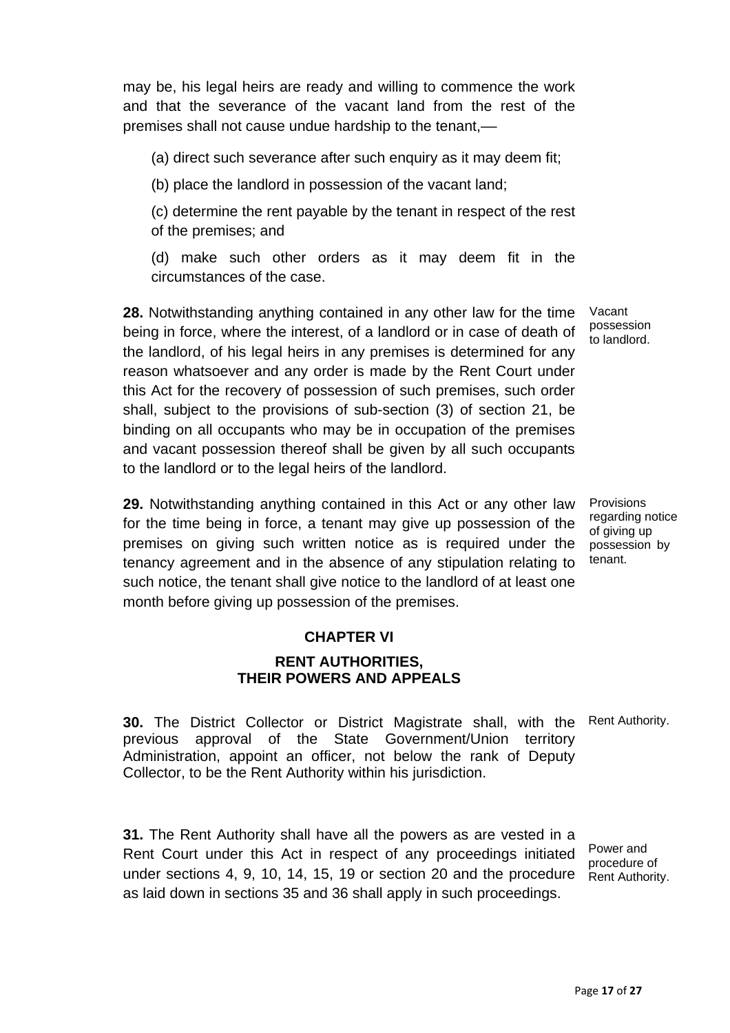may be, his legal heirs are ready and willing to commence the work and that the severance of the vacant land from the rest of the premises shall not cause undue hardship to the tenant,—

(a) direct such severance after such enquiry as it may deem fit;

(b) place the landlord in possession of the vacant land;

(c) determine the rent payable by the tenant in respect of the rest of the premises; and

(d) make such other orders as it may deem fit in the circumstances of the case.

Vacant possession to landlord.

**28.** Notwithstanding anything contained in any other law for the time being in force, where the interest, of a landlord or in case of death of the landlord, of his legal heirs in any premises is determined for any reason whatsoever and any order is made by the Rent Court under this Act for the recovery of possession of such premises, such order shall, subject to the provisions of sub-section (3) of section 21, be binding on all occupants who may be in occupation of the premises and vacant possession thereof shall be given by all such occupants to the landlord or to the legal heirs of the landlord.

Provisions regarding notice of giving up possession by tenant.

**29.** Notwithstanding anything contained in this Act or any other law for the time being in force, a tenant may give up possession of the premises on giving such written notice as is required under the tenancy agreement and in the absence of any stipulation relating to such notice, the tenant shall give notice to the landlord of at least one month before giving up possession of the premises.

## CHAPTER VI

## RENT AUTHORITIES, THEIR POWERS AND APPEALS

Rent Authority.

**30.** The District Collector or District Magistrate shall, with the previous approval of the State Government/Union territory Administration, appoint an officer, not below the rank of Deputy Collector, to be the Rent Authority within his jurisdiction.

Power and procedure of Rent Authority.

**31.** The Rent Authority shall have all the powers as are vested in a Rent Court under this Act in respect of any proceedings initiated under sections 4, 9, 10, 14, 15, 19 or section 20 and the procedure as laid down in sections 35 and 36 shall apply in such proceedings.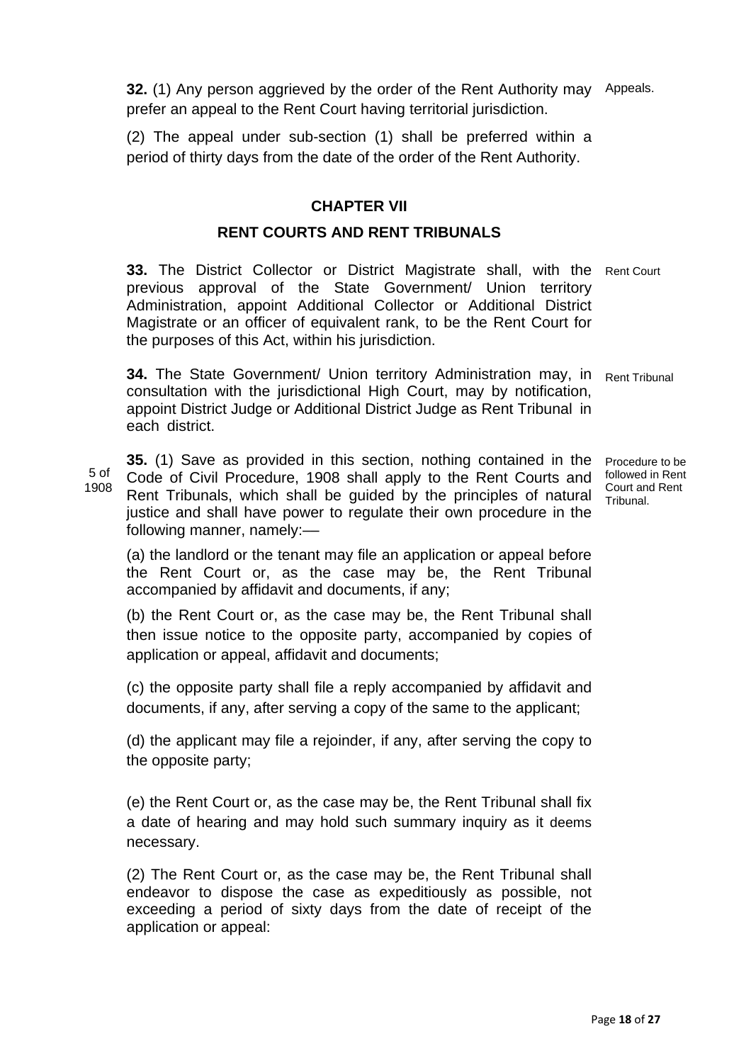**32.** (1) Any person aggrieved by the order of the Rent Authority may prefer an appeal to the Rent Court having territorial jurisdiction. Appeals.

(2) The appeal under sub-section (1) shall be preferred within a period of thirty days from the date of the order of the Rent Authority.

## CHAPTER VII

## RENT COURTS AND RENT TRIBUNALS

**33.** The District Collector or District Magistrate shall, with the previous approval of the State Government/ Union territory Administration, appoint Additional Collector or Additional District Magistrate or an officer of equivalent rank, to be the Rent Court for the purposes of this Act, within his jurisdiction. Rent Court

**34.** The State Government/ Union territory Administration may, in consultation with the jurisdictional High Court, may by notification, appoint District Judge or Additional District Judge as Rent Tribunal in each district. Rent Tribunal

**35.** (1) Save as provided in this section, nothing contained in the Code of Civil Procedure, 1908 shall apply to the Rent Courts and Rent Tribunals, which shall be guided by the principles of natural justice and shall have power to regulate their own procedure in the following manner, namely:— 5 of 1908 Procedure to be followed in Rent Court and Rent Tribunal.

(a) the landlord or the tenant may file an application or appeal before the Rent Court or, as the case may be, the Rent Tribunal accompanied by affidavit and documents, if any;

(b) the Rent Court or, as the case may be, the Rent Tribunal shall then issue notice to the opposite party, accompanied by copies of application or appeal, affidavit and documents;

(c) the opposite party shall file a reply accompanied by affidavit and documents, if any, after serving a copy of the same to the applicant;

(d) the applicant may file a rejoinder, if any, after serving the copy to the opposite party;

(e) the Rent Court or, as the case may be, the Rent Tribunal shall fix a date of hearing and may hold such summary inquiry as it deems necessary.

(2) The Rent Court or, as the case may be, the Rent Tribunal shall endeavor to dispose the case as expeditiously as possible, not exceeding a period of sixty days from the date of receipt of the application or appeal: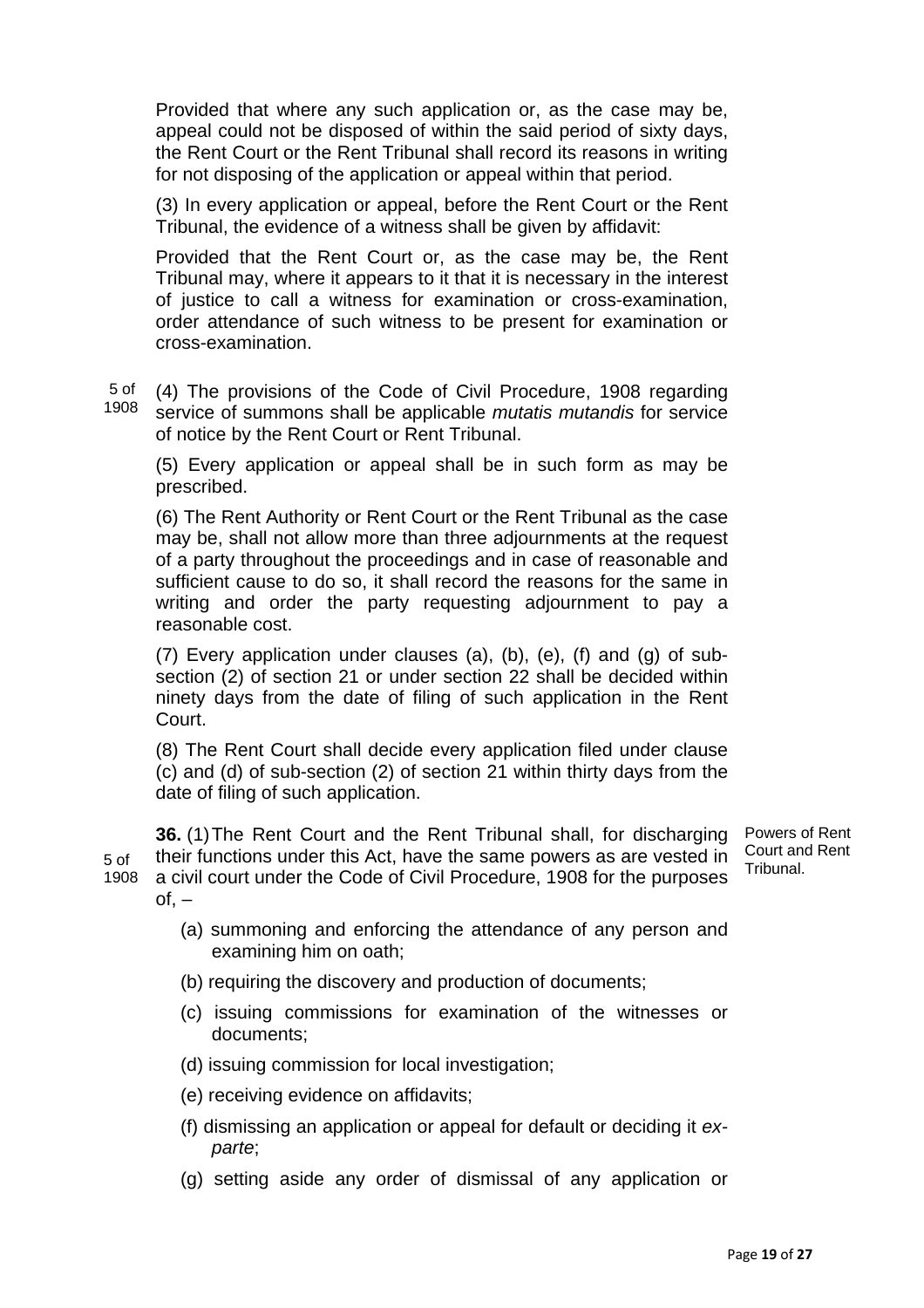Provided that where any such application or, as the case may be, appeal could not be disposed of within the said period of sixty days, the Rent Court or the Rent Tribunal shall record its reasons in writing for not disposing of the application or appeal within that period.

(3) In every application or appeal, before the Rent Court or the Rent Tribunal, the evidence of a witness shall be given by affidavit:

Provided that the Rent Court or, as the case may be, the Rent Tribunal may, where it appears to it that it is necessary in the interest of justice to call a witness for examination or cross-examination, order attendance of such witness to be present for examination or cross-examination.

5 of 1908

(4) The provisions of the Code of Civil Procedure, 1908 regarding service of summons shall be applicable *mutatis mutandis* for service of notice by the Rent Court or Rent Tribunal.

(5) Every application or appeal shall be in such form as may be prescribed.

(6) The Rent Authority or Rent Court or the Rent Tribunal as the case may be, shall not allow more than three adjournments at the request of a party throughout the proceedings and in case of reasonable and sufficient cause to do so, it shall record the reasons for the same in writing and order the party requesting adjournment to pay a reasonable cost.

(7) Every application under clauses (a), (b), (e), (f) and (g) of sub-section (2) of section 21 or under section 22 shall be decided within ninety days from the date of filing of such application in the Rent Court.

(8) The Rent Court shall decide every application filed under clause (c) and (d) of sub-section (2) of section 21 within thirty days from the date of filing of such application.

Powers of Rent Court and Rent Tribunal.

5 of 1908

**36.** (1) The Rent Court and the Rent Tribunal shall, for discharging their functions under this Act, have the same powers as are vested in a civil court under the Code of Civil Procedure, 1908 for the purposes of, –

(a) summoning and enforcing the attendance of any person and examining him on oath;

(b) requiring the discovery and production of documents;

(c) issuing commissions for examination of the witnesses or documents;

(d) issuing commission for local investigation;

(e) receiving evidence on affidavits;

(f) dismissing an application or appeal for default or deciding it *ex-parte*;

(g) setting aside any order of dismissal of any application or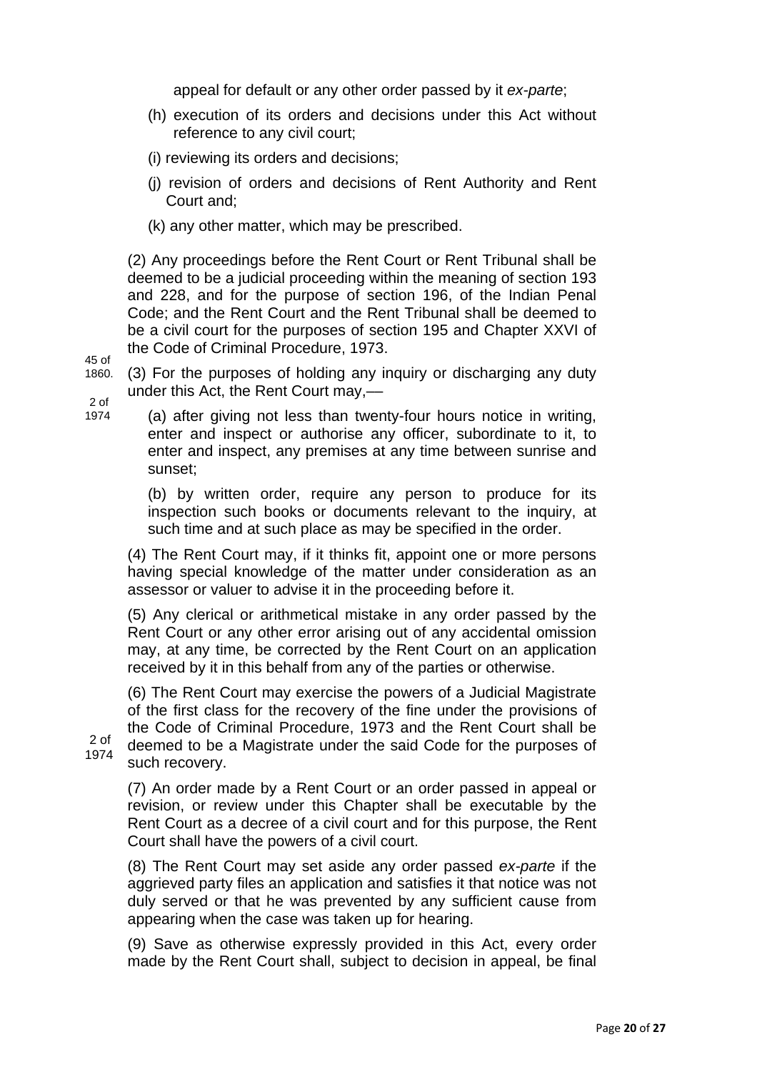appeal for default or any other order passed by it *ex-parte*;

(h) execution of its orders and decisions under this Act without reference to any civil court;

(i) reviewing its orders and decisions;

(j) revision of orders and decisions of Rent Authority and Rent Court and;

(k) any other matter, which may be prescribed.

(2) Any proceedings before the Rent Court or Rent Tribunal shall be deemed to be a judicial proceeding within the meaning of section 193 and 228, and for the purpose of section 196, of the Indian Penal Code; and the Rent Court and the Rent Tribunal shall be deemed to be a civil court for the purposes of section 195 and Chapter XXVI of the Code of Criminal Procedure, 1973.

45 of 1860.

2 of 1974

(3) For the purposes of holding any inquiry or discharging any duty under this Act, the Rent Court may,—

(a) after giving not less than twenty-four hours notice in writing, enter and inspect or authorise any officer, subordinate to it, to enter and inspect, any premises at any time between sunrise and sunset;

(b) by written order, require any person to produce for its inspection such books or documents relevant to the inquiry, at such time and at such place as may be specified in the order.

(4) The Rent Court may, if it thinks fit, appoint one or more persons having special knowledge of the matter under consideration as an assessor or valuer to advise it in the proceeding before it.

(5) Any clerical or arithmetical mistake in any order passed by the Rent Court or any other error arising out of any accidental omission may, at any time, be corrected by the Rent Court on an application received by it in this behalf from any of the parties or otherwise.

(6) The Rent Court may exercise the powers of a Judicial Magistrate of the first class for the recovery of the fine under the provisions of the Code of Criminal Procedure, 1973 and the Rent Court shall be deemed to be a Magistrate under the said Code for the purposes of such recovery.

2 of 1974

(7) An order made by a Rent Court or an order passed in appeal or revision, or review under this Chapter shall be executable by the Rent Court as a decree of a civil court and for this purpose, the Rent Court shall have the powers of a civil court.

(8) The Rent Court may set aside any order passed *ex-parte* if the aggrieved party files an application and satisfies it that notice was not duly served or that he was prevented by any sufficient cause from appearing when the case was taken up for hearing.

(9) Save as otherwise expressly provided in this Act, every order made by the Rent Court shall, subject to decision in appeal, be final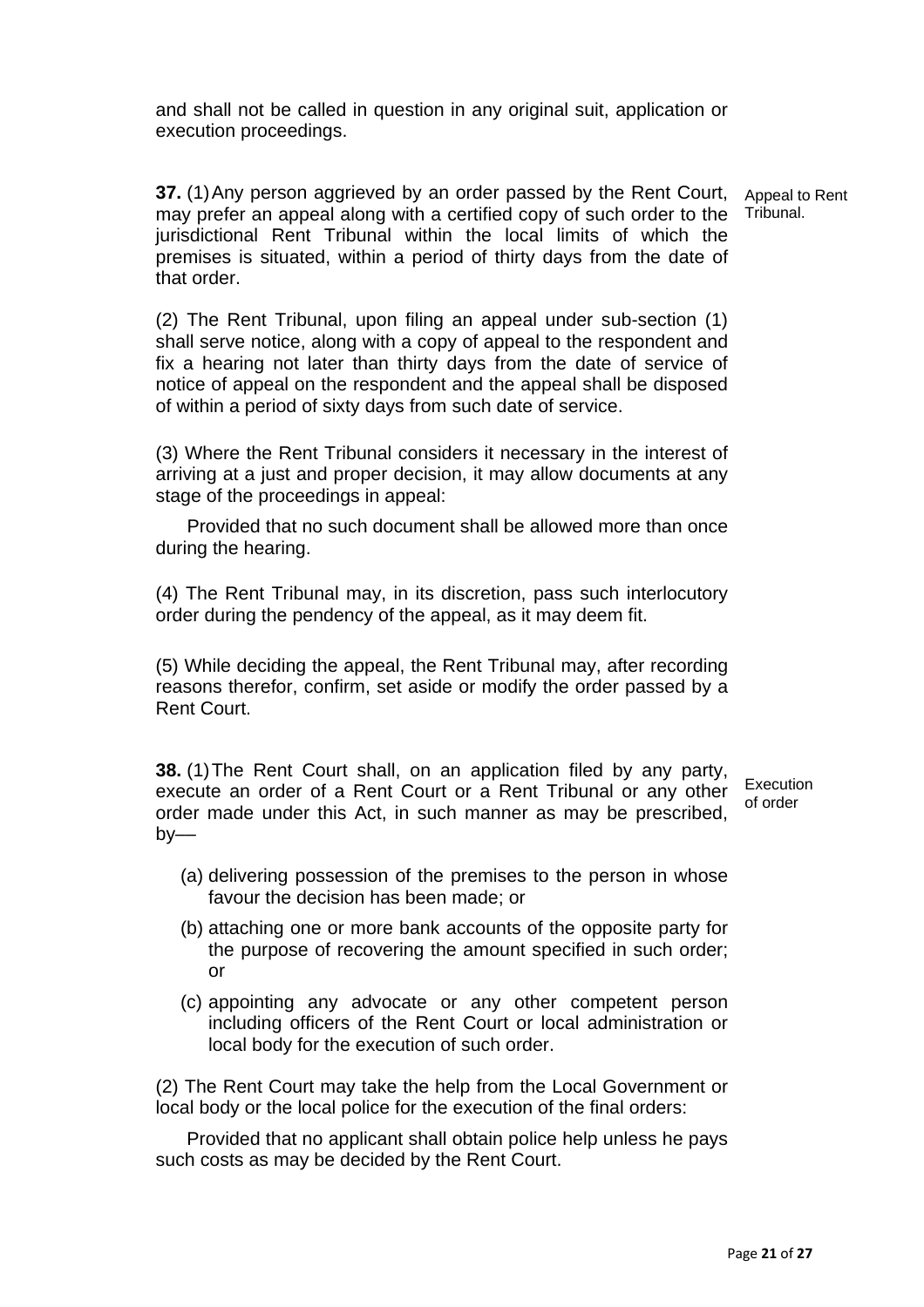and shall not be called in question in any original suit, application or execution proceedings.

**37.** (1) Any person aggrieved by an order passed by the Rent Court, may prefer an appeal along with a certified copy of such order to the jurisdictional Rent Tribunal within the local limits of which the premises is situated, within a period of thirty days from the date of that order.

Appeal to Rent Tribunal.

(2) The Rent Tribunal, upon filing an appeal under sub-section (1) shall serve notice, along with a copy of appeal to the respondent and fix a hearing not later than thirty days from the date of service of notice of appeal on the respondent and the appeal shall be disposed of within a period of sixty days from such date of service.

(3) Where the Rent Tribunal considers it necessary in the interest of arriving at a just and proper decision, it may allow documents at any stage of the proceedings in appeal:

Provided that no such document shall be allowed more than once during the hearing.

(4) The Rent Tribunal may, in its discretion, pass such interlocutory order during the pendency of the appeal, as it may deem fit.

(5) While deciding the appeal, the Rent Tribunal may, after recording reasons therefor, confirm, set aside or modify the order passed by a Rent Court.

**38.** (1) The Rent Court shall, on an application filed by any party, execute an order of a Rent Court or a Rent Tribunal or any other order made under this Act, in such manner as may be prescribed, by—

Execution of order

(a) delivering possession of the premises to the person in whose favour the decision has been made; or

(b) attaching one or more bank accounts of the opposite party for the purpose of recovering the amount specified in such order; or

(c) appointing any advocate or any other competent person including officers of the Rent Court or local administration or local body for the execution of such order.

(2) The Rent Court may take the help from the Local Government or local body or the local police for the execution of the final orders:

Provided that no applicant shall obtain police help unless he pays such costs as may be decided by the Rent Court.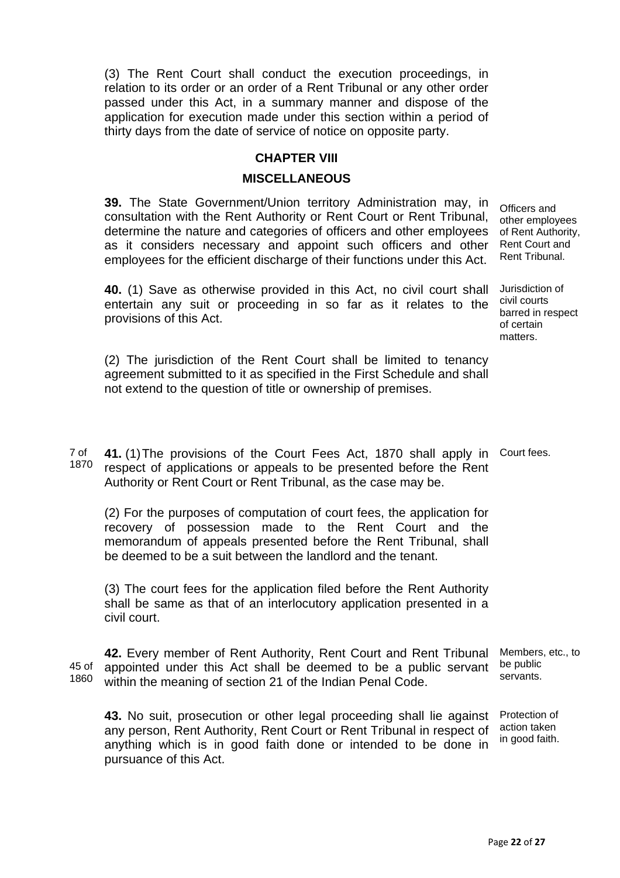(3) The Rent Court shall conduct the execution proceedings, in relation to its order or an order of a Rent Tribunal or any other order passed under this Act, in a summary manner and dispose of the application for execution made under this section within a period of thirty days from the date of service of notice on opposite party.

## CHAPTER VIII

## MISCELLANEOUS

Officers and other employees of Rent Authority, Rent Court and Rent Tribunal.

**39.** The State Government/Union territory Administration may, in consultation with the Rent Authority or Rent Court or Rent Tribunal, determine the nature and categories of officers and other employees as it considers necessary and appoint such officers and other employees for the efficient discharge of their functions under this Act.

Jurisdiction of civil courts barred in respect of certain matters.

**40.** (1) Save as otherwise provided in this Act, no civil court shall entertain any suit or proceeding in so far as it relates to the provisions of this Act.

(2) The jurisdiction of the Rent Court shall be limited to tenancy agreement submitted to it as specified in the First Schedule and shall not extend to the question of title or ownership of premises.

Court fees.

7 of 1870

**41.** (1) The provisions of the Court Fees Act, 1870 shall apply in respect of applications or appeals to be presented before the Rent Authority or Rent Court or Rent Tribunal, as the case may be.

(2) For the purposes of computation of court fees, the application for recovery of possession made to the Rent Court and the memorandum of appeals presented before the Rent Tribunal, shall be deemed to be a suit between the landlord and the tenant.

(3) The court fees for the application filed before the Rent Authority shall be same as that of an interlocutory application presented in a civil court.

Members, etc., to be public servants.

45 of 1860

**42.** Every member of Rent Authority, Rent Court and Rent Tribunal appointed under this Act shall be deemed to be a public servant within the meaning of section 21 of the Indian Penal Code.

Protection of action taken in good faith.

**43.** No suit, prosecution or other legal proceeding shall lie against any person, Rent Authority, Rent Court or Rent Tribunal in respect of anything which is in good faith done or intended to be done in pursuance of this Act.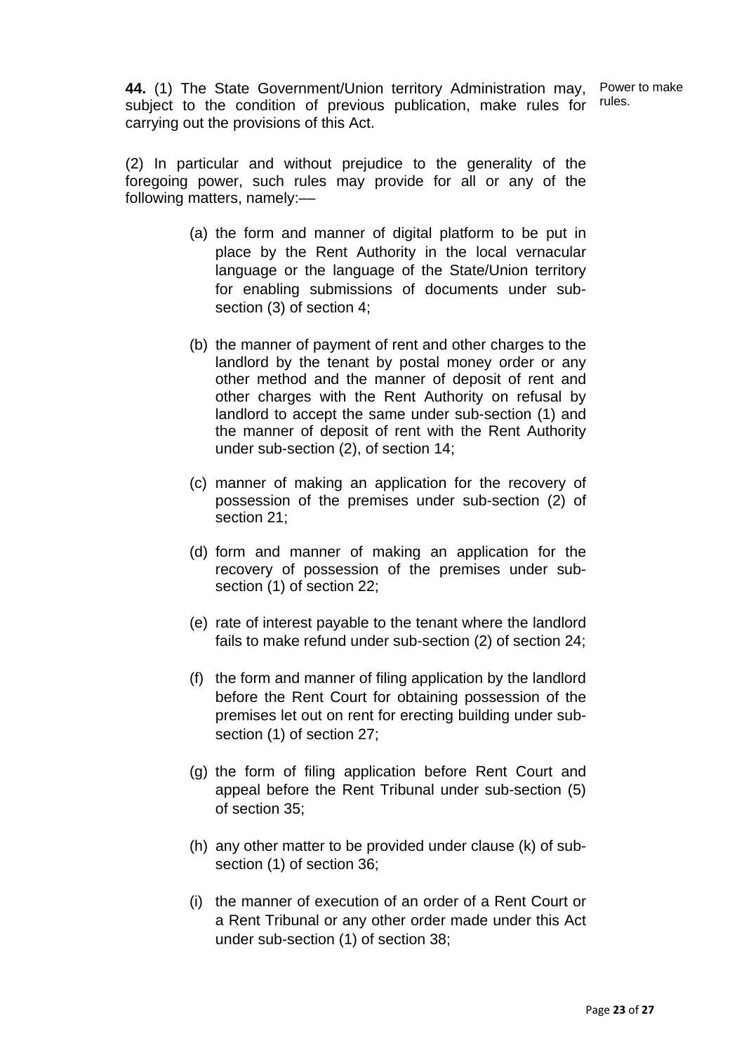**44.** (1) The State Government/Union territory Administration may, subject to the condition of previous publication, make rules for carrying out the provisions of this Act.

Power to make rules.

(2) In particular and without prejudice to the generality of the foregoing power, such rules may provide for all or any of the following matters, namely:—

(a) the form and manner of digital platform to be put in place by the Rent Authority in the local vernacular language or the language of the State/Union territory for enabling submissions of documents under sub-section (3) of section 4;

(b) the manner of payment of rent and other charges to the landlord by the tenant by postal money order or any other method and the manner of deposit of rent and other charges with the Rent Authority on refusal by landlord to accept the same under sub-section (1) and the manner of deposit of rent with the Rent Authority under sub-section (2), of section 14;

(c) manner of making an application for the recovery of possession of the premises under sub-section (2) of section 21;

(d) form and manner of making an application for the recovery of possession of the premises under sub-section (1) of section 22;

(e) rate of interest payable to the tenant where the landlord fails to make refund under sub-section (2) of section 24;

(f) the form and manner of filing application by the landlord before the Rent Court for obtaining possession of the premises let out on rent for erecting building under sub-section (1) of section 27;

(g) the form of filing application before Rent Court and appeal before the Rent Tribunal under sub-section (5) of section 35;

(h) any other matter to be provided under clause (k) of sub-section (1) of section 36;

(i) the manner of execution of an order of a Rent Court or a Rent Tribunal or any other order made under this Act under sub-section (1) of section 38;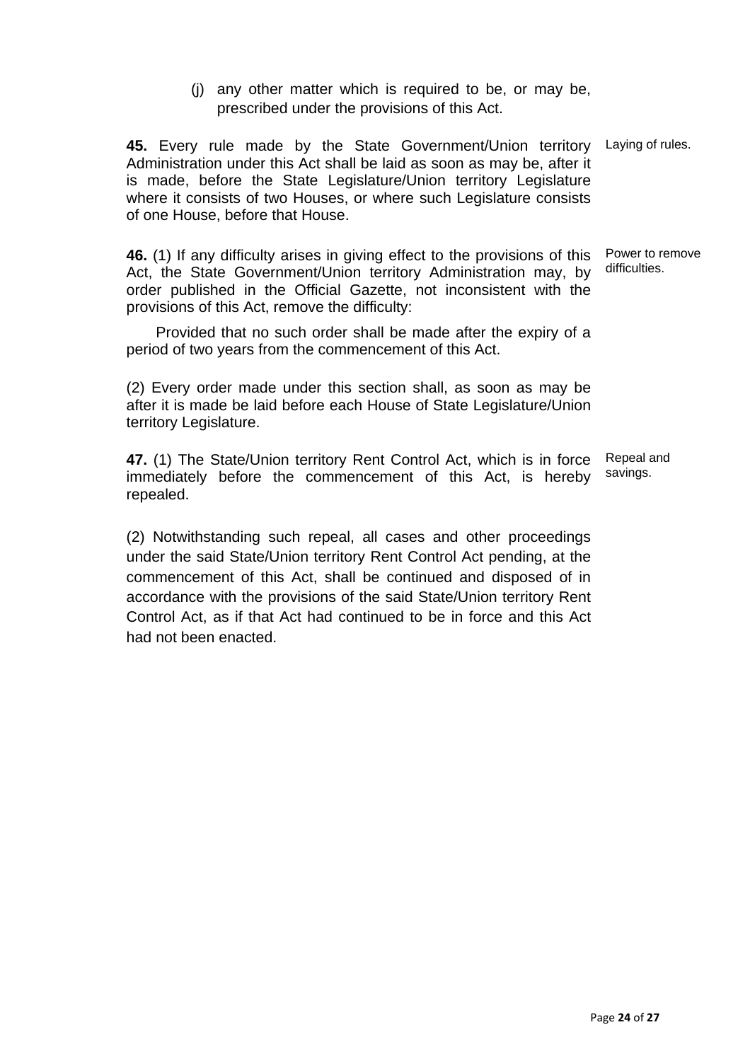(j) any other matter which is required to be, or may be, prescribed under the provisions of this Act.

**45.** Every rule made by the State Government/Union territory Administration under this Act shall be laid as soon as may be, after it is made, before the State Legislature/Union territory Legislature where it consists of two Houses, or where such Legislature consists of one House, before that House.

Laying of rules.

**46.** (1) If any difficulty arises in giving effect to the provisions of this Act, the State Government/Union territory Administration may, by order published in the Official Gazette, not inconsistent with the provisions of this Act, remove the difficulty:

Power to remove difficulties.

Provided that no such order shall be made after the expiry of a period of two years from the commencement of this Act.

(2) Every order made under this section shall, as soon as may be after it is made be laid before each House of State Legislature/Union territory Legislature.

**47.** (1) The State/Union territory Rent Control Act, which is in force immediately before the commencement of this Act, is hereby repealed.

Repeal and savings.

(2) Notwithstanding such repeal, all cases and other proceedings under the said State/Union territory Rent Control Act pending, at the commencement of this Act, shall be continued and disposed of in accordance with the provisions of the said State/Union territory Rent Control Act, as if that Act had continued to be in force and this Act had not been enacted.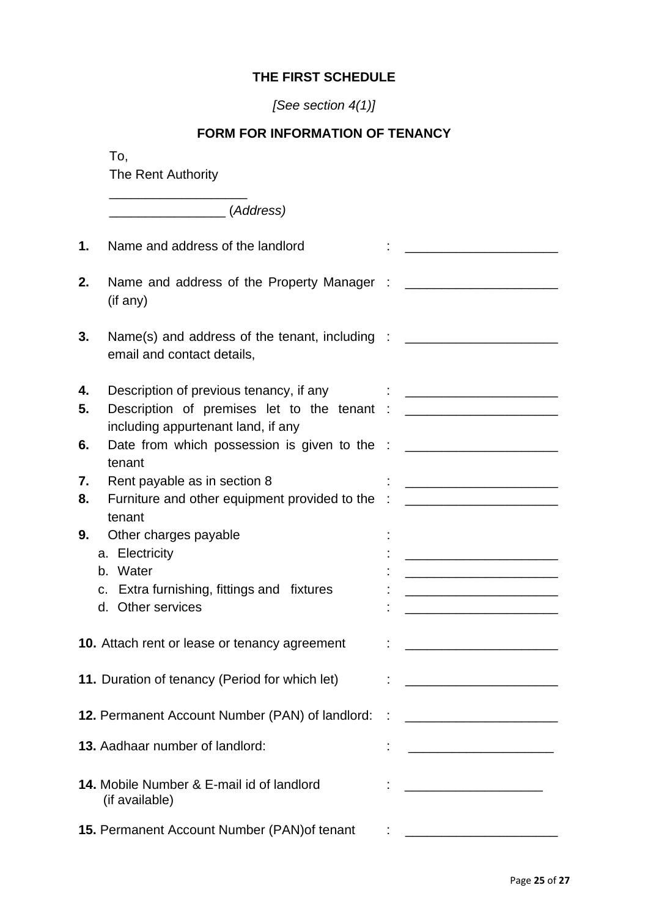## THE FIRST SCHEDULE

*[See section 4(1)]*

## FORM FOR INFORMATION OF TENANCY

To,
The Rent Authority
___________________
________________ (*Address*)

**1.** Name and address of the landlord : _____________________

**2.** Name and address of the Property Manager (if any) : _____________________

**3.** Name(s) and address of the tenant, including email and contact details, : _____________________

**4.** Description of previous tenancy, if any : _____________________

**5.** Description of premises let to the tenant including appurtenant land, if any : _____________________

**6.** Date from which possession is given to the tenant : _____________________

**7.** Rent payable as in section 8 : _____________________

**8.** Furniture and other equipment provided to the tenant : _____________________

**9.** Other charges payable :

a. Electricity : _____________________

b. Water : _____________________

c. Extra furnishing, fittings and fixtures : _____________________

d. Other services : _____________________

**10.** Attach rent or lease or tenancy agreement : _____________________

**11.** Duration of tenancy (Period for which let) : _____________________

**12.** Permanent Account Number (PAN) of landlord: : _____________________

**13.** Aadhaar number of landlord: : ____________________

**14.** Mobile Number & E-mail id of landlord (if available) : ___________________

**15.** Permanent Account Number (PAN)of tenant : _____________________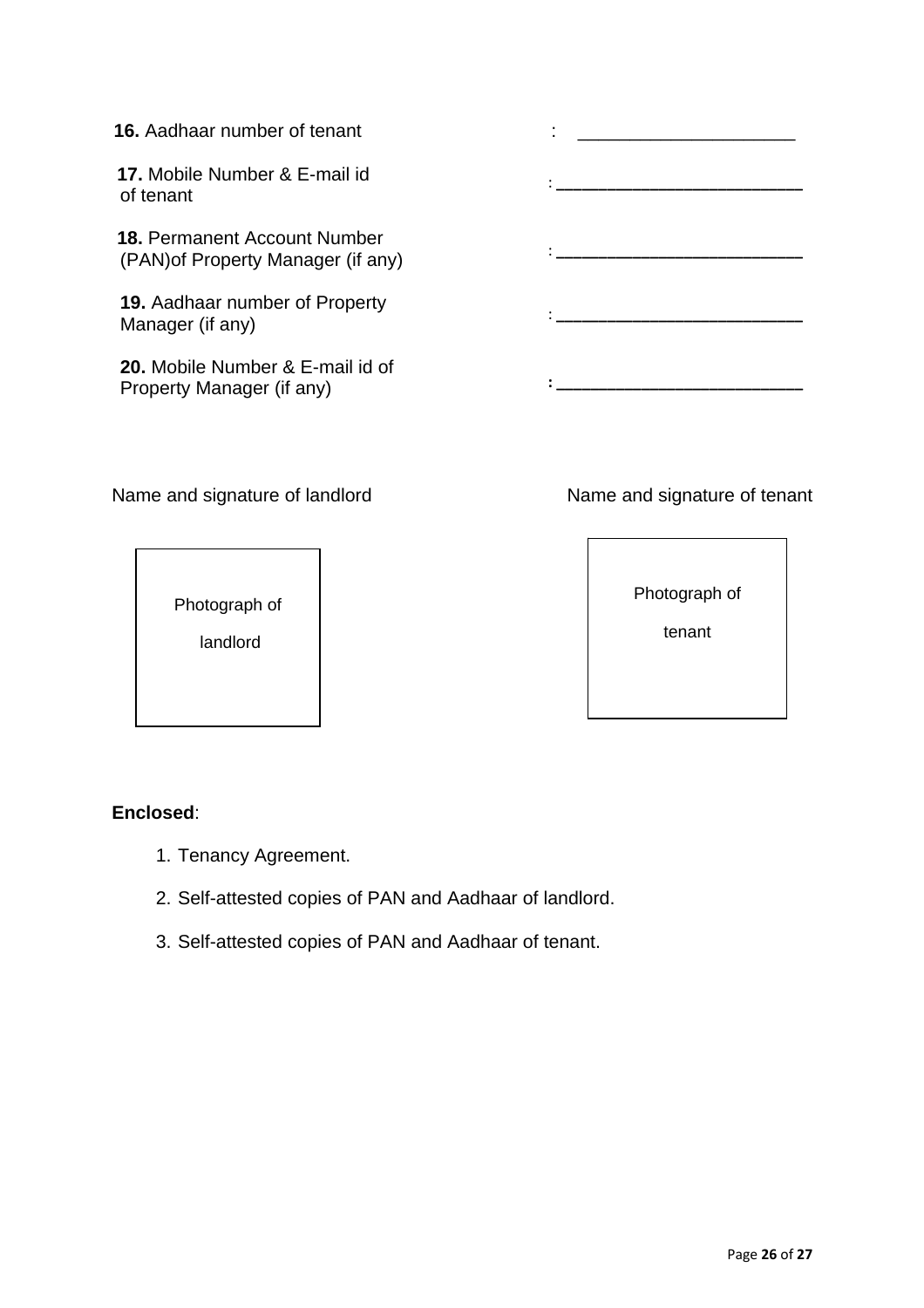**16.** Aadhaar number of tenant : ____________________

**17.** Mobile Number & E-mail id of tenant : ________________________

**18.** Permanent Account Number (PAN)of Property Manager (if any) : ________________________

**19.** Aadhaar number of Property Manager (if any) : ________________________

**20.** Mobile Number & E-mail id of Property Manager (if any) : ________________________

Name and signature of landlord

Name and signature of tenant

| Photograph of landlord |
|---|

| Photograph of tenant |
|---|

**Enclosed**:

1. Tenancy Agreement.
2. Self-attested copies of PAN and Aadhaar of landlord.
3. Self-attested copies of PAN and Aadhaar of tenant.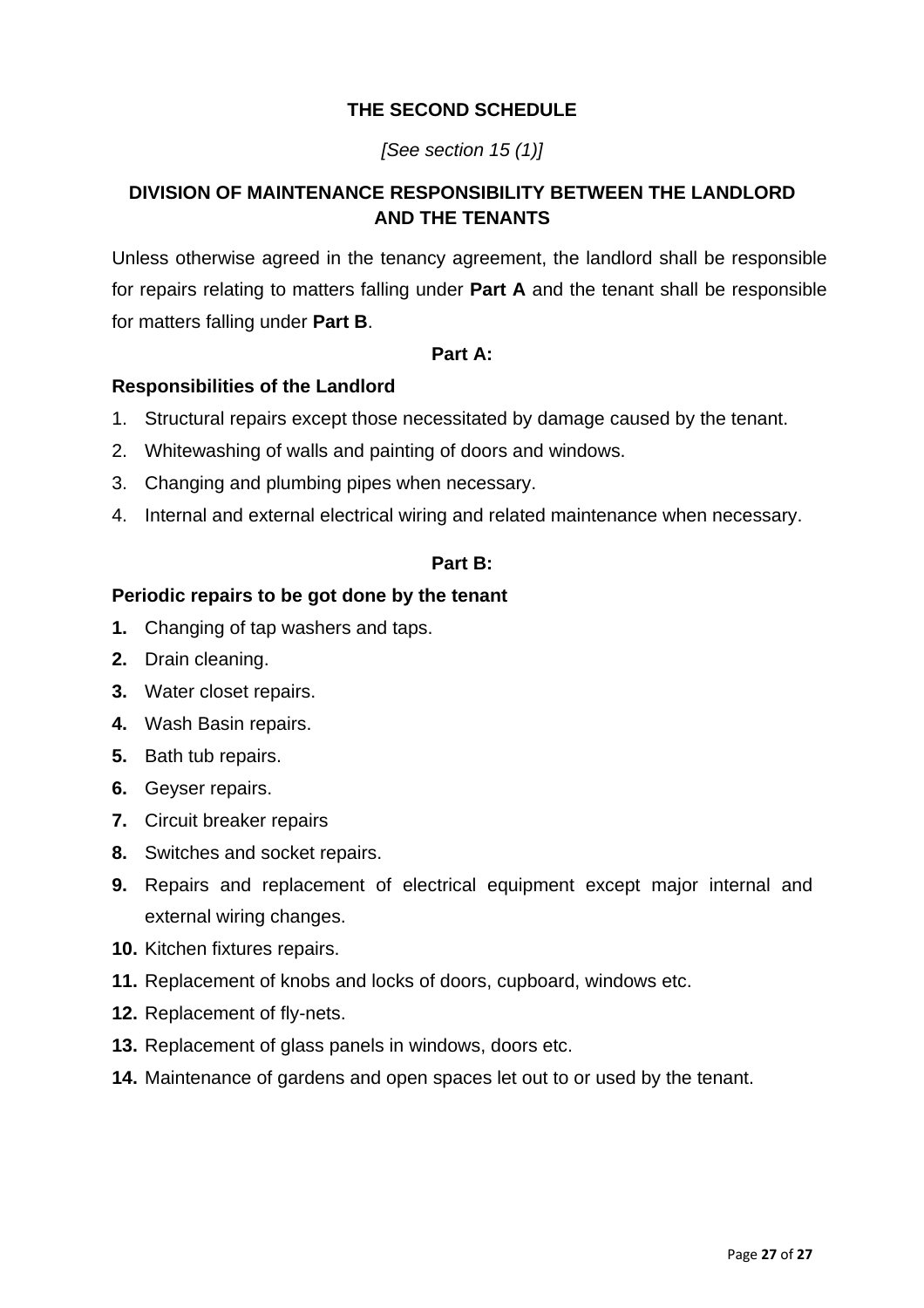## THE SECOND SCHEDULE

*[See section 15 (1)]*

## DIVISION OF MAINTENANCE RESPONSIBILITY BETWEEN THE LANDLORD AND THE TENANTS

Unless otherwise agreed in the tenancy agreement, the landlord shall be responsible for repairs relating to matters falling under **Part A** and the tenant shall be responsible for matters falling under **Part B**.

**Part A:**

**Responsibilities of the Landlord**

1. Structural repairs except those necessitated by damage caused by the tenant.
2. Whitewashing of walls and painting of doors and windows.
3. Changing and plumbing pipes when necessary.
4. Internal and external electrical wiring and related maintenance when necessary.

**Part B:**

**Periodic repairs to be got done by the tenant**

1. Changing of tap washers and taps.
2. Drain cleaning.
3. Water closet repairs.
4. Wash Basin repairs.
5. Bath tub repairs.
6. Geyser repairs.
7. Circuit breaker repairs
8. Switches and socket repairs.
9. Repairs and replacement of electrical equipment except major internal and external wiring changes.
10. Kitchen fixtures repairs.
11. Replacement of knobs and locks of doors, cupboard, windows etc.
12. Replacement of fly-nets.
13. Replacement of glass panels in windows, doors etc.
14. Maintenance of gardens and open spaces let out to or used by the tenant.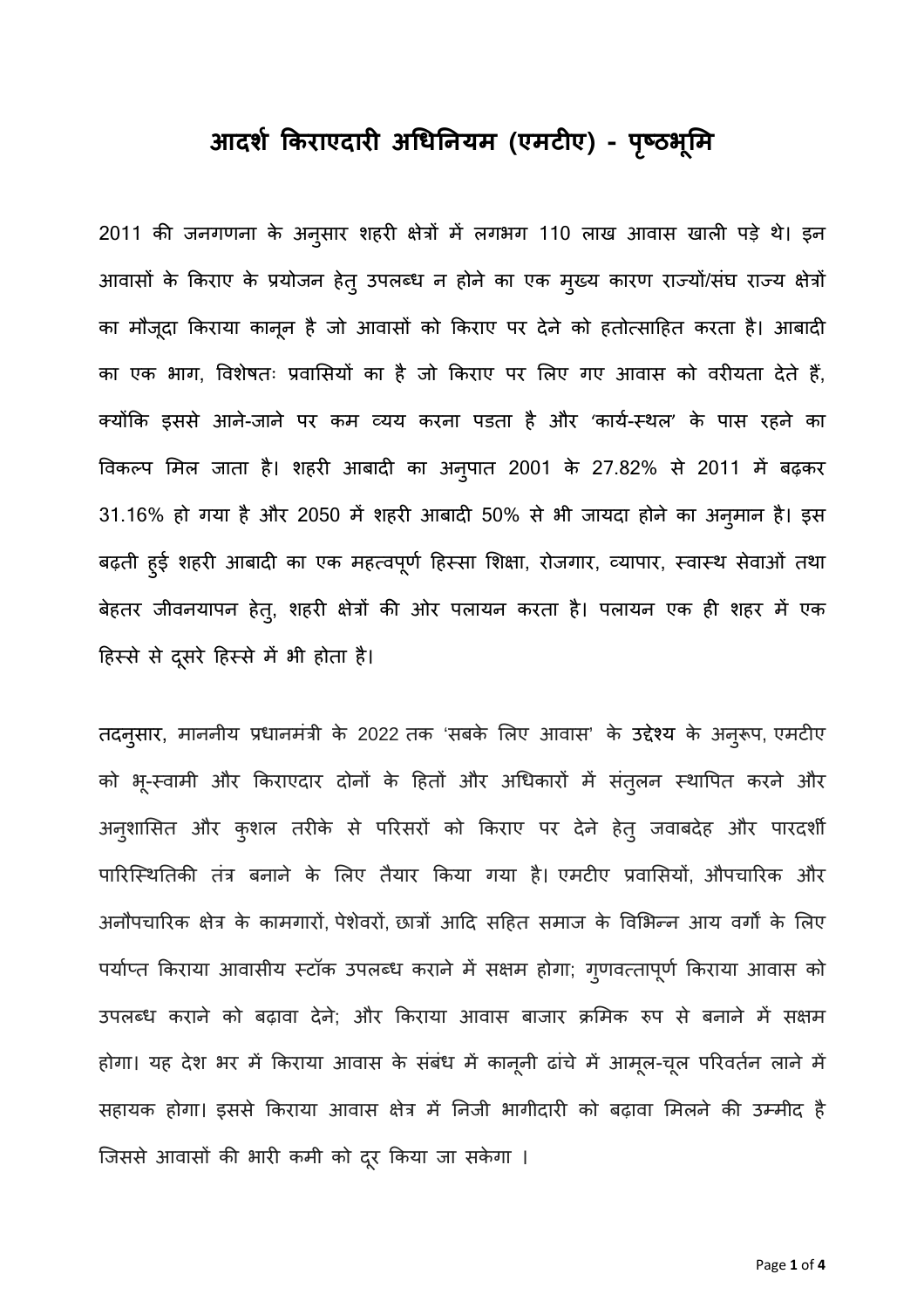# आदर्श किराएदारी अधिनियम (एमटीए) - पृष्ठभूमि

2011 की जनगणना के अनुसार शहरी क्षेत्रों में लगभग 110 लाख आवास खाली पड़े थे। इन आवासों के किराए के प्रयोजन हेतु उपलब्ध न होने का एक मुख्य कारण राज्यों/संघ राज्य क्षेत्रों का मौजूदा किराया कानून है जो आवासों को किराए पर देने को हतोत्साहित करता है। आबादी का एक भाग, विशेषतः प्रवासियों का है जो किराए पर लिए गए आवास को वरीयता देते हैं, क्योंकि इससे आने-जाने पर कम व्यय करना पडता है और 'कार्य-स्थल' के पास रहने का विकल्प मिल जाता है। शहरी आबादी का अनुपात 2001 के 27.82% से 2011 में बढ़कर 31.16% हो गया है और 2050 में शहरी आबादी 50% से भी जायदा होने का अनुमान है। इस बढ़ती हुई शहरी आबादी का एक महत्वपूर्ण हिस्सा शिक्षा, रोजगार, व्यापार, स्वास्थ सेवाओं तथा बेहतर जीवनयापन हेतु, शहरी क्षेत्रों की ओर पलायन करता है। पलायन एक ही शहर में एक हिस्से से दूसरे हिस्से में भी होता है।

तदनुसार, माननीय प्रधानमंत्री के 2022 तक 'सबके लिए आवास' के उद्देश्य के अनुरूप, एमटीए को भू-स्वामी और किराएदार दोनों के हितों और अधिकारों में संतुलन स्थापित करने और अनुशासित और कुशल तरीके से परिसरों को किराए पर देने हेतु जवाबदेह और पारदर्शी पारिस्थितिकी तंत्र बनाने के लिए तैयार किया गया है। एमटीए प्रवासियों, औपचारिक और अनौपचारिक क्षेत्र के कामगारों, पेशेवरों, छात्रों आदि सहित समाज के विभिन्न आय वर्गों के लिए पर्याप्त किराया आवासीय स्टॉक उपलब्ध कराने में सक्षम होगा; गुणवत्तापूर्ण किराया आवास को उपलब्ध कराने को बढ़ावा देने; और किराया आवास बाजार क्रमिक रुप से बनाने में सक्षम होगा। यह देश भर में किराया आवास के संबंध में कानूनी ढांचे में आमूल-चूल परिवर्तन लाने में सहायक होगा। इससे किराया आवास क्षेत्र में निजी भागीदारी को बढ़ावा मिलने की उम्मीद है जिससे आवासों की भारी कमी को दूर किया जा सकेगा ।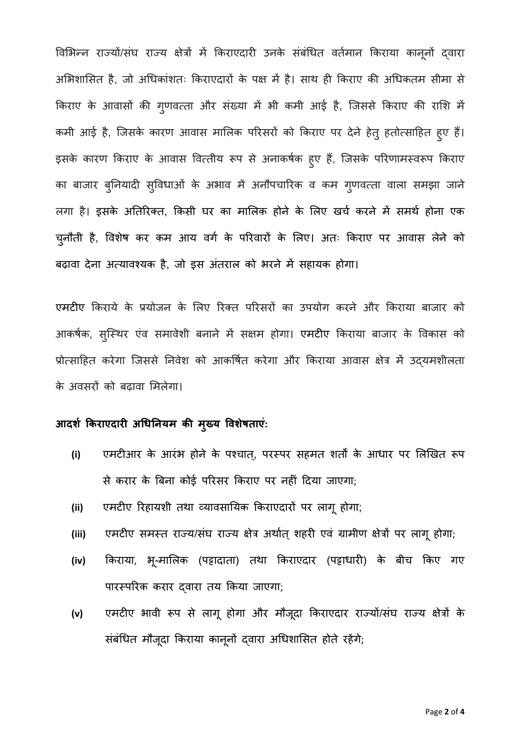विभिन्न राज्यों/संघ राज्य क्षेत्रों में किराएदारी उनके संबंधित वर्तमान किराया कानूनों द्वारा अभिशासित है, जो अधिकांशतः किराएदारों के पक्ष में है। साथ ही किराए की अधिकतम सीमा से किराए के आवासों की गुणवत्ता और संख्या में भी कमी आई है, जिससे किराए की राशि में कमी आई है, जिसके कारण आवास मालिक परिसरों को किराए पर देने हेतु हतोत्साहित हुए हैं। इसके कारण किराए के आवास वित्तीय रूप से अनाकर्षक हुए हैं, जिसके परिणामस्वरूप किराए का बाजार बुनियादी सुविधाओं के अभाव में अनौपचारिक व कम गुणवत्ता वाला समझा जाने लगा है। **इसके अतिरिक्त, किसी घर का मालिक होने के लिए खर्च करने में समर्थ होना एक चुनौती है, विशेष कर कम आय वर्ग के परिवारों के लिए। अतः किराए पर आवास लेने को बढ़ावा देना अत्यावश्यक है, जो इस अंतराल को भरने में सहायक होगा।**

एमटीए किराये के प्रयोजन के लिए रिक्त परिसरों का उपयोग करने और किराया बाजार को आकर्षक, सुस्थिर एंव समावेशी बनाने में सक्षम होगा। **एमटीए** किराया बाजार के विकास को प्रोत्साहित करेगा जिससे निवेश को आकर्षित करेगा और किराया आवास क्षेत्र में उद्यमशीलता के अवसरों को बढ़ावा मिलेगा।

**आदर्श किराएदारी अधिनियम की मुख्य विशेषताएं:**

- **(i)** एमटीआर के आरंभ होने के पश्चात्, परस्पर सहमत शर्तों के आधार पर लिखित रूप से करार के बिना कोई परिसर किराए पर नहीं दिया जाएगा;
- **(ii)** एमटीए रिहायशी तथा व्यावसायिक किराएदारों पर लागू होगा;
- **(iii)** एमटीए समस्त राज्य/संघ राज्य क्षेत्र अर्थात् शहरी एवं ग्रामीण क्षेत्रों पर लागू होगा;
- **(iv)** किराया, भू-मालिक (पट्टादाता) तथा किराएदार (पट्टाधारी) के बीच किए गए पारस्परिक करार द्वारा तय किया जाएगा;
- **(v)** एमटीए भावी रूप से लागू होगा और मौजूदा किराएदार राज्यों/संघ राज्य क्षेत्रों के संबंधित मौजूदा किराया कानूनों द्वारा अधिशासित होते रहेंगे;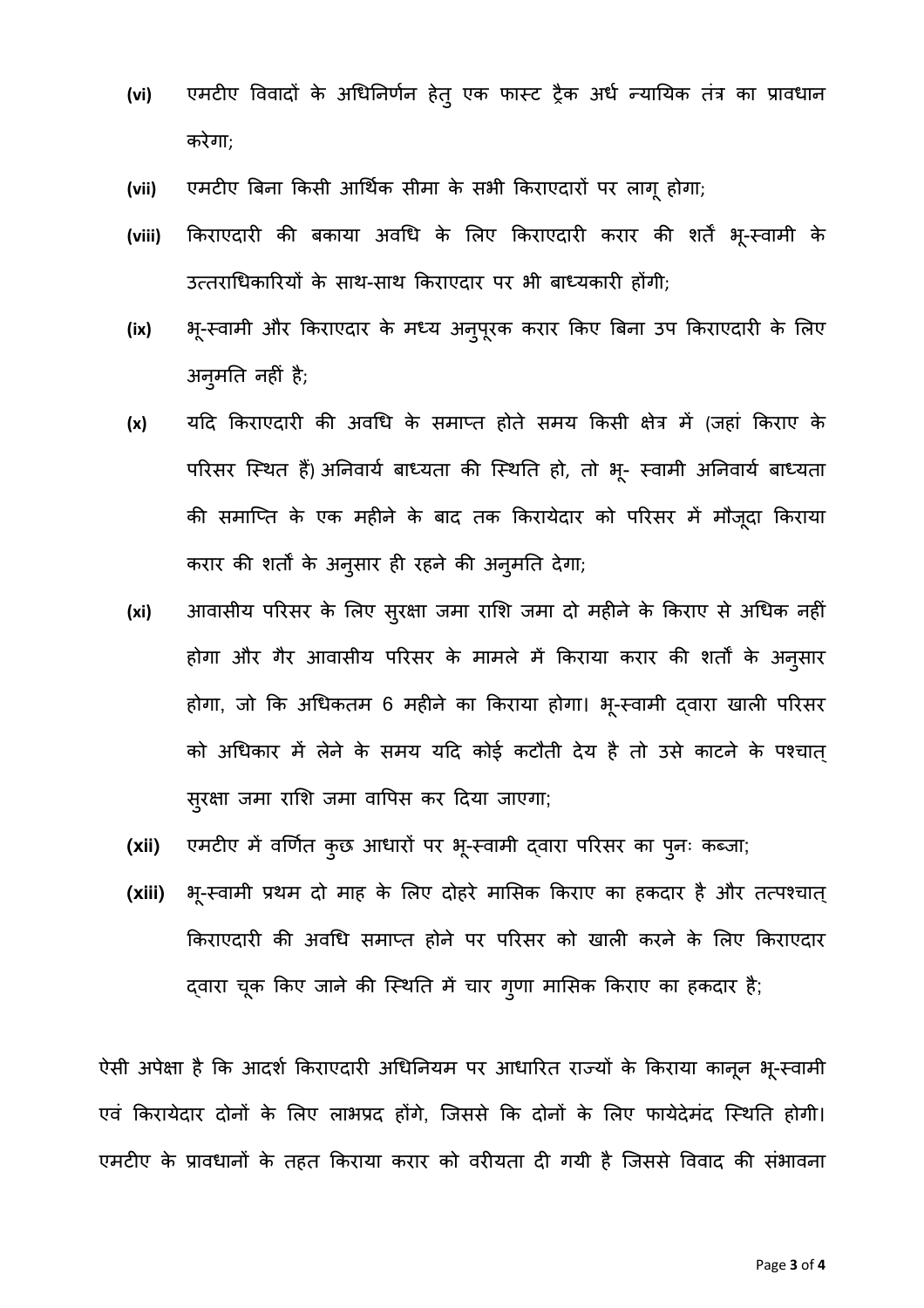**(vi)** एमटीए विवादों के अधिनिर्णन हेतु एक फास्ट ट्रैक अर्ध न्यायिक तंत्र का प्रावधान करेगा;

**(vii)** एमटीए बिना किसी आर्थिक सीमा के सभी किराएदारों पर लागू होगा;

**(viii)** किराएदारी की बकाया अवधि के लिए किराएदारी करार की शर्तें भू-स्वामी के उत्तराधिकारियों के साथ-साथ किराएदार पर भी बाध्यकारी होंगी;

**(ix)** भू-स्वामी और किराएदार के मध्य अनुपूरक करार किए बिना उप किराएदारी के लिए अनुमति नहीं है;

**(x)** यदि किराएदारी की अवधि के समाप्त होते समय किसी क्षेत्र में (जहां किराए के परिसर स्थित हैं) अनिवार्य बाध्यता की स्थिति हो, तो भू- स्वामी अनिवार्य बाध्यता की समाप्ति के एक महीने के बाद तक किरायेदार को परिसर में मौजूदा किराया करार की शर्तों के अनुसार ही रहने की अनुमति देगा;

**(xi)** आवासीय परिसर के लिए सुरक्षा जमा राशि जमा दो महीने के किराए से अधिक नहीं होगा और गैर आवासीय परिसर के मामले में किराया करार की शर्तों के अनुसार होगा, जो कि अधिकतम 6 महीने का किराया होगा। भू-स्वामी द्वारा खाली परिसर को अधिकार में लेने के समय यदि कोई कटौती देय है तो उसे काटने के पश्चात् सुरक्षा जमा राशि जमा वापिस कर दिया जाएगा;

**(xii)** एमटीए में वर्णित कुछ आधारों पर भू-स्वामी द्वारा परिसर का पुनः कब्जा;

**(xiii)** भू-स्वामी प्रथम दो माह के लिए दोहरे मासिक किराए का हकदार है और तत्पश्चात् किराएदारी की अवधि समाप्त होने पर परिसर को खाली करने के लिए किराएदार द्वारा चूक किए जाने की स्थिति में चार गुणा मासिक किराए का हकदार है;

ऐसी अपेक्षा है कि आदर्श किराएदारी अधिनियम पर आधारित राज्यों के किराया कानून भू-स्वामी एवं किरायेदार दोनों के लिए लाभप्रद होंगे, जिससे कि दोनों के लिए फायेदेमंद स्थिति होगी। एमटीए के प्रावधानों के तहत किराया करार को वरीयता दी गयी है जिससे विवाद की संभावना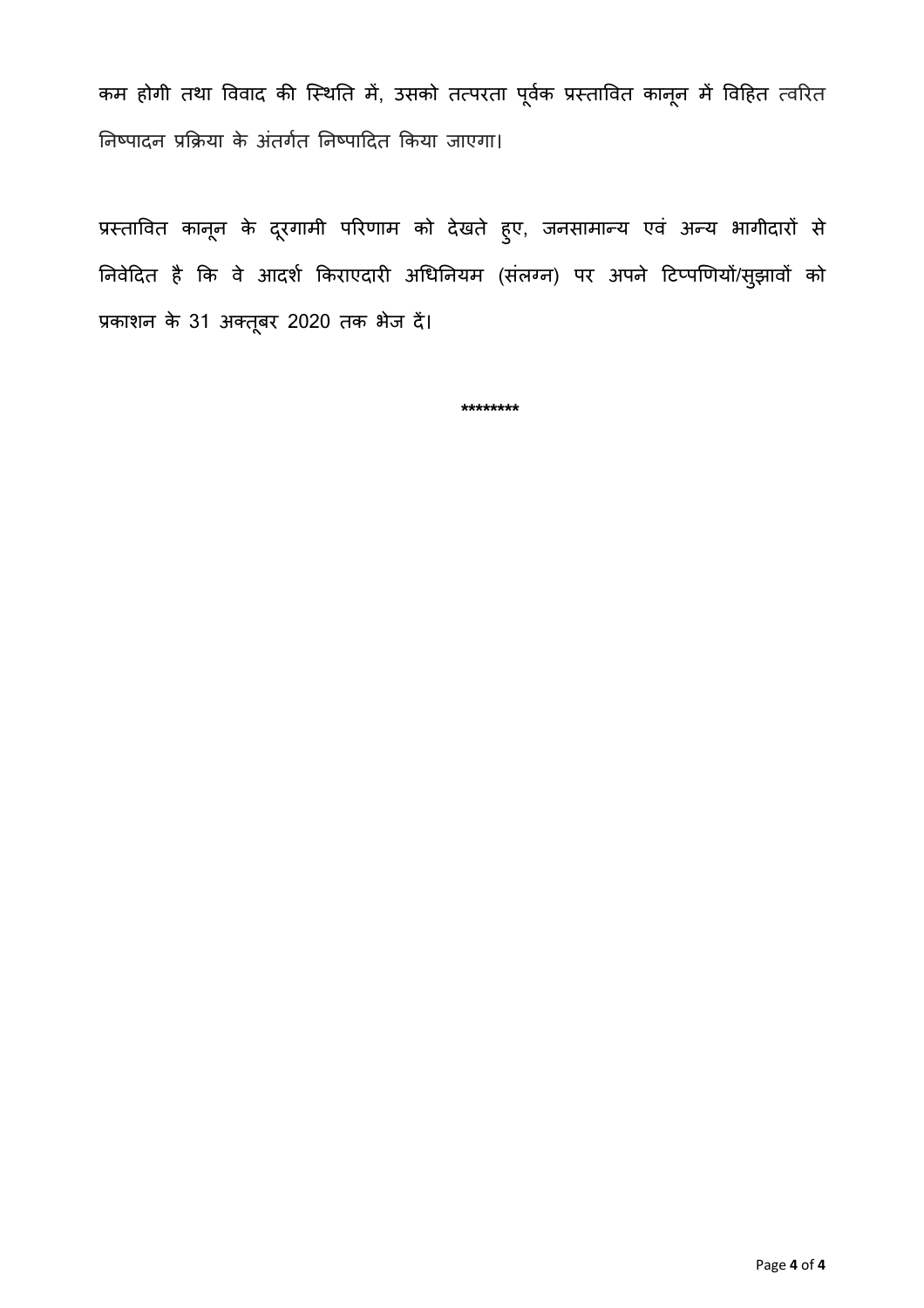कम होगी तथा विवाद की स्थिति में, उसको तत्परता पूर्वक प्रस्तावित कानून में विहित त्वरित निष्पादन प्रक्रिया के अंतर्गत निष्पादित किया जाएगा।

प्रस्तावित कानून के दूरगामी परिणाम को देखते हुए, जनसामान्य एवं अन्य भागीदारों से निवेदित है कि वे आदर्श किराएदारी अधिनियम (संलग्न) पर अपने टिप्पणियों/सुझावों को प्रकाशन के 31 अक्तूबर 2020 तक भेज दें।

********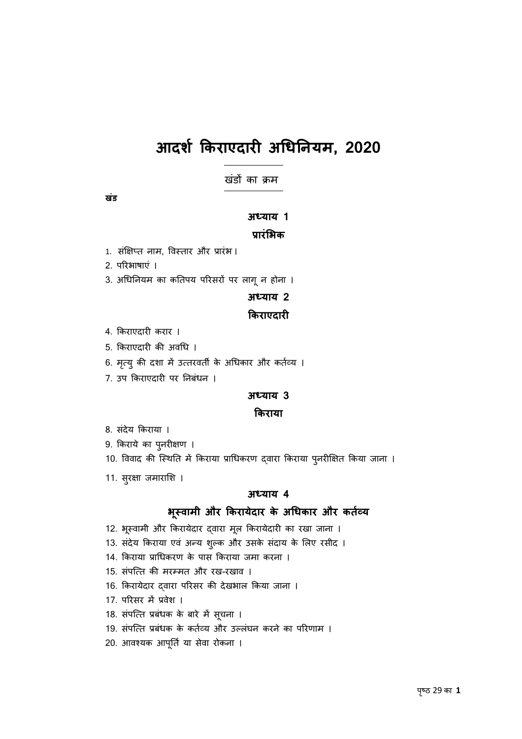# आदर्श किराएदारी अधिनियम, 2020

खंडों का क्रम

**खंड**

## अध्याय 1

### प्रारंभिक

1. संक्षिप्त नाम, विस्तार और प्रारंभ।
2. परिभाषाएं ।
3. अधिनियम का कतिपय परिसरों पर लागू न होना ।

## अध्याय 2

### किराएदारी

4. किराएदारी करार ।
5. किराएदारी की अवधि ।
6. मृत्यु की दशा में उत्तरवर्ती के अधिकार और कर्तव्य ।
7. उप किराएदारी पर निबंधन ।

## अध्याय 3

### किराया

8. संदेय किराया ।
9. किराये का पुनरीक्षण ।
10. विवाद की स्थिति में किराया प्राधिकरण द्वारा किराया पुनरीक्षित किया जाना ।
11. सुरक्षा जमाराशि ।

## अध्याय 4

### भूस्वामी और किरायेदार के अधिकार और कर्तव्य

12. भूस्वामी और किरायेदार द्वारा मूल किरायेदारी का रखा जाना ।
13. संदेय किराया एवं अन्य शुल्क और उसके संदाय के लिए रसीद ।
14. किराया प्राधिकरण के पास किराया जमा करना ।
15. संपत्ति की मरम्मत और रख-रखाव ।
16. किरायेदार द्वारा परिसर की देखभाल किया जाना ।
17. परिसर में प्रवेश ।
18. संपत्ति प्रबंधक के बारे में सूचना ।
19. संपत्ति प्रबंधक के कर्तव्य और उल्लंघन करने का परिणाम ।
20. आवश्यक आपूर्ति या सेवा रोकना ।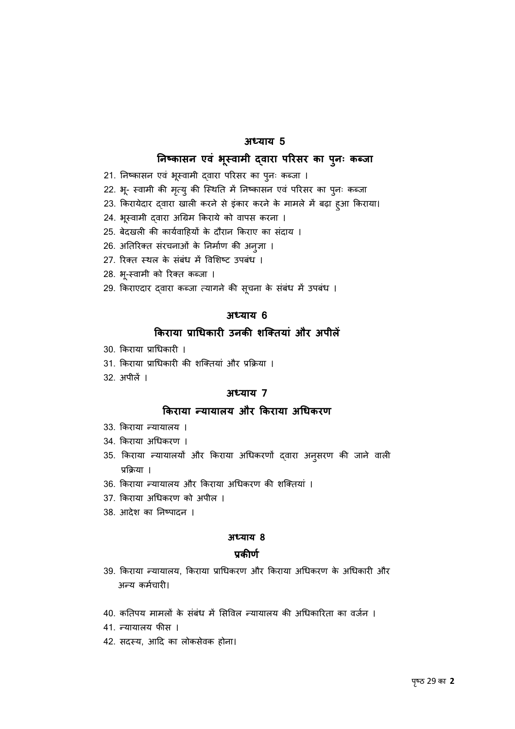## अध्याय 5

## निष्कासन एवं भूस्वामी द्वारा परिसर का पुनः कब्जा

21. निष्कासन एवं भूस्वामी द्वारा परिसर का पुनः कब्जा ।
22. भू- स्वामी की मृत्यु की स्थिति में निष्कासन एवं परिसर का पुनः कब्जा
23. किरायेदार द्वारा खाली करने से इंकार करने के मामले में बढ़ा हुआ किराया।
24. भूस्वामी द्वारा अग्रिम किराये को वापस करना ।
25. बेदखली की कार्यवाहियों के दौरान किराए का संदाय ।
26. अतिरिक्त संरचनाओं के निर्माण की अनुज्ञा ।
27. रिक्त स्थल के संबंध में विशिष्ट उपबंध ।
28. भू-स्वामी को रिक्त कब्जा ।
29. किराएदार द्वारा कब्जा त्यागने की सूचना के संबंध में उपबंध ।

## अध्याय 6

## किराया प्राधिकारी उनकी शक्तियां और अपीलें

30. किराया प्राधिकारी ।
31. किराया प्राधिकारी की शक्तियां और प्रक्रिया ।
32. अपीलें ।

## अध्याय 7

## किराया न्यायालय और किराया अधिकरण

33. किराया न्यायालय ।
34. किराया अधिकरण ।
35. किराया न्यायालयों और किराया अधिकरणों द्वारा अनुसरण की जाने वाली प्रक्रिया ।
36. किराया न्यायालय और किराया अधिकरण की शक्तियां ।
37. किराया अधिकरण को अपील ।
38. आदेश का निष्पादन ।

## अध्याय 8

## प्रकीर्ण

39. किराया न्यायालय, किराया प्राधिकरण और किराया अधिकरण के अधिकारी और अन्य कर्मचारी।
40. कतिपय मामलों के संबंध में सिविल न्यायालय की अधिकारिता का वर्जन ।
41. न्यायालय फीस ।
42. सदस्य, आदि का लोकसेवक होना।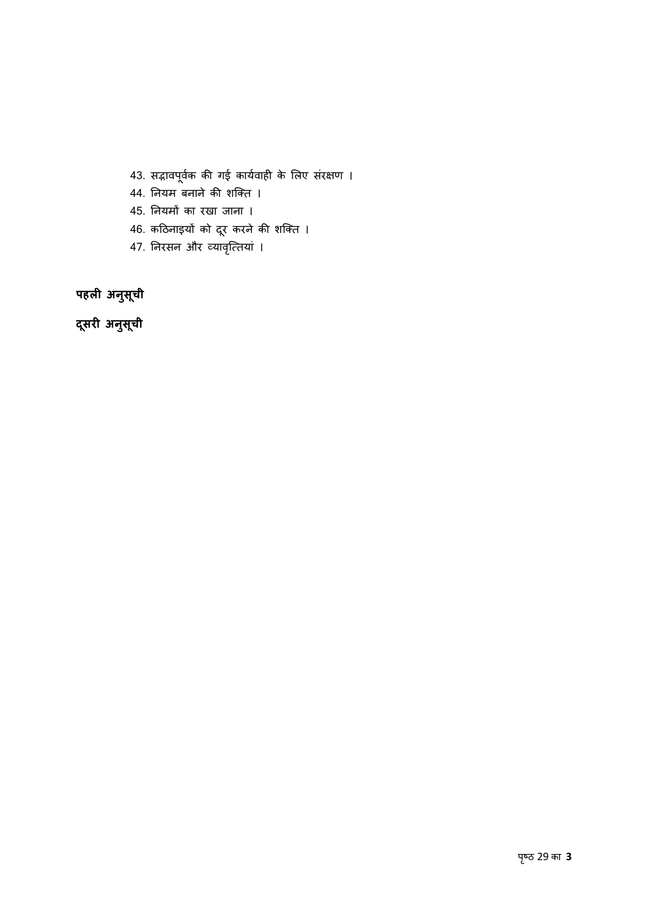43. सद्भावपूर्वक की गई कार्यवाही के लिए संरक्षण ।
44. नियम बनाने की शक्ति ।
45. नियमों का रखा जाना ।
46. कठिनाइयों को दूर करने की शक्ति ।
47. निरसन और व्यावृत्तियां ।

**पहली अनुसूची**

**दूसरी अनुसूची**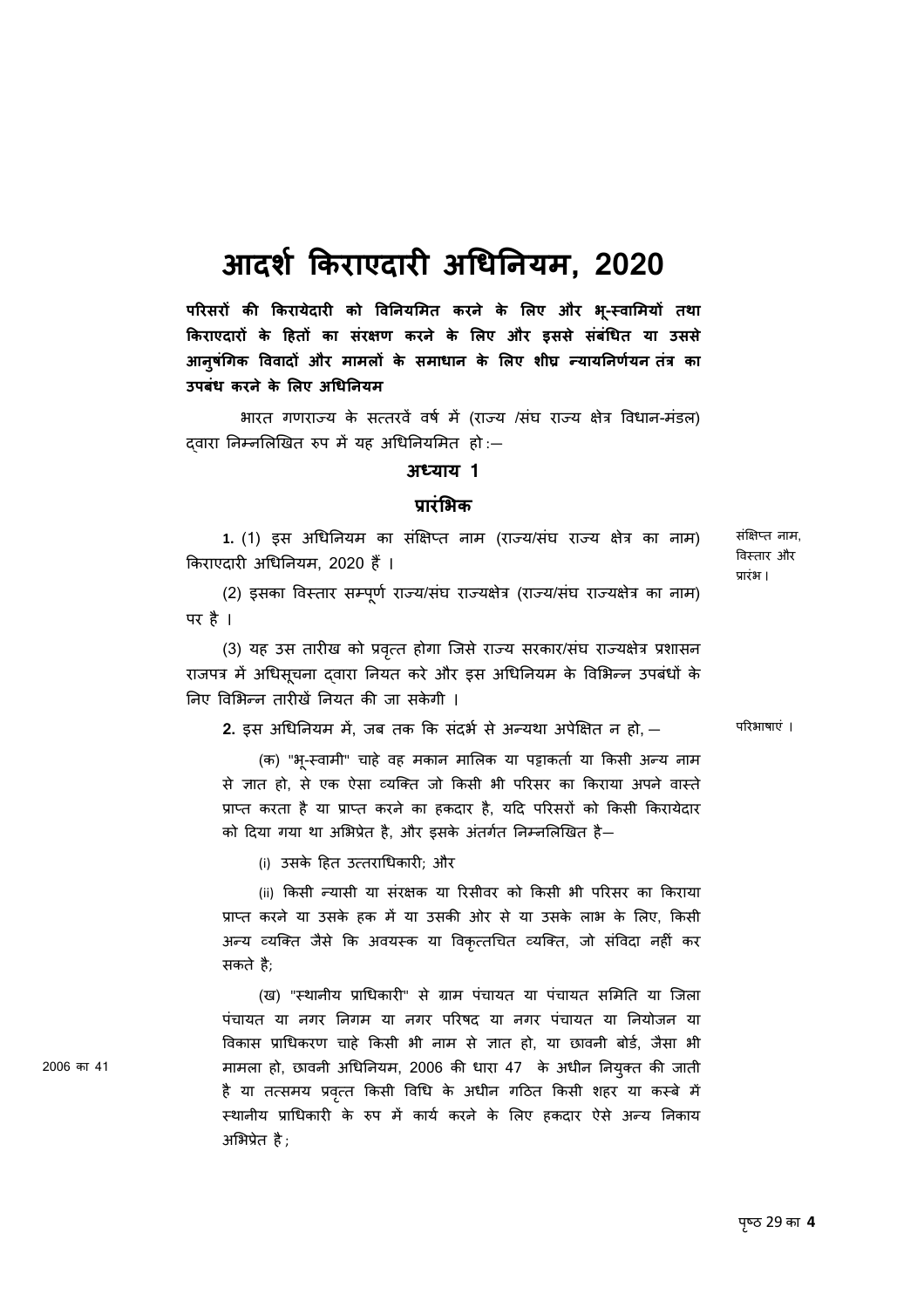# आदर्श किराएदारी अधिनियम, 2020

**परिसरों की किरायेदारी को विनियमित करने के लिए और भू-स्वामियों तथा किराएदारों के हितों का संरक्षण करने के लिए और इससे संबंधित या उससे आनुषंगिक विवादों और मामलों के समाधान के लिए शीघ्र न्यायनिर्णयन तंत्र का उपबंध करने के लिए अधिनियम**

भारत गणराज्य के सत्तरवें वर्ष में (राज्य /संघ राज्य क्षेत्र विधान-मंडल) द्वारा निम्नलिखित रुप में यह अधिनियमित हो :—

## अध्याय 1

## प्रारंभिक

संक्षिप्त नाम, विस्तार और प्रारंभ।

**1.** (1) इस अधिनियम का संक्षिप्त नाम (राज्य/संघ राज्य क्षेत्र का नाम) किराएदारी अधिनियम, 2020 हैं ।

(2) इसका विस्तार सम्पूर्ण राज्य/संघ राज्यक्षेत्र (राज्य/संघ राज्यक्षेत्र का नाम) पर है ।

(3) यह उस तारीख को प्रवृत्त होगा जिसे राज्य सरकार/संघ राज्यक्षेत्र प्रशासन राजपत्र में अधिसूचना द्वारा नियत करे और इस अधिनियम के विभिन्न उपबंधों के निए विभिन्न तारीखें नियत की जा सकेगी ।

परिभाषाएं ।

**2.** इस अधिनियम में, जब तक कि संदर्भ से अन्यथा अपेक्षित न हो, —

(क) "भू-स्वामी" चाहे वह मकान मालिक या पट्टाकर्ता या किसी अन्य नाम से ज्ञात हो, से एक ऐसा व्यक्ति जो किसी भी परिसर का किराया अपने वास्ते प्राप्त करता है या प्राप्त करने का हकदार है, यदि परिसरों को किसी किरायेदार को दिया गया था अभिप्रेत है, और इसके अंतर्गत निम्नलिखित है—

(i) उसके हित उत्तराधिकारी; और

(ii) किसी न्यासी या संरक्षक या रिसीवर को किसी भी परिसर का किराया प्राप्त करने या उसके हक में या उसकी ओर से या उसके लाभ के लिए, किसी अन्य व्यक्ति जैसे कि अवयस्क या विकृत्तचित व्यक्ति, जो संविदा नहीं कर सकते है;

2006 का 41

(ख) "स्थानीय प्राधिकारी" से ग्राम पंचायत या पंचायत समिति या जिला पंचायत या नगर निगम या नगर परिषद या नगर पंचायत या नियोजन या विकास प्राधिकरण चाहे किसी भी नाम से ज्ञात हो, या छावनी बोर्ड, जैसा भी मामला हो, छावनी अधिनियम, 2006 की धारा 47 के अधीन नियुक्त की जाती है या तत्समय प्रवृत्त किसी विधि के अधीन गठित किसी शहर या कस्बे में स्थानीय प्राधिकारी के रुप में कार्य करने के लिए हकदार ऐसे अन्य निकाय अभिप्रेत है ;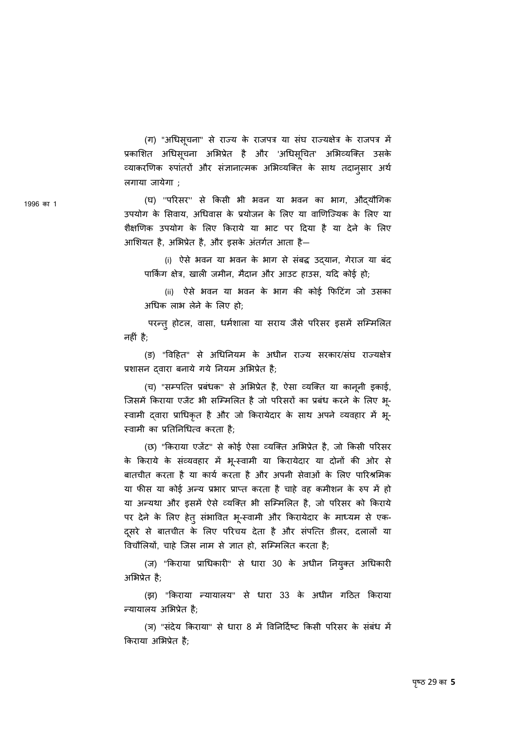(ग) "अधिसूचना" से राज्य के राजपत्र या संघ राज्यक्षेत्र के राजपत्र में प्रकाशित अधिसूचना अभिप्रेत है और 'अधिसूचित' अभिव्यक्ति उसके व्याकरणिक रुपांतरों और संज्ञानात्मक अभिव्यक्ति के साथ तदानुसार अर्थ लगाया जायेगा ;

1996 का 1

(घ) ''परिसर'' से किसी भी भवन या भवन का भाग, औद्यौगिक उपयोग के सिवाय, अधिवास के प्रयोजन के लिए या वाणिज्यिक के लिए या शैक्षणिक उपयोग के लिए किराये या भाट पर दिया है या देने के लिए आशियत है, अभिप्रेत है, और इसके अंतर्गत आता है—

(i) ऐसे भवन या भवन के भाग से संबद्ध उद्यान, गेराज या बंद पार्किंग क्षेत्र, खाली जमीन, मैदान और आउट हाउस, यदि कोई हो;

(ii) ऐसे भवन या भवन के भाग की कोई फिटिंग जो उसका अधिक लाभ लेने के लिए हो;

परन्तु होटल, वासा, धर्मशाला या सराय जैसे परिसर इसमें सम्मिलित नहीं है;

(ङ) "विहित" से अधिनियम के अधीन राज्य सरकार/संघ राज्यक्षेत्र प्रशासन द्वारा बनाये गये नियम अभिप्रेत है;

(च) "सम्पत्ति प्रबंधक" से अभिप्रेत है, ऐसा व्यक्ति या कानूनी इकाई, जिसमें किराया एजेंट भी सम्मिलित है जो परिसरों का प्रबंध करने के लिए भू-स्वामी द्वारा प्राधिकृत है और जो किरायेदार के साथ अपने व्यवहार में भू-स्वामी का प्रतिनिधित्व करता है;

(छ) "किराया एजेंट" से कोई ऐसा व्यक्ति अभिप्रेत है, जो किसी परिसर के किराये के संव्यवहार में भू-स्वामी या किरायेदार या दोनों की ओर से बातचीत करता है या कार्य करता है और अपनी सेवाओं के लिए पारिश्रमिक या फीस या कोई अन्य प्रभार प्राप्त करता है चाहे वह कमीशन के रुप में हो या अन्यथा और इसमें ऐसे व्यक्ति भी सम्मिलित है, जो परिसर को किराये पर देने के लिए हेतु संभावित भू-स्वामी और किरायेदार के माध्यम से एक-दूसरे से बातचीत के लिए परिचय देता है और संपत्ति डीलर, दलालों या विचौलियों, चाहे जिस नाम से ज्ञात हो, सम्मिलित करता है;

(ज) "किराया प्राधिकारी" से धारा 30 के अधीन नियुक्त अधिकारी अभिप्रेत है;

(झ) "किराया न्यायालय" से धारा 33 के अधीन गठित किराया न्यायालय अभिप्रेत है;

(ञ) "संदेय किराया" से धारा 8 में विनिर्दिष्ट किसी परिसर के संबंध में किराया अभिप्रेत है;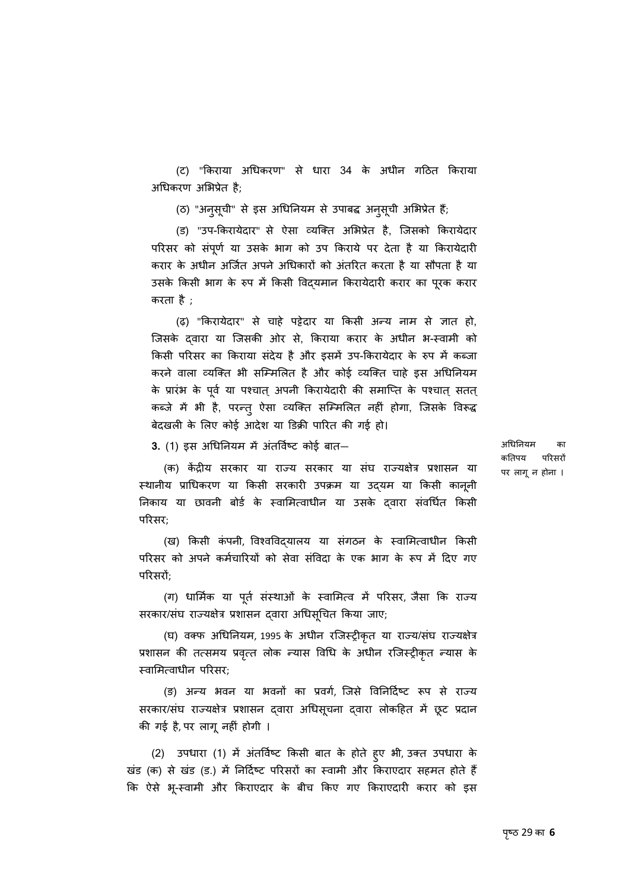(ट) "किराया अधिकरण" से धारा 34 के अधीन गठित किराया अधिकरण अभिप्रेत है;

(ठ) "अनुसूची" से इस अधिनियम से उपाबद्ध अनुसूची अभिप्रेत हैं;

(ड) "उप-किरायेदार" से ऐसा व्यक्ति अभिप्रेत है, जिसको किरायेदार परिसर को संपूर्ण या उसके भाग को उप किराये पर देता है या किरायेदारी करार के अधीन अर्जित अपने अधिकारों को अंतरित करता है या सौपता है या उसके किसी भाग के रुप में किसी विद्यमान किरायेदारी करार का पूरक करार करता है ;

(ढ) "किरायेदार" से चाहे पट्टेदार या किसी अन्य नाम से ज्ञात हो, जिसके द्वारा या जिसकी ओर से, किराया करार के अधीन भ-स्वामी को किसी परिसर का किराया संदेय है और इसमें उप-किरायेदार के रुप में कब्जा करने वाला व्यक्ति भी सम्मिलित है और कोई व्यक्ति चाहे इस अधिनियम के प्रारंभ के पूर्व या पश्चात् अपनी किरायेदारी की समाप्ति के पश्चात् सतत् कब्जे में भी है, परन्तु ऐसा व्यक्ति सम्मिलित नहीं होगा, जिसके विरूद्ध बेदखली के लिए कोई आदेश या डिक्री पारित की गई हो।

अधिनियम का कतिपय परिसरों पर लागू न होना ।

**3.** (1) इस अधिनियम में अंतर्विष्ट कोई बात—

(क) केंद्रीय सरकार या राज्य सरकार या संघ राज्यक्षेत्र प्रशासन या स्थानीय प्राधिकरण या किसी सरकारी उपक्रम या उद्यम या किसी कानूनी निकाय या छावनी बोर्ड के स्वामित्वाधीन या उसके द्वारा संवर्धित किसी परिसर;

(ख) किसी कंपनी, विश्वविद्यालय या संगठन के स्वामित्वाधीन किसी परिसर को अपने कर्मचारियों को सेवा संविदा के एक भाग के रूप में दिए गए परिसरों;

(ग) धार्मिक या पूर्त संस्थाओं के स्वामित्व में परिसर, जैसा कि राज्य सरकार/संघ राज्यक्षेत्र प्रशासन द्वारा अधिसूचित किया जाए;

(घ) वक्फ अधिनियम, 1995 के अधीन रजिस्ट्रीकृत या राज्य/संघ राज्यक्षेत्र प्रशासन की तत्समय प्रवृत्त लोक न्यास विधि के अधीन रजिस्ट्रीकृत न्यास के स्वामित्वाधीन परिसर;

(ङ) अन्य भवन या भवनों का प्रवर्ग, जिसे विनिर्दिष्ट रूप से राज्य सरकार/संघ राज्यक्षेत्र प्रशासन द्वारा अधिसूचना द्वारा लोकहित में छूट प्रदान की गई है, पर लागू नहीं होगी ।

(2) उपधारा (1) में अंतर्विष्ट किसी बात के होते हुए भी, उक्त उपधारा के खंड (क) से खंड (ड.) में निर्दिष्ट परिसरों का स्वामी और किराएदार सहमत होते हैं कि ऐसे भू-स्वामी और किराएदार के बीच किए गए किराएदारी करार को इस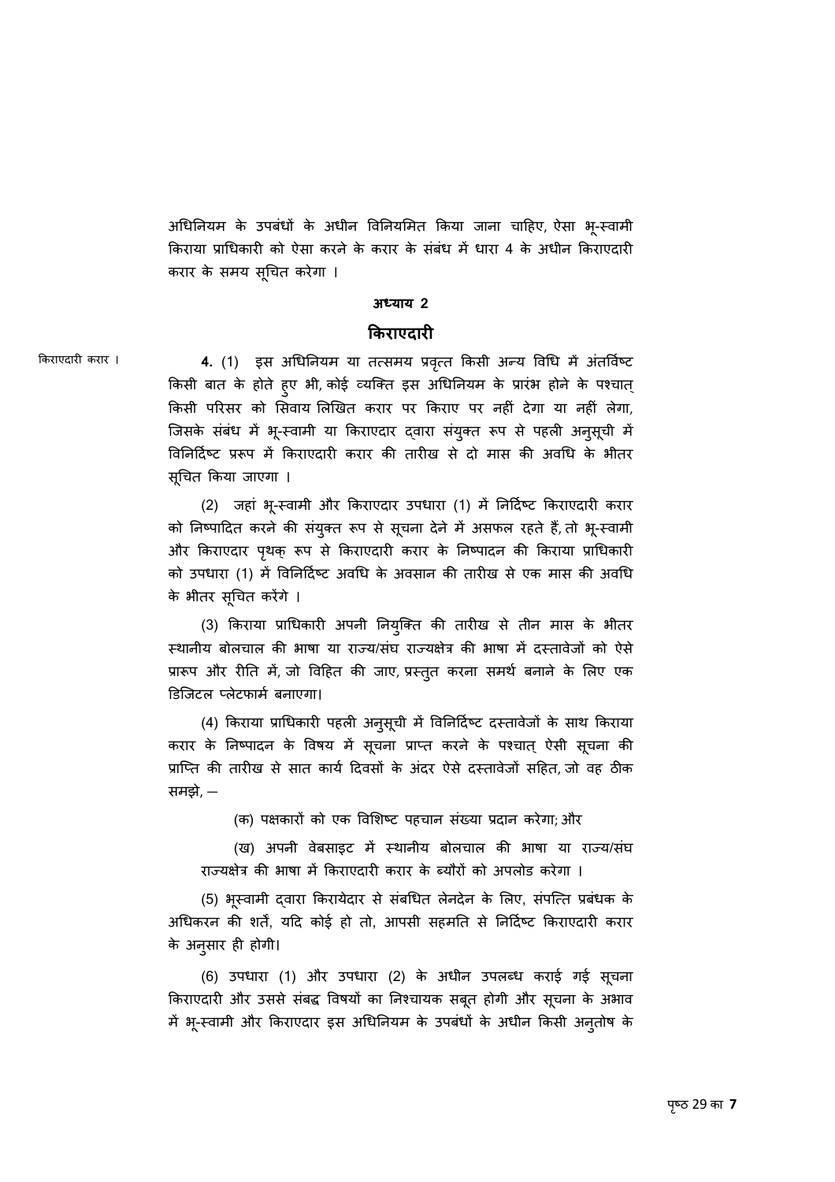अधिनियम के उपबंधों के अधीन विनियमित किया जाना चाहिए, ऐसा भू-स्वामी किराया प्राधिकारी को ऐसा करने के करार के संबंध में धारा 4 के अधीन किराएदारी करार के समय सूचित करेगा ।

### अध्याय 2

## किराएदारी

किराएदारी करार ।

**4.** (1) इस अधिनियम या तत्समय प्रवृत्त किसी अन्य विधि में अंतर्विष्ट किसी बात के होते हुए भी, कोई व्यक्ति इस अधिनियम के प्रारंभ होने के पश्चात् किसी परिसर को सिवाय लिखित करार पर किराए पर नहीं देगा या नहीं लेगा, जिसके संबंध में भू-स्वामी या किराएदार द्वारा संयुक्त रूप से पहली अनुसूची में विनिर्दिष्ट प्ररूप में किराएदारी करार की तारीख से दो मास की अवधि के भीतर सूचित किया जाएगा ।

(2) जहां भू-स्वामी और किराएदार उपधारा (1) में निर्दिष्ट किराएदारी करार को निष्पादित करने की संयुक्त रूप से सूचना देने में असफल रहते हैं, तो भू-स्वामी और किराएदार पृथक् रूप से किराएदारी करार के निष्पादन की किराया प्राधिकारी को उपधारा (1) में विनिर्दिष्ट अवधि के अवसान की तारीख से एक मास की अवधि के भीतर सूचित करेंगे ।

(3) किराया प्राधिकारी अपनी नियुक्ति की तारीख से तीन मास के भीतर स्थानीय बोलचाल की भाषा या राज्य/संघ राज्यक्षेत्र की भाषा में दस्तावेजों को ऐसे प्रारूप और रीति में, जो विहित की जाए, प्रस्तुत करना समर्थ बनाने के लिए एक डिजिटल प्लेटफार्म बनाएगा।

(4) किराया प्राधिकारी पहली अनुसूची में विनिर्दिष्ट दस्तावेजों के साथ किराया करार के निष्पादन के विषय में सूचना प्राप्त करने के पश्चात् ऐसी सूचना की प्राप्ति की तारीख से सात कार्य दिवसों के अंदर ऐसे दस्तावेजों सहित, जो वह ठीक समझे, —

(क) पक्षकारों को एक विशिष्ट पहचान संख्या प्रदान करेगा; और

(ख) अपनी वेबसाइट में स्थानीय बोलचाल की भाषा या राज्य/संघ राज्यक्षेत्र की भाषा में किराएदारी करार के ब्यौरों को अपलोड करेगा ।

(5) भूस्वामी द्वारा किरायेदार से संबंधित लेनदेन के लिए, संपत्ति प्रबंधक के अधिकरन की शर्तें, यदि कोई हो तो, आपसी सहमति से निर्दिष्ट किराएदारी करार के अनुसार ही होगी।

(6) उपधारा (1) और उपधारा (2) के अधीन उपलब्ध कराई गई सूचना किराएदारी और उससे संबद्ध विषयों का निश्चायक सबूत होगी और सूचना के अभाव में भू-स्वामी और किराएदार इस अधिनियम के उपबंधों के अधीन किसी अनुतोष के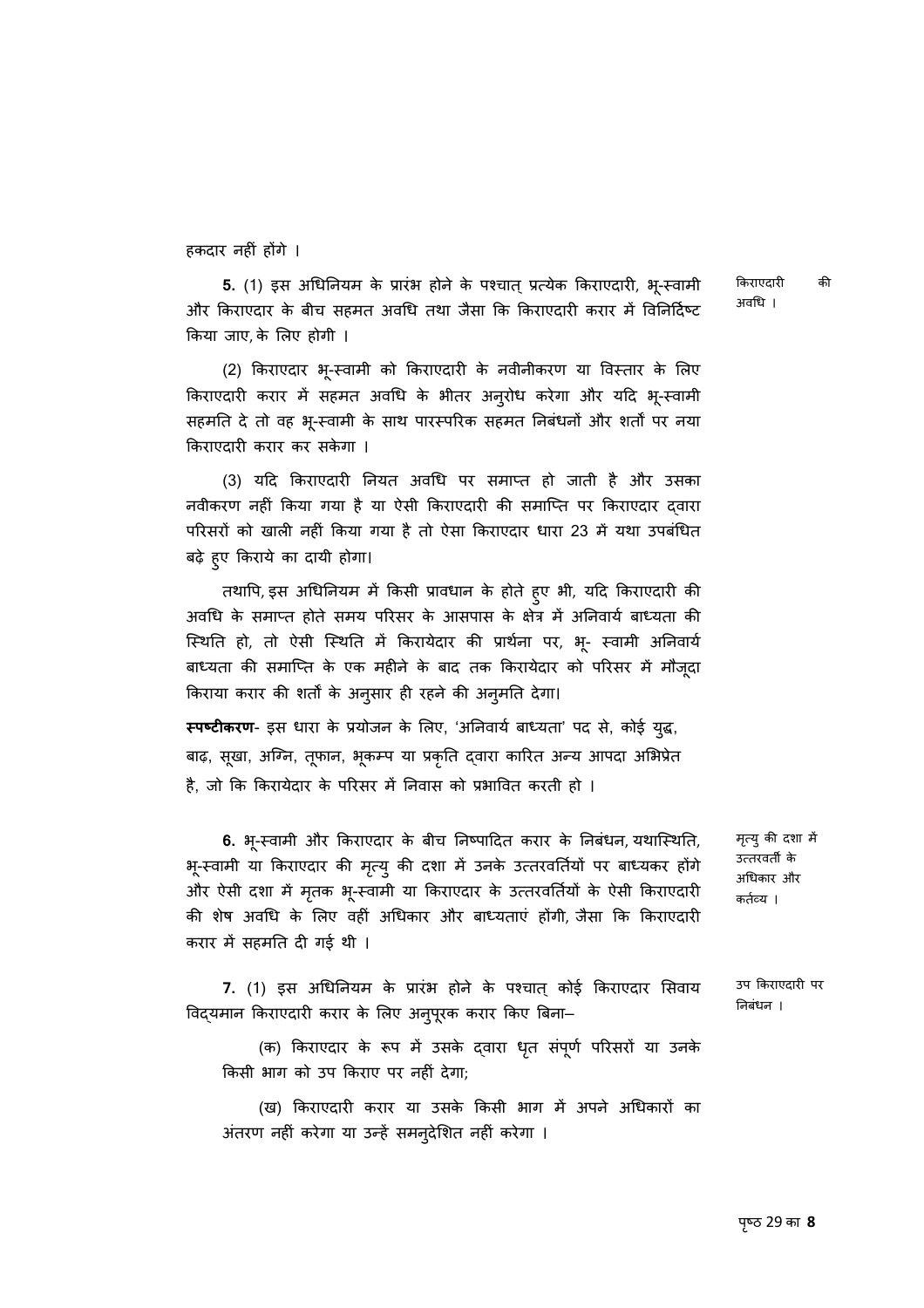हकदार नहीं होंगे ।

**5.** (1) इस अधिनियम के प्रारंभ होने के पश्चात् प्रत्येक किराएदारी, भू-स्वामी और किराएदार के बीच सहमत अवधि तथा जैसा कि किराएदारी करार में विनिर्दिष्ट किया जाए, के लिए होगी । *किराएदारी की अवधि ।*

(2) किराएदार भू-स्वामी को किराएदारी के नवीनीकरण या विस्तार के लिए किराएदारी करार में सहमत अवधि के भीतर अनुरोध करेगा और यदि भू-स्वामी सहमति दे तो वह भू-स्वामी के साथ पारस्परिक सहमत निबंधनों और शर्तों पर नया किराएदारी करार कर सकेगा ।

(3) यदि किराएदारी नियत अवधि पर समाप्त हो जाती है और उसका नवीकरण नहीं किया गया है या ऐसी किराएदारी की समाप्ति पर किराएदार द्वारा परिसरों को खाली नहीं किया गया है तो ऐसा किराएदार धारा 23 में यथा उपबंधित बढ़े हुए किराये का दायी होगा।

तथापि, इस अधिनियम में किसी प्रावधान के होते हुए भी, यदि किराएदारी की अवधि के समाप्त होते समय परिसर के आसपास के क्षेत्र में अनिवार्य बाध्यता की स्थिति हो, तो ऐसी स्थिति में किरायेदार की प्रार्थना पर, भू- स्वामी अनिवार्य बाध्यता की समाप्ति के एक महीने के बाद तक किरायेदार को परिसर में मौजूदा किराया करार की शर्तों के अनुसार ही रहने की अनुमति देगा।

**स्पष्टीकरण**- इस धारा के प्रयोजन के लिए, 'अनिवार्य बाध्यता' पद से, कोई युद्ध, बाढ़, सूखा, अग्नि, तूफान, भूकम्प या प्रकृति द्वारा कारित अन्य आपदा अभिप्रेत है, जो कि किरायेदार के परिसर में निवास को प्रभावित करती हो ।

**6.** भू-स्वामी और किराएदार के बीच निष्पादित करार के निबंधन, यथास्थिति, भू-स्वामी या किराएदार की मृत्यु की दशा में उनके उत्तरवर्तियों पर बाध्यकर होंगे और ऐसी दशा में मृतक भू-स्वामी या किराएदार के उत्तरवर्तियों के ऐसी किराएदारी की शेष अवधि के लिए वहीं अधिकार और बाध्यताएं होंगी, जैसा कि किराएदारी करार में सहमति दी गई थी । *मृत्यु की दशा में उत्तरवर्ती के अधिकार और कर्तव्य ।*

**7.** (1) इस अधिनियम के प्रारंभ होने के पश्चात् कोई किराएदार सिवाय विद्यमान किराएदारी करार के लिए अनुपूरक करार किए बिना– *उप किराएदारी पर निबंधन ।*

(क) किराएदार के रूप में उसके द्वारा धृत संपूर्ण परिसरों या उनके किसी भाग को उप किराए पर नहीं देगा;

(ख) किराएदारी करार या उसके किसी भाग में अपने अधिकारों का अंतरण नहीं करेगा या उन्हें समनुदेशित नहीं करेगा ।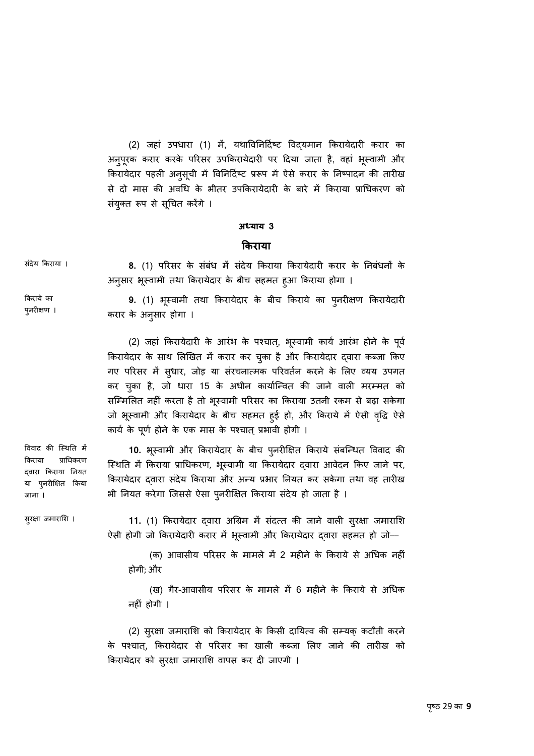(2) जहां उपधारा (1) में, यथाविनिर्दिष्ट विद्यमान किरायेदारी करार का अनुपूरक करार करके परिसर उपकिरायेदारी पर दिया जाता है, वहां भूस्वामी और किरायेदार पहली अनुसूची में विनिर्दिष्ट प्ररूप में ऐसे करार के निष्पादन की तारीख से दो मास की अवधि के भीतर उपकिरायेदारी के बारे में किराया प्राधिकरण को संयुक्त रूप से सूचित करेंगे ।

## अध्याय 3

## किराया

संदेय किराया ।

**8.** (1) परिसर के संबंध में संदेय किराया किरायेदारी करार के निबंधनों के अनुसार भूस्वामी तथा किरायेदार के बीच सहमत हुआ किराया होगा ।

किराये का पुनरीक्षण ।

**9.** (1) भूस्वामी तथा किरायेदार के बीच किराये का पुनरीक्षण किरायेदारी करार के अनुसार होगा ।

(2) जहां किरायेदारी के आरंभ के पश्चात्, भूस्वामी कार्य आरंभ होने के पूर्व किरायेदार के साथ लिखित में करार कर चुका है और किरायेदार द्वारा कब्जा किए गए परिसर में सुधार, जोड़ या संरचनात्मक परिवर्तन करने के लिए व्यय उपगत कर चुका है, जो धारा 15 के अधीन कार्यान्वित की जाने वाली मरम्मत को सम्मिलित नहीं करता है तो भूस्वामी परिसर का किराया उतनी रकम से बढ़ा सकेगा जो भूस्वामी और किरायेदार के बीच सहमत हुई हो, और किराये में ऐसी वृद्धि ऐसे कार्य के पूर्ण होने के एक मास के पश्चात् प्रभावी होगी ।

विवाद की स्थिति में किराया प्राधिकरण द्वारा किराया नियत या पुनरीक्षित किया जाना ।

**10.** भूस्वामी और किरायेदार के बीच पुनरीक्षित किराये संबन्धित विवाद की स्थिति में किराया प्राधिकरण, भूस्वामी या किरायेदार द्वारा आवेदन किए जाने पर, किरायेदार द्वारा संदेय किराया और अन्य प्रभार नियत कर सकेगा तथा वह तारीख भी नियत करेगा जिससे ऐसा पुनरीक्षित किराया संदेय हो जाता है ।

सुरक्षा जमाराशि ।

**11.** (1) किरायेदार द्वारा अग्रिम में संदत्त की जाने वाली सुरक्षा जमाराशि ऐसी होगी जो किरायेदारी करार में भूस्वामी और किरायेदार द्वारा सहमत हो जो—

(क) आवासीय परिसर के मामले में 2 महीने के किराये से अधिक नहीं होगी; और

(ख) गैर-आवासीय परिसर के मामले में 6 महीने के किराये से अधिक नहीं होगी ।

(2) सुरक्षा जमाराशि को किरायेदार के किसी दायित्व की सम्यक् कटौती करने के पश्चात्, किरायेदार से परिसर का खाली कब्जा लिए जाने की तारीख को किरायेदार को सुरक्षा जमाराशि वापस कर दी जाएगी ।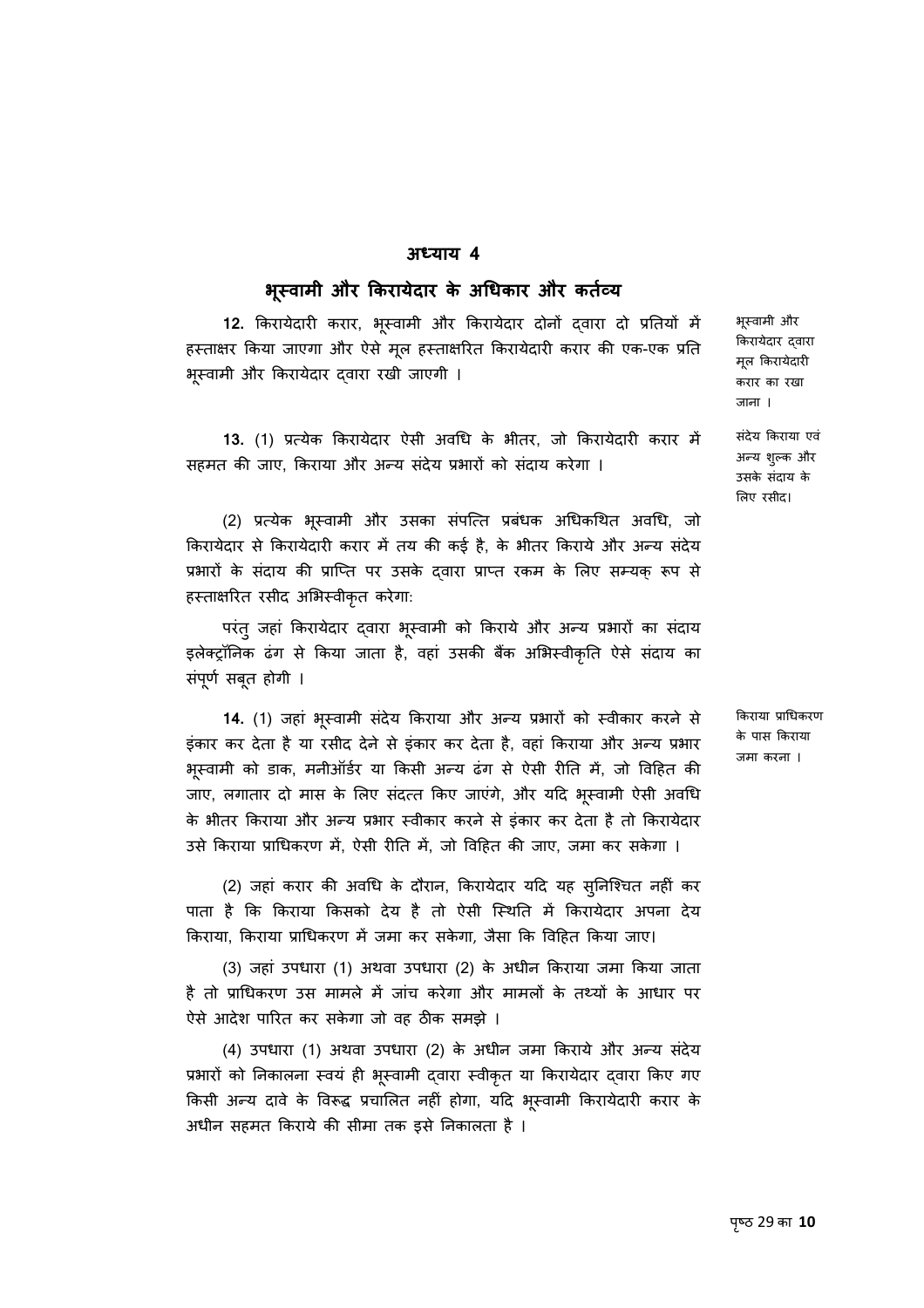## अध्याय 4

## भूस्वामी और किरायेदार के अधिकार और कर्तव्य

*भूस्वामी और किरायेदार द्वारा मूल किरायेदारी करार का रखा जाना ।*

**12.** किरायेदारी करार, भूस्वामी और किरायेदार दोनों द्वारा दो प्रतियों में हस्ताक्षर किया जाएगा और ऐसे मूल हस्ताक्षरित किरायेदारी करार की एक-एक प्रति भूस्वामी और किरायेदार द्वारा रखी जाएगी ।

*संदेय किराया एवं अन्य शुल्क और उसके संदाय के लिए रसीद।*

**13.** (1) प्रत्येक किरायेदार ऐसी अवधि के भीतर, जो किरायेदारी करार में सहमत की जाए, किराया और अन्य संदेय प्रभारों को संदाय करेगा ।

(2) प्रत्येक भूस्वामी और उसका संपत्ति प्रबंधक अधिकथित अवधि, जो किरायेदार से किरायेदारी करार में तय की कई है, के भीतर किराये और अन्य संदेय प्रभारों के संदाय की प्राप्ति पर उसके द्वारा प्राप्त रकम के लिए सम्यक् रूप से हस्ताक्षरित रसीद अभिस्वीकृत करेगा:

परंतु जहां किरायेदार द्वारा भूस्वामी को किराये और अन्य प्रभारों का संदाय इलेक्ट्रॉनिक ढंग से किया जाता है, वहां उसकी बैंक अभिस्वीकृति ऐसे संदाय का संपूर्ण सबूत होगी ।

*किराया प्राधिकरण के पास किराया जमा करना ।*

**14.** (1) जहां भूस्वामी संदेय किराया और अन्य प्रभारों को स्वीकार करने से इंकार कर देता है या रसीद देने से इंकार कर देता है, वहां किराया और अन्य प्रभार भूस्वामी को डाक, मनीऑर्डर या किसी अन्य ढंग से ऐसी रीति में, जो विहित की जाए, लगातार दो मास के लिए संदत्त किए जाएंगे, और यदि भूस्वामी ऐसी अवधि के भीतर किराया और अन्य प्रभार स्वीकार करने से इंकार कर देता है तो किरायेदार उसे किराया प्राधिकरण में, ऐसी रीति में, जो विहित की जाए, जमा कर सकेगा ।

(2) जहां करार की अवधि के दौरान, किरायेदार यदि यह सुनिश्चित नहीं कर पाता है कि किराया किसको देय है तो ऐसी स्थिति में किरायेदार अपना देय किराया, किराया प्राधिकरण में जमा कर सकेगा, जैसा कि विहित किया जाए।

(3) जहां उपधारा (1) अथवा उपधारा (2) के अधीन किराया जमा किया जाता है तो प्राधिकरण उस मामले में जांच करेगा और मामलों के तथ्यों के आधार पर ऐसे आदेश पारित कर सकेगा जो वह ठीक समझे ।

(4) उपधारा (1) अथवा उपधारा (2) के अधीन जमा किराये और अन्य संदेय प्रभारों को निकालना स्वयं ही भूस्वामी द्वारा स्वीकृत या किरायेदार द्वारा किए गए किसी अन्य दावे के विरूद्ध प्रचालित नहीं होगा, यदि भूस्वामी किरायेदारी करार के अधीन सहमत किराये की सीमा तक इसे निकालता है ।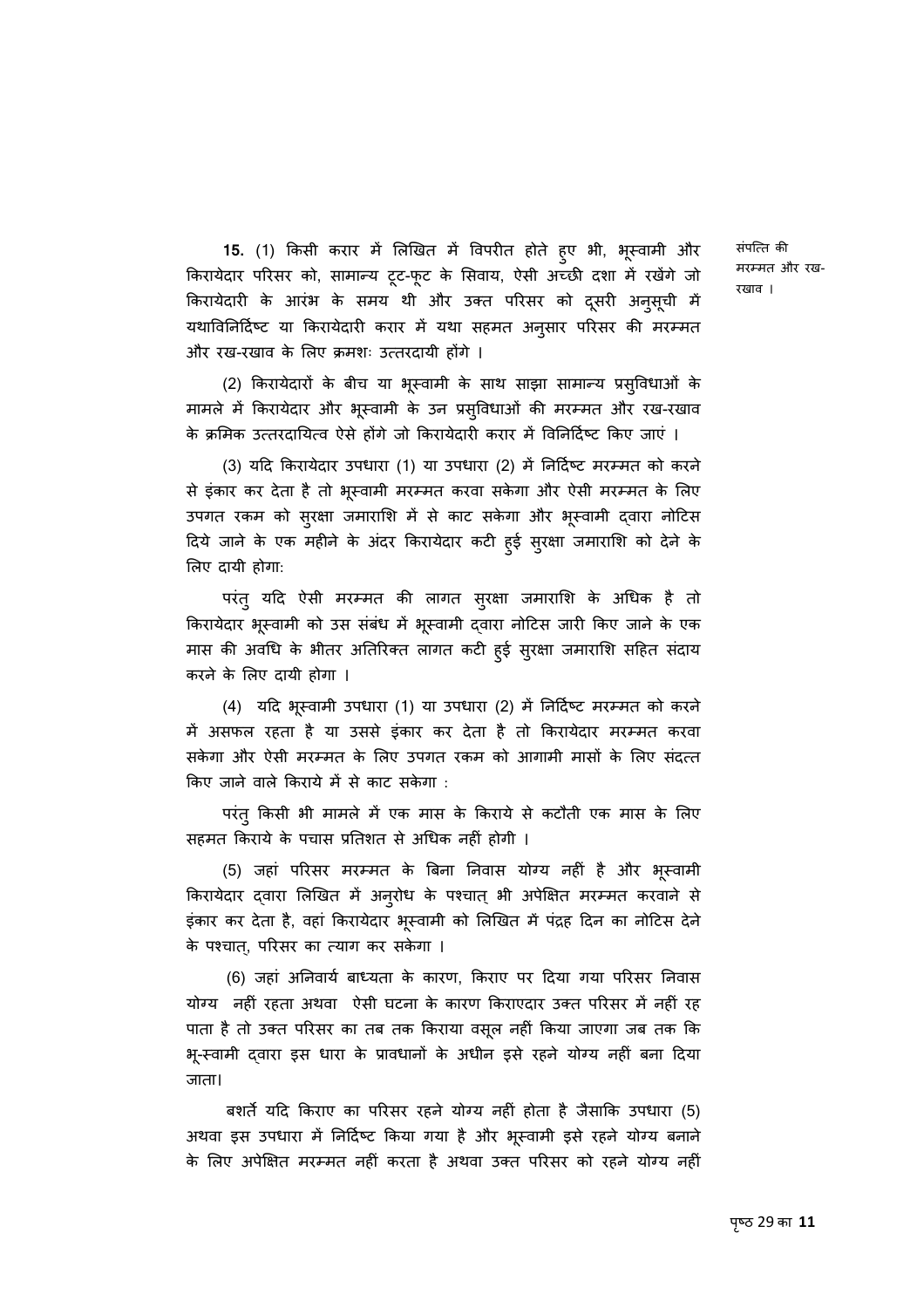संपत्ति की मरम्मत और रख-रखाव ।

**15.** (1) किसी करार में लिखित में विपरीत होते हुए भी, भूस्वामी और किरायेदार परिसर को, सामान्य टूट-फूट के सिवाय, ऐसी अच्छी दशा में रखेंगे जो किरायेदारी के आरंभ के समय थी और उक्त परिसर को दूसरी अनुसूची में यथाविनिर्दिष्ट या किरायेदारी करार में यथा सहमत अनुसार परिसर की मरम्मत और रख-रखाव के लिए क्रमशः उत्तरदायी होंगे ।

(2) किरायेदारों के बीच या भूस्वामी के साथ साझा सामान्य प्रसुविधाओं के मामले में किरायेदार और भूस्वामी के उन प्रसुविधाओं की मरम्मत और रख-रखाव के क्रमिक उत्तरदायित्व ऐसे होंगे जो किरायेदारी करार में विनिर्दिष्ट किए जाएं ।

(3) यदि किरायेदार उपधारा (1) या उपधारा (2) में निर्दिष्ट मरम्मत को करने से इंकार कर देता है तो भूस्वामी मरम्मत करवा सकेगा और ऐसी मरम्मत के लिए उपगत रकम को सुरक्षा जमाराशि में से काट सकेगा और भूस्वामी द्वारा नोटिस दिये जाने के एक महीने के अंदर किरायेदार कटी हुई सुरक्षा जमाराशि को देने के लिए दायी होगा:

परंतु यदि ऐसी मरम्मत की लागत सुरक्षा जमाराशि के अधिक है तो किरायेदार भूस्वामी को उस संबंध में भूस्वामी द्वारा नोटिस जारी किए जाने के एक मास की अवधि के भीतर अतिरिक्त लागत कटी हुई सुरक्षा जमाराशि सहित संदाय करने के लिए दायी होगा ।

(4) यदि भूस्वामी उपधारा (1) या उपधारा (2) में निर्दिष्ट मरम्मत को करने में असफल रहता है या उससे इंकार कर देता है तो किरायेदार मरम्मत करवा सकेगा और ऐसी मरम्मत के लिए उपगत रकम को आगामी मासों के लिए संदत्त किए जाने वाले किराये में से काट सकेगा :

परंतु किसी भी मामले में एक मास के किराये से कटौती एक मास के लिए सहमत किराये के पचास प्रतिशत से अधिक नहीं होगी ।

(5) जहां परिसर मरम्मत के बिना निवास योग्य नहीं है और भूस्वामी किरायेदार द्वारा लिखित में अनुरोध के पश्चात् भी अपेक्षित मरम्मत करवाने से इंकार कर देता है, वहां किरायेदार भूस्वामी को लिखित में पंद्रह दिन का नोटिस देने के पश्चात्, परिसर का त्याग कर सकेगा ।

(6) जहां अनिवार्य बाध्यता के कारण, किराए पर दिया गया परिसर निवास योग्य नहीं रहता अथवा ऐसी घटना के कारण किराएदार उक्त परिसर में नहीं रह पाता है तो उक्त परिसर का तब तक किराया वसूल नहीं किया जाएगा जब तक कि भू-स्वामी द्वारा इस धारा के प्रावधानों के अधीन इसे रहने योग्य नहीं बना दिया जाता।

बशर्ते यदि किराए का परिसर रहने योग्य नहीं होता है जैसाकि उपधारा (5) अथवा इस उपधारा में निर्दिष्ट किया गया है और भूस्वामी इसे रहने योग्य बनाने के लिए अपेक्षित मरम्मत नहीं करता है अथवा उक्त परिसर को रहने योग्य नहीं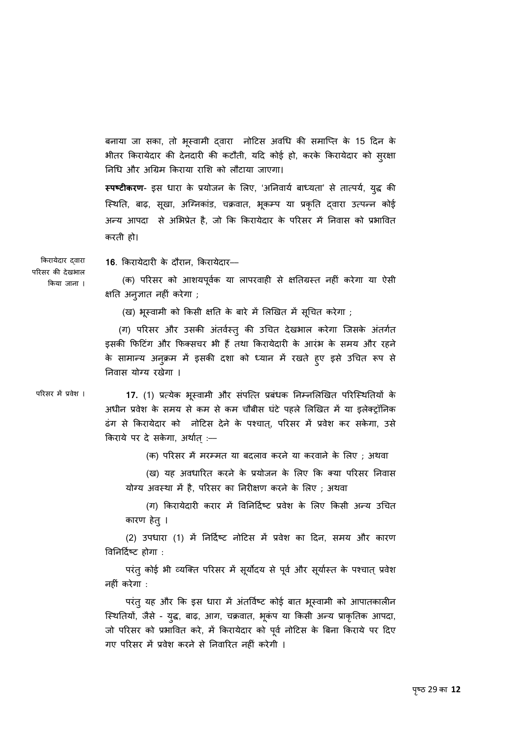बनाया जा सका, तो भूस्वामी द्वारा नोटिस अवधि की समाप्ति के 15 दिन के भीतर किरायेदार की देनदारी की कटौती, यदि कोई हो, करके किरायेदार को सुरक्षा निधि और अग्रिम किराया राशि को लौटाया जाएगा।

**स्पष्टीकरण**- इस धारा के प्रयोजन के लिए, 'अनिवार्य बाध्यता' से तात्पर्य, युद्ध की स्थिति, बाढ़, सूखा, अग्निकांड, चक्रवात, भूकम्प या प्रकृति द्वारा उत्पन्न कोई अन्य आपदा से अभिप्रेत है, जो कि किरायेदार के परिसर में निवास को प्रभावित करती हो।

किरायेदार द्वारा परिसर की देखभाल किया जाना ।

**16**. किरायेदारी के दौरान, किरायेदार—

(क) परिसर को आशयपूर्वक या लापरवाही से क्षतिग्रस्त नहीं करेगा या ऐसी क्षति अनुज्ञात नहीं करेगा ;

(ख) भूस्वामी को किसी क्षति के बारे में लिखित में सूचित करेगा ;

(ग) परिसर और उसकी अंतर्वस्तु की उचित देखभाल करेगा जिसके अंतर्गत इसकी फिटिंग और फिक्सचर भी हैं तथा किरायेदारी के आरंभ के समय और रहने के सामान्य अनुक्रम में इसकी दशा को ध्यान में रखते हुए इसे उचित रूप से निवास योग्य रखेगा ।

परिसर में प्रवेश ।

**17.** (1) प्रत्येक भूस्वामी और संपत्ति प्रबंधक निम्नलिखित परिस्थितियों के अधीन प्रवेश के समय से कम से कम चौबीस घंटे पहले लिखित में या इलेक्ट्रॉनिक ढंग से किरायेदार को नोटिस देने के पश्चात्, परिसर में प्रवेश कर सकेगा, उसे किराये पर दे सकेगा, अर्थात् :—

(क) परिसर में मरम्मत या बदलाव करने या करवाने के लिए ; अथवा

(ख) यह अवधारित करने के प्रयोजन के लिए कि क्या परिसर निवास योग्य अवस्था में है, परिसर का निरीक्षण करने के लिए ; अथवा

(ग) किरायेदारी करार में विनिर्दिष्ट प्रवेश के लिए किसी अन्य उचित कारण हेतु ।

(2) उपधारा (1) में निर्दिष्ट नोटिस में प्रवेश का दिन, समय और कारण विनिर्दिष्ट होगा :

परंतु कोई भी व्यक्ति परिसर में सूर्योदय से पूर्व और सूर्यास्त के पश्चात् प्रवेश नहीं करेगा :

परंतु यह और कि इस धारा में अंतर्विष्ट कोई बात भूस्वामी को आपातकालीन स्थितियों, जैसे - युद्ध, बाढ़, आग, चक्रवात, भूकंप या किसी अन्य प्राकृतिक आपदा, जो परिसर को प्रभावित करे, में किरायेदार को पूर्व नोटिस के बिना किराये पर दिए गए परिसर में प्रवेश करने से निवारित नहीं करेगी ।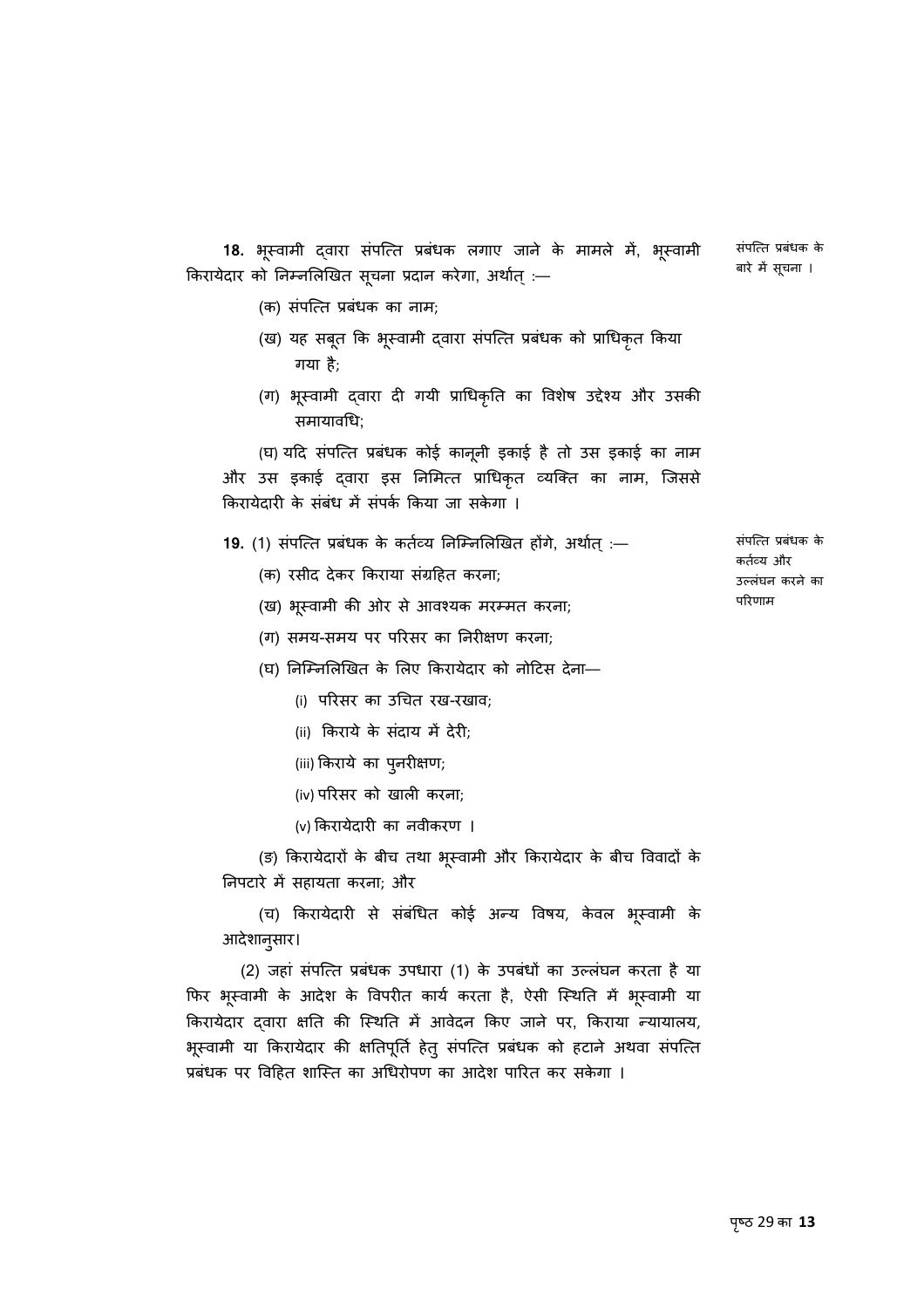**18.** भूस्वामी द्वारा संपत्ति प्रबंधक लगाए जाने के मामले में, भूस्वामी किरायेदार को निम्नलिखित सूचना प्रदान करेगा, अर्थात् :— 

*संपत्ति प्रबंधक के बारे में सूचना ।*

(क) संपत्ति प्रबंधक का नाम;

(ख) यह सबूत कि भूस्वामी द्वारा संपत्ति प्रबंधक को प्राधिकृत किया गया है;

(ग) भूस्वामी द्वारा दी गयी प्राधिकृति का विशेष उद्देश्य और उसकी समायावधि;

(घ) यदि संपत्ति प्रबंधक कोई कानूनी इकाई है तो उस इकाई का नाम और उस इकाई द्वारा इस निमित्त प्राधिकृत व्यक्ति का नाम, जिससे किरायेदारी के संबंध में संपर्क किया जा सकेगा ।

**19.** (1) संपत्ति प्रबंधक के कर्तव्य निम्निलिखित होंगे, अर्थात् :—

*संपत्ति प्रबंधक के कर्तव्य और उल्लंघन करने का परिणाम*

(क) रसीद देकर किराया संग्रहित करना;

(ख) भूस्वामी की ओर से आवश्यक मरम्मत करना;

(ग) समय-समय पर परिसर का निरीक्षण करना;

(घ) निम्निलिखित के लिए किरायेदार को नोटिस देना—

(i) परिसर का उचित रख-रखाव;

(ii) किराये के संदाय में देरी;

(iii) किराये का पुनरीक्षण;

(iv) परिसर को खाली करना;

(v) किरायेदारी का नवीकरण ।

(ङ) किरायेदारों के बीच तथा भूस्वामी और किरायेदार के बीच विवादों के निपटारे में सहायता करना; और

(च) किरायेदारी से संबंधित कोई अन्य विषय, केवल भूस्वामी के आदेशानुसार।

(2) जहां संपत्ति प्रबंधक उपधारा (1) के उपबंधों का उल्लंघन करता है या फिर भूस्वामी के आदेश के विपरीत कार्य करता है, ऐसी स्थिति में भूस्वामी या किरायेदार द्वारा क्षति की स्थिति में आवेदन किए जाने पर, किराया न्यायालय, भूस्वामी या किरायेदार की क्षतिपूर्ति हेतु संपत्ति प्रबंधक को हटाने अथवा संपत्ति प्रबंधक पर विहित शास्ति का अधिरोपण का आदेश पारित कर सकेगा ।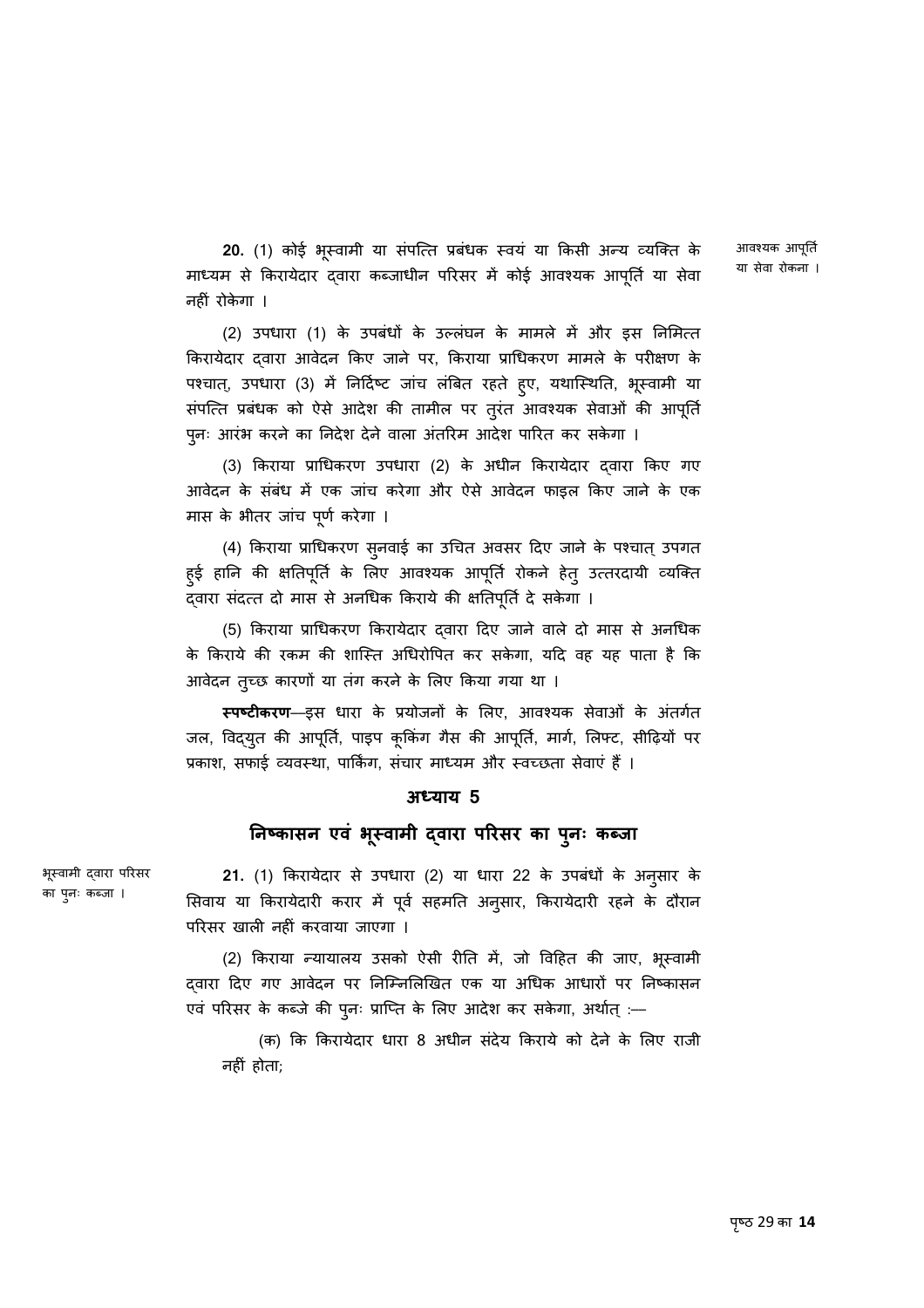**20.** (1) कोई भूस्वामी या संपत्ति प्रबंधक स्वयं या किसी अन्य व्यक्ति के माध्यम से किरायेदार द्वारा कब्जाधीन परिसर में कोई आवश्यक आपूर्ति या सेवा नहीं रोकेगा ।

आवश्यक आपूर्ति या सेवा रोकना ।

(2) उपधारा (1) के उपबंधों के उल्लंघन के मामले में और इस निमित्त किरायेदार द्वारा आवेदन किए जाने पर, किराया प्राधिकरण मामले के परीक्षण के पश्चात्, उपधारा (3) में निर्दिष्ट जांच लंबित रहते हुए, यथास्थिति, भूस्वामी या संपत्ति प्रबंधक को ऐसे आदेश की तामील पर तुरंत आवश्यक सेवाओं की आपूर्ति पुनः आरंभ करने का निदेश देने वाला अंतरिम आदेश पारित कर सकेगा ।

(3) किराया प्राधिकरण उपधारा (2) के अधीन किरायेदार द्वारा किए गए आवेदन के संबंध में एक जांच करेगा और ऐसे आवेदन फाइल किए जाने के एक मास के भीतर जांच पूर्ण करेगा ।

(4) किराया प्राधिकरण सुनवाई का उचित अवसर दिए जाने के पश्चात् उपगत हुई हानि की क्षतिपूर्ति के लिए आवश्यक आपूर्ति रोकने हेतु उत्तरदायी व्यक्ति द्वारा संदत्त दो मास से अनधिक किराये की क्षतिपूर्ति दे सकेगा ।

(5) किराया प्राधिकरण किरायेदार द्वारा दिए जाने वाले दो मास से अनधिक के किराये की रकम की शास्ति अधिरोपित कर सकेगा, यदि वह यह पाता है कि आवेदन तुच्छ कारणों या तंग करने के लिए किया गया था ।

**स्पष्टीकरण**—इस धारा के प्रयोजनों के लिए, आवश्यक सेवाओं के अंतर्गत जल, विद्युत की आपूर्ति, पाइप कूकिंग गैस की आपूर्ति, मार्ग, लिफ्ट, सीढ़ियों पर प्रकाश, सफाई व्यवस्था, पार्किंग, संचार माध्यम और स्वच्छता सेवाएं हैं ।

## अध्याय 5

## निष्कासन एवं भूस्वामी द्वारा परिसर का पुनः कब्जा

भूस्वामी द्वारा परिसर का पुनः कब्जा ।

**21.** (1) किरायेदार से उपधारा (2) या धारा 22 के उपबंधों के अनुसार के सिवाय या किरायेदारी करार में पूर्व सहमति अनुसार, किरायेदारी रहने के दौरान परिसर खाली नहीं करवाया जाएगा ।

(2) किराया न्यायालय उसको ऐसी रीति में, जो विहित की जाए, भूस्वामी द्वारा दिए गए आवेदन पर निम्निलिखित एक या अधिक आधारों पर निष्कासन एवं परिसर के कब्जे की पुनः प्राप्ति के लिए आदेश कर सकेगा, अर्थात् :—

(क) कि किरायेदार धारा 8 अधीन संदेय किराये को देने के लिए राजी नहीं होता;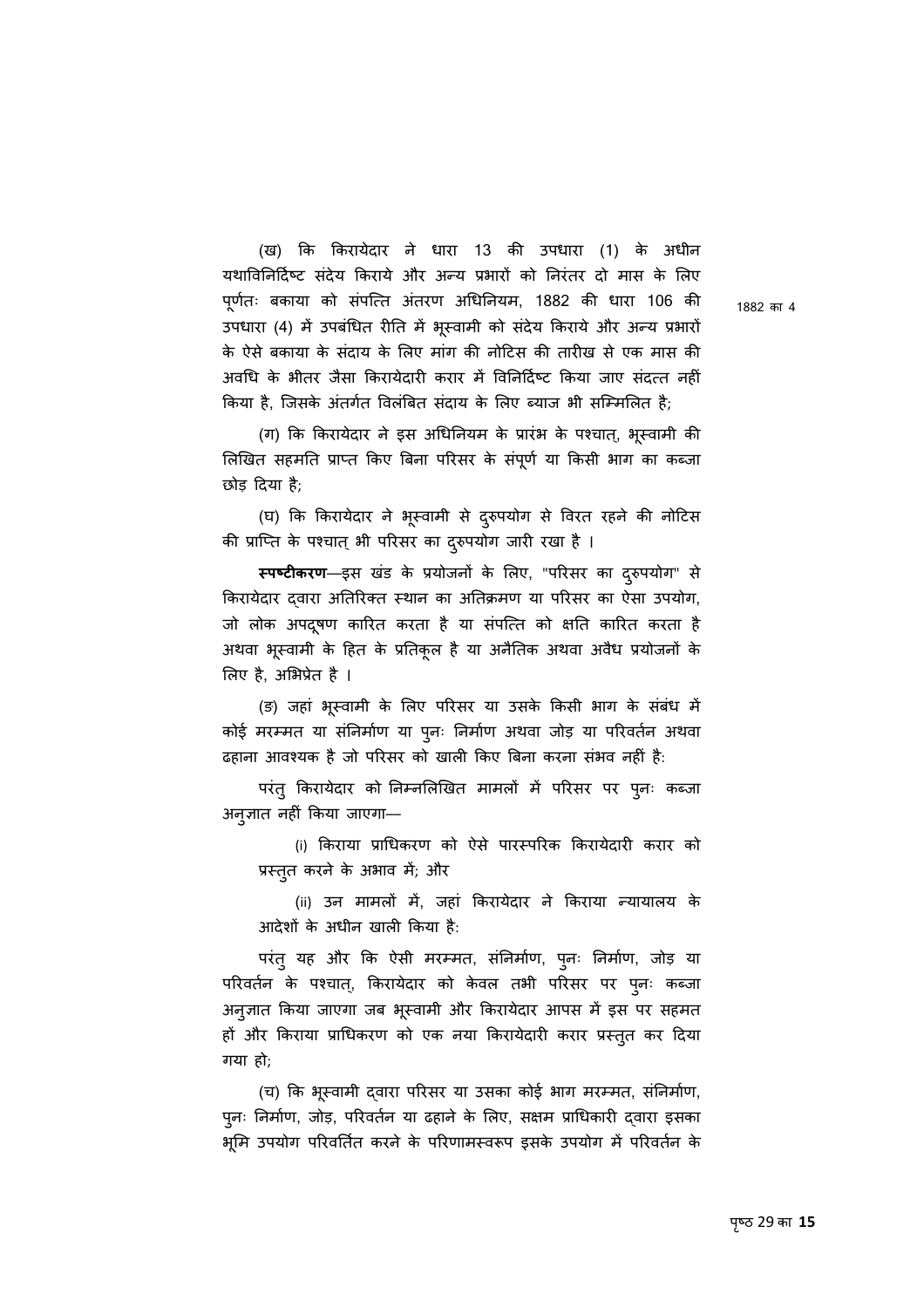(ख) कि किरायेदार ने धारा 13 की उपधारा (1) के अधीन यथाविनिर्दिष्ट संदेय किराये और अन्य प्रभारों को निरंतर दो मास के लिए पूर्णतः बकाया को संपत्ति अंतरण अधिनियम, 1882 की धारा 106 की उपधारा (4) में उपबंधित रीति में भूस्वामी को संदेय किराये और अन्य प्रभारों के ऐसे बकाया के संदाय के लिए मांग की नोटिस की तारीख से एक मास की अवधि के भीतर जैसा किरायेदारी करार में विनिर्दिष्ट किया जाए संदत्त नहीं किया है, जिसके अंतर्गत विलंबित संदाय के लिए ब्याज भी सम्मिलित है;

1882 का 4

(ग) कि किरायेदार ने इस अधिनियम के प्रारंभ के पश्चात्, भूस्वामी की लिखित सहमति प्राप्त किए बिना परिसर के संपूर्ण या किसी भाग का कब्जा छोड़ दिया है;

(घ) कि किरायेदार ने भूस्वामी से दुरुपयोग से विरत रहने की नोटिस की प्राप्ति के पश्चात् भी परिसर का दुरुपयोग जारी रखा है ।

**स्पष्टीकरण**—इस खंड के प्रयोजनों के लिए, "परिसर का दुरुपयोग" से किरायेदार द्वारा अतिरिक्त स्थान का अतिक्रमण या परिसर का ऐसा उपयोग, जो लोक अपदूषण कारित करता है या संपत्ति को क्षति कारित करता है अथवा भूस्वामी के हित के प्रतिकूल है या अनैतिक अथवा अवैध प्रयोजनों के लिए है, अभिप्रेत है ।

(ङ) जहां भूस्वामी के लिए परिसर या उसके किसी भाग के संबंध में कोई मरम्मत या संनिर्माण या पुनः निर्माण अथवा जोड़ या परिवर्तन अथवा ढहाना आवश्यक है जो परिसर को खाली किए बिना करना संभव नहीं है:

परंतु किरायेदार को निम्नलिखित मामलों में परिसर पर पुनः कब्जा अनुज्ञात नहीं किया जाएगा—

(i) किराया प्राधिकरण को ऐसे पारस्परिक किरायेदारी करार को प्रस्तुत करने के अभाव में; और

(ii) उन मामलों में, जहां किरायेदार ने किराया न्यायालय के आदेशों के अधीन खाली किया है:

परंतु यह और कि ऐसी मरम्मत, संनिर्माण, पुनः निर्माण, जोड़ या परिवर्तन के पश्चात्, किरायेदार को केवल तभी परिसर पर पुनः कब्जा अनुज्ञात किया जाएगा जब भूस्वामी और किरायेदार आपस में इस पर सहमत हों और किराया प्राधिकरण को एक नया किरायेदारी करार प्रस्तुत कर दिया गया हो;

(च) कि भूस्वामी द्वारा परिसर या उसका कोई भाग मरम्मत, संनिर्माण, पुनः निर्माण, जोड़, परिवर्तन या ढहाने के लिए, सक्षम प्राधिकारी द्वारा इसका भूमि उपयोग परिवर्तित करने के परिणामस्वरूप इसके उपयोग में परिवर्तन के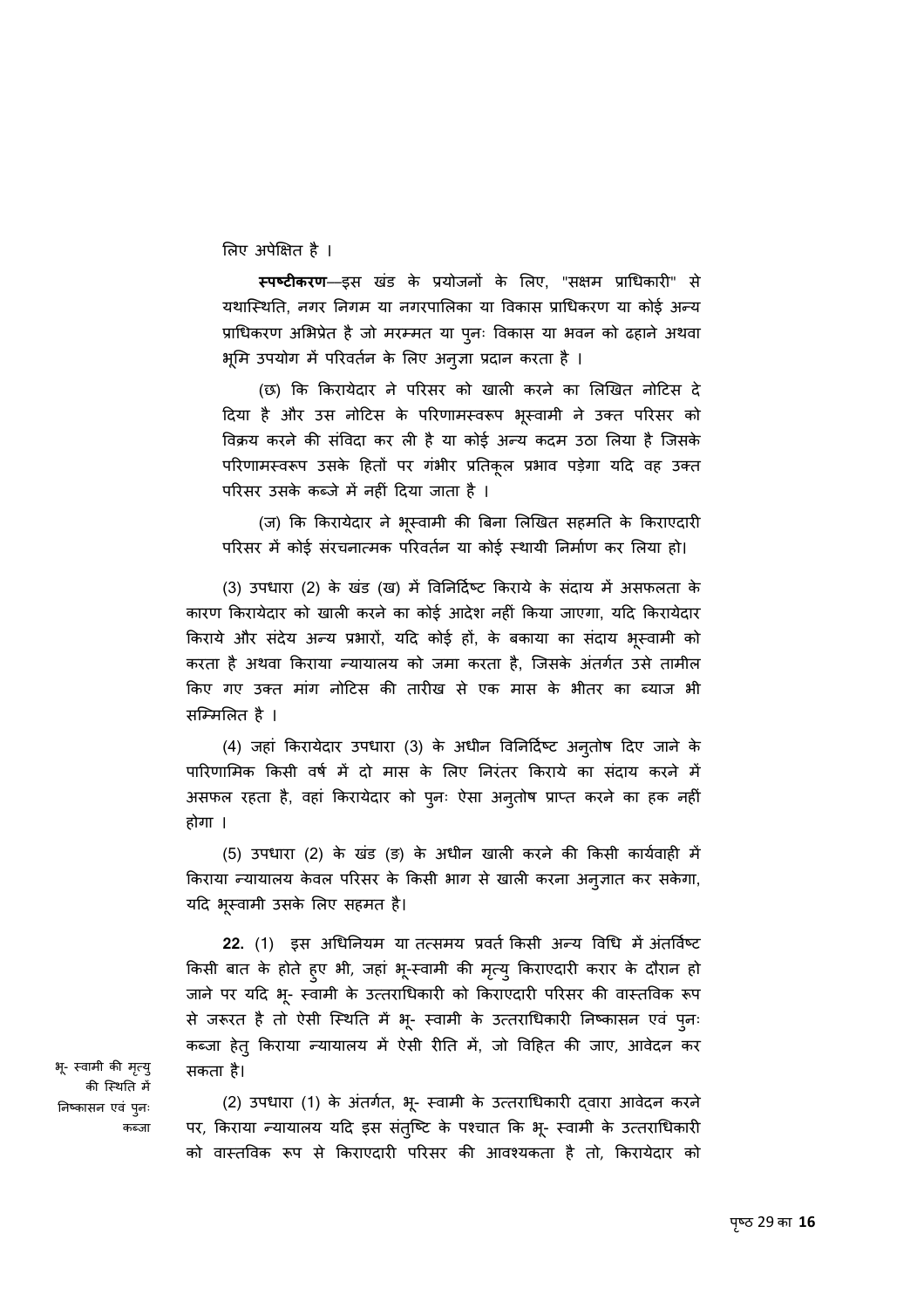लिए अपेक्षित है ।

**स्पष्टीकरण**—इस खंड के प्रयोजनों के लिए, "सक्षम प्राधिकारी" से यथास्थिति, नगर निगम या नगरपालिका या विकास प्राधिकरण या कोई अन्य प्राधिकरण अभिप्रेत है जो मरम्मत या पुनः विकास या भवन को ढहाने अथवा भूमि उपयोग में परिवर्तन के लिए अनुज्ञा प्रदान करता है ।

(छ) कि किरायेदार ने परिसर को खाली करने का लिखित नोटिस दे दिया है और उस नोटिस के परिणामस्वरूप भूस्वामी ने उक्त परिसर को विक्रय करने की संविदा कर ली है या कोई अन्य कदम उठा लिया है जिसके परिणामस्वरूप उसके हितों पर गंभीर प्रतिकूल प्रभाव पड़ेगा यदि वह उक्त परिसर उसके कब्जे में नहीं दिया जाता है ।

(ज) कि किरायेदार ने भूस्वामी की बिना लिखित सहमति के किराएदारी परिसर में कोई संरचनात्मक परिवर्तन या कोई स्थायी निर्माण कर लिया हो।

(3) उपधारा (2) के खंड (ख) में विनिर्दिष्ट किराये के संदाय में असफलता के कारण किरायेदार को खाली करने का कोई आदेश नहीं किया जाएगा, यदि किरायेदार किराये और संदेय अन्य प्रभारों, यदि कोई हों, के बकाया का संदाय भूस्वामी को करता है अथवा किराया न्यायालय को जमा करता है, जिसके अंतर्गत उसे तामील किए गए उक्त मांग नोटिस की तारीख से एक मास के भीतर का ब्याज भी सम्मिलित है ।

(4) जहां किरायेदार उपधारा (3) के अधीन विनिर्दिष्ट अनुतोष दिए जाने के पारिणामिक किसी वर्ष में दो मास के लिए निरंतर किराये का संदाय करने में असफल रहता है, वहां किरायेदार को पुनः ऐसा अनुतोष प्राप्त करने का हक नहीं होगा ।

(5) उपधारा (2) के खंड (ङ) के अधीन खाली करने की किसी कार्यवाही में किराया न्यायालय केवल परिसर के किसी भाग से खाली करना अनुज्ञात कर सकेगा, यदि भूस्वामी उसके लिए सहमत है।

भू- स्वामी की मृत्यु की स्थिति में निष्कासन एवं पुनः कब्जा

**22.** (1) इस अधिनियम या तत्समय प्रवर्त किसी अन्य विधि में अंतर्विष्ट किसी बात के होते हुए भी, जहां भू-स्वामी की मृत्यु किराएदारी करार के दौरान हो जाने पर यदि भू- स्वामी के उत्तराधिकारी को किराएदारी परिसर की वास्तविक रूप से जरूरत है तो ऐसी स्थिति में भू- स्वामी के उत्तराधिकारी निष्कासन एवं पुनः कब्जा हेतु किराया न्यायालय में ऐसी रीति में, जो विहित की जाए, आवेदन कर सकता है।

(2) उपधारा (1) के अंतर्गत, भू- स्वामी के उत्तराधिकारी द्वारा आवेदन करने पर, किराया न्यायालय यदि इस संतुष्टि के पश्चात कि भू- स्वामी के उत्तराधिकारी को वास्तविक रूप से किराएदारी परिसर की आवश्यकता है तो, किरायेदार को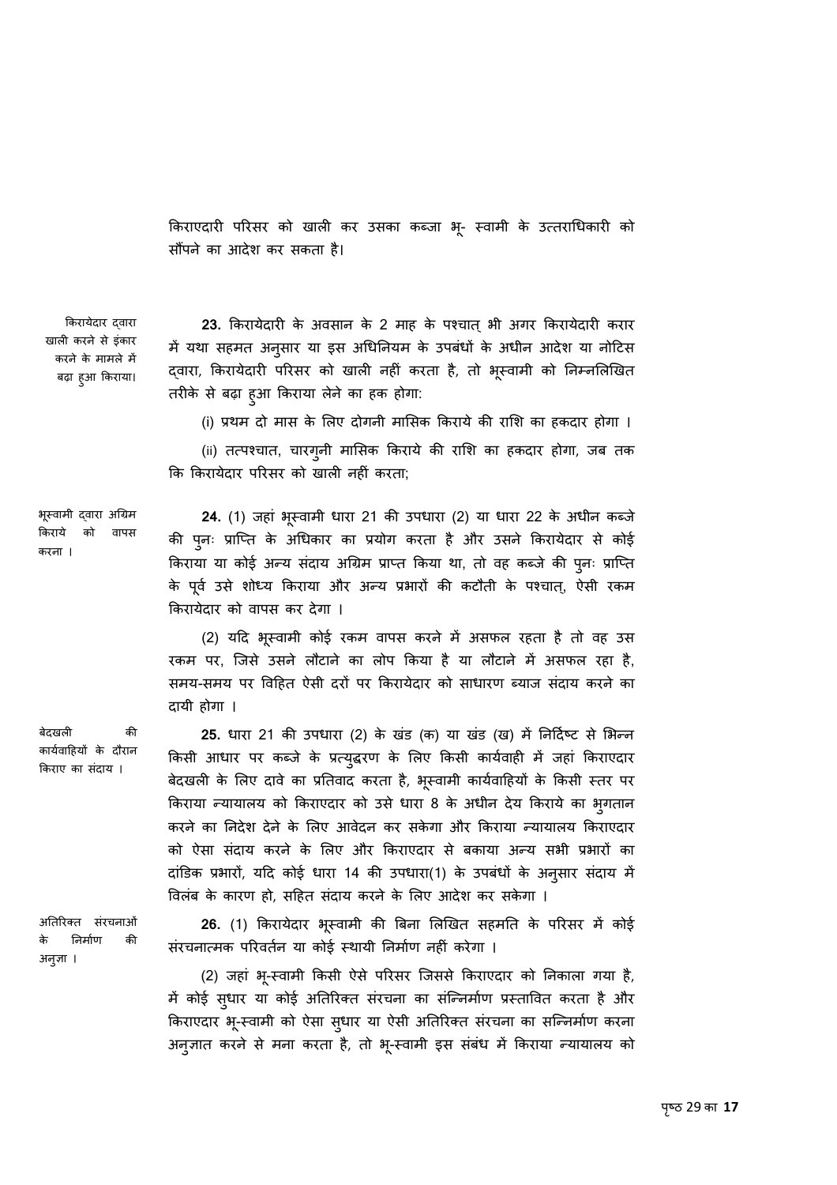किराएदारी परिसर को खाली कर उसका कब्जा भू- स्वामी के उत्तराधिकारी को सौंपने का आदेश कर सकता है।

*किरायेदार द्वारा खाली करने से इंकार करने के मामले में बढ़ा हुआ किराया।*

**23.** किरायेदारी के अवसान के 2 माह के पश्चात् भी अगर किरायेदारी करार में यथा सहमत अनुसार या इस अधिनियम के उपबंधों के अधीन आदेश या नोटिस द्वारा, किरायेदारी परिसर को खाली नहीं करता है, तो भूस्वामी को निम्नलिखित तरीके से बढ़ा हुआ किराया लेने का हक होगा:

(i) प्रथम दो मास के लिए दोगनी मासिक किराये की राशि का हकदार होगा ।

(ii) तत्पश्चात, चारगुनी मासिक किराये की राशि का हकदार होगा, जब तक कि किरायेदार परिसर को खाली नहीं करता;

*भूस्वामी द्वारा अग्रिम किराये को वापस करना ।*

**24.** (1) जहां भूस्वामी धारा 21 की उपधारा (2) या धारा 22 के अधीन कब्जे की पुनः प्राप्ति के अधिकार का प्रयोग करता है और उसने किरायेदार से कोई किराया या कोई अन्य संदाय अग्रिम प्राप्त किया था, तो वह कब्जे की पुनः प्राप्ति के पूर्व उसे शोध्य किराया और अन्य प्रभारों की कटौती के पश्चात्, ऐसी रकम किरायेदार को वापस कर देगा ।

(2) यदि भूस्वामी कोई रकम वापस करने में असफल रहता है तो वह उस रकम पर, जिसे उसने लौटाने का लोप किया है या लौटाने में असफल रहा है, समय-समय पर विहित ऐसी दरों पर किरायेदार को साधारण ब्याज संदाय करने का दायी होगा ।

*बेदखली की कार्यवाहियों के दौरान किराए का संदाय ।*

**25.** धारा 21 की उपधारा (2) के खंड (क) या खंड (ख) में निर्दिष्ट से भिन्न किसी आधार पर कब्जे के प्रत्युद्धरण के लिए किसी कार्यवाही में जहां किराएदार बेदखली के लिए दावे का प्रतिवाद करता है, भूस्वामी कार्यवाहियों के किसी स्तर पर किराया न्यायालय को किराएदार को उसे धारा 8 के अधीन देय किराये का भुगतान करने का निदेश देने के लिए आवेदन कर सकेगा और किराया न्यायालय किराएदार को ऐसा संदाय करने के लिए और किराएदार से बकाया अन्य सभी प्रभारों का दांडिक प्रभारों, यदि कोई धारा 14 की उपधारा(1) के उपबंधों के अनुसार संदाय में विलंब के कारण हो, सहित संदाय करने के लिए आदेश कर सकेगा ।

*अतिरिक्त संरचनाओं के निर्माण की अनुज्ञा ।*

**26.** (1) किरायेदार भूस्वामी की बिना लिखित सहमति के परिसर में कोई संरचनात्मक परिवर्तन या कोई स्थायी निर्माण नहीं करेगा ।

(2) जहां भू-स्वामी किसी ऐसे परिसर जिससे किराएदार को निकाला गया है, में कोई सुधार या कोई अतिरिक्त संरचना का संन्निर्माण प्रस्तावित करता है और किराएदार भू-स्वामी को ऐसा सुधार या ऐसी अतिरिक्त संरचना का सन्निर्माण करना अनुज्ञात करने से मना करता है, तो भू-स्वामी इस संबंध में किराया न्यायालय को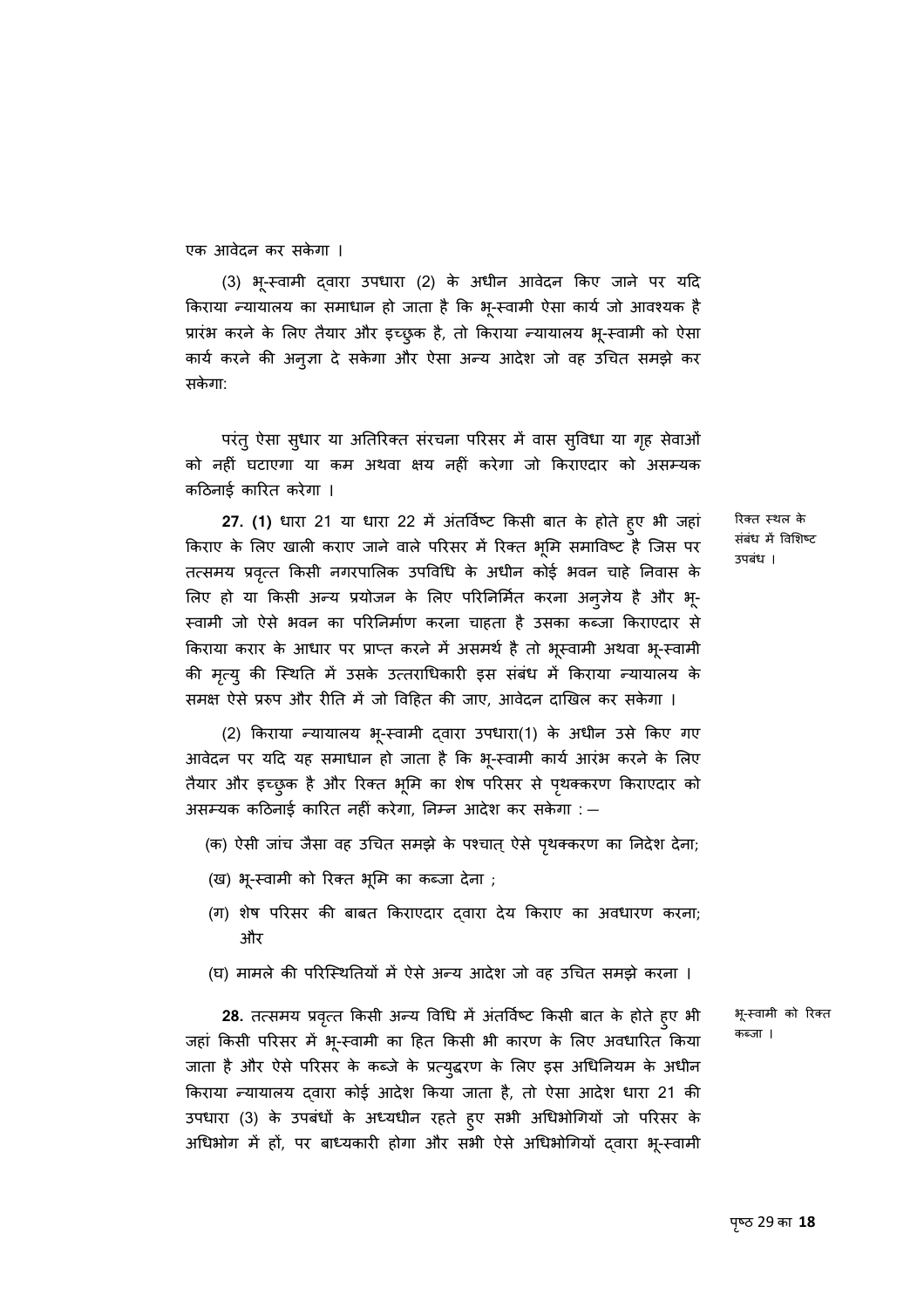एक आवेदन कर सकेगा ।

(3) भू-स्वामी द्वारा उपधारा (2) के अधीन आवेदन किए जाने पर यदि किराया न्यायालय का समाधान हो जाता है कि भू-स्वामी ऐसा कार्य जो आवश्यक है प्रारंभ करने के लिए तैयार और इच्छुक है, तो किराया न्यायालय भू-स्वामी को ऐसा कार्य करने की अनुज्ञा दे सकेगा और ऐसा अन्य आदेश जो वह उचित समझे कर सकेगा:

परंतु ऐसा सुधार या अतिरिक्त संरचना परिसर में वास सुविधा या गृह सेवाओं को नहीं घटाएगा या कम अथवा क्षय नहीं करेगा जो किराएदार को असम्यक कठिनाई कारित करेगा ।

रिक्त स्थल के संबंध में विशिष्ट उपबंध ।

**27. (1)** धारा 21 या धारा 22 में अंतर्विष्ट किसी बात के होते हुए भी जहां किराए के लिए खाली कराए जाने वाले परिसर में रिक्त भूमि समाविष्ट है जिस पर तत्समय प्रवृत्त किसी नगरपालिक उपविधि के अधीन कोई भवन चाहे निवास के लिए हो या किसी अन्य प्रयोजन के लिए परिनिर्मित करना अनुज्ञेय है और भू-स्वामी जो ऐसे भवन का परिनिर्माण करना चाहता है उसका कब्जा किराएदार से किराया करार के आधार पर प्राप्त करने में असमर्थ है तो भूस्वामी अथवा भू-स्वामी की मृत्यु की स्थिति में उसके उत्तराधिकारी इस संबंध में किराया न्यायालय के समक्ष ऐसे प्ररुप और रीति में जो विहित की जाए, आवेदन दाखिल कर सकेगा ।

(2) किराया न्यायालय भू-स्वामी द्वारा उपधारा(1) के अधीन उसे किए गए आवेदन पर यदि यह समाधान हो जाता है कि भू-स्वामी कार्य आरंभ करने के लिए तैयार और इच्छुक है और रिक्त भूमि का शेष परिसर से पृथक्करण किराएदार को असम्यक कठिनाई कारित नहीं करेगा, निम्न आदेश कर सकेगा : —

(क) ऐसी जांच जैसा वह उचित समझे के पश्चात् ऐसे पृथक्करण का निदेश देना;

(ख) भू-स्वामी को रिक्त भूमि का कब्जा देना ;

(ग) शेष परिसर की बाबत किराएदार द्वारा देय किराए का अवधारण करना; और

(घ) मामले की परिस्थितियों में ऐसे अन्य आदेश जो वह उचित समझे करना ।

भू-स्वामी को रिक्त कब्जा ।

**28.** तत्समय प्रवृत्त किसी अन्य विधि में अंतर्विष्ट किसी बात के होते हुए भी जहां किसी परिसर में भू-स्वामी का हित किसी भी कारण के लिए अवधारित किया जाता है और ऐसे परिसर के कब्जे के प्रत्युद्धरण के लिए इस अधिनियम के अधीन किराया न्यायालय द्वारा कोई आदेश किया जाता है, तो ऐसा आदेश धारा 21 की उपधारा (3) के उपबंधों के अध्यधीन रहते हुए सभी अधिभोगियों जो परिसर के अधिभोग में हों, पर बाध्यकारी होगा और सभी ऐसे अधिभोगियों द्वारा भू-स्वामी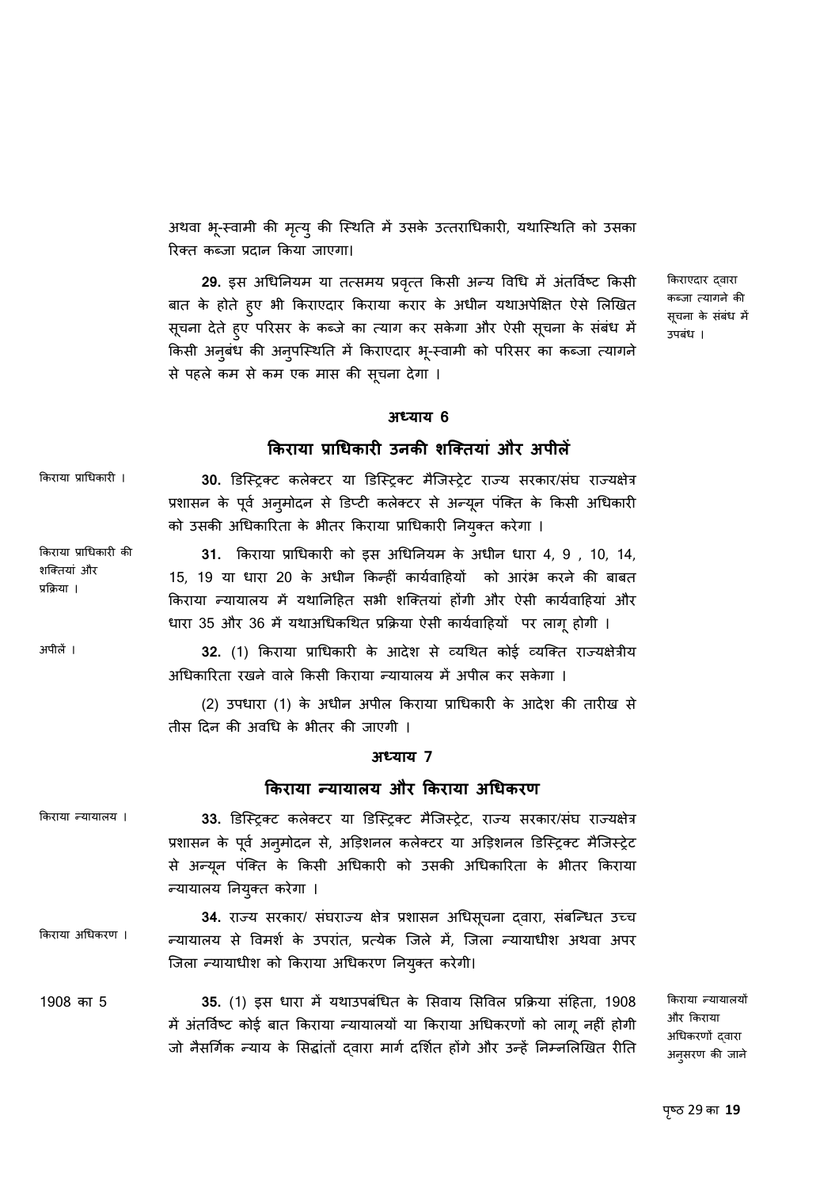अथवा भू-स्वामी की मृत्यु की स्थिति में उसके उत्तराधिकारी, यथास्थिति को उसका रिक्त कब्जा प्रदान किया जाएगा।

किराएदार द्वारा कब्जा त्यागने की सूचना के संबंध में उपबंध ।

**29.** इस अधिनियम या तत्समय प्रवृत्त किसी अन्य विधि में अंतर्विष्ट किसी बात के होते हुए भी किराएदार किराया करार के अधीन यथाअपेक्षित ऐसे लिखित सूचना देते हुए परिसर के कब्जे का त्याग कर सकेगा और ऐसी सूचना के संबंध में किसी अनुबंध की अनुपस्थिति में किराएदार भू-स्वामी को परिसर का कब्जा त्यागने से पहले कम से कम एक मास की सूचना देगा ।

## अध्याय 6

## किराया प्राधिकारी उनकी शक्तियां और अपीलें

किराया प्राधिकारी ।

**30.** डिस्ट्रिक्ट कलेक्टर या डिस्ट्रिक्ट मैजिस्ट्रेट राज्य सरकार/संघ राज्यक्षेत्र प्रशासन के पूर्व अनुमोदन से डिप्टी कलेक्टर से अन्यून पंक्ति के किसी अधिकारी को उसकी अधिकारिता के भीतर किराया प्राधिकारी नियुक्त करेगा ।

किराया प्राधिकारी की शक्तियां और प्रक्रिया ।

**31.** किराया प्राधिकारी को इस अधिनियम के अधीन धारा 4, 9 , 10, 14, 15, 19 या धारा 20 के अधीन किन्हीं कार्यवाहियों को आरंभ करने की बाबत किराया न्यायालय में यथानिहित सभी शक्तियां होंगी और ऐसी कार्यवाहियां और धारा 35 और 36 में यथाअधिकथित प्रक्रिया ऐसी कार्यवाहियों पर लागू होगी ।

अपीलें ।

**32.** (1) किराया प्राधिकारी के आदेश से व्यथित कोई व्यक्ति राज्यक्षेत्रीय अधिकारिता रखने वाले किसी किराया न्यायालय में अपील कर सकेगा ।

(2) उपधारा (1) के अधीन अपील किराया प्राधिकारी के आदेश की तारीख से तीस दिन की अवधि के भीतर की जाएगी ।

## अध्याय 7

## किराया न्यायालय और किराया अधिकरण

किराया न्यायालय ।

**33.** डिस्ट्रिक्ट कलेक्टर या डिस्ट्रिक्ट मैजिस्ट्रेट, राज्य सरकार/संघ राज्यक्षेत्र प्रशासन के पूर्व अनुमोदन से, अड़िशनल कलेक्टर या अड़िशनल डिस्ट्रिक्ट मैजिस्ट्रेट से अन्यून पंक्ति के किसी अधिकारी को उसकी अधिकारिता के भीतर किराया न्यायालय नियुक्त करेगा ।

किराया अधिकरण ।

**34.** राज्य सरकार/ संघराज्य क्षेत्र प्रशासन अधिसूचना द्वारा, संबन्धित उच्च न्यायालय से विमर्श के उपरांत, प्रत्येक जिले में, जिला न्यायाधीश अथवा अपर जिला न्यायाधीश को किराया अधिकरण नियुक्त करेगी।

1908 का 5

किराया न्यायालयों और किराया अधिकरणों द्वारा अनुसरण की जाने

**35.** (1) इस धारा में यथाउपबंधित के सिवाय सिविल प्रक्रिया संहिता, 1908 में अंतर्विष्ट कोई बात किराया न्यायालयों या किराया अधिकरणों को लागू नहीं होगी जो नैसर्गिक न्याय के सिद्धांतों द्वारा मार्ग दर्शित होंगे और उन्हें निम्नलिखित रीति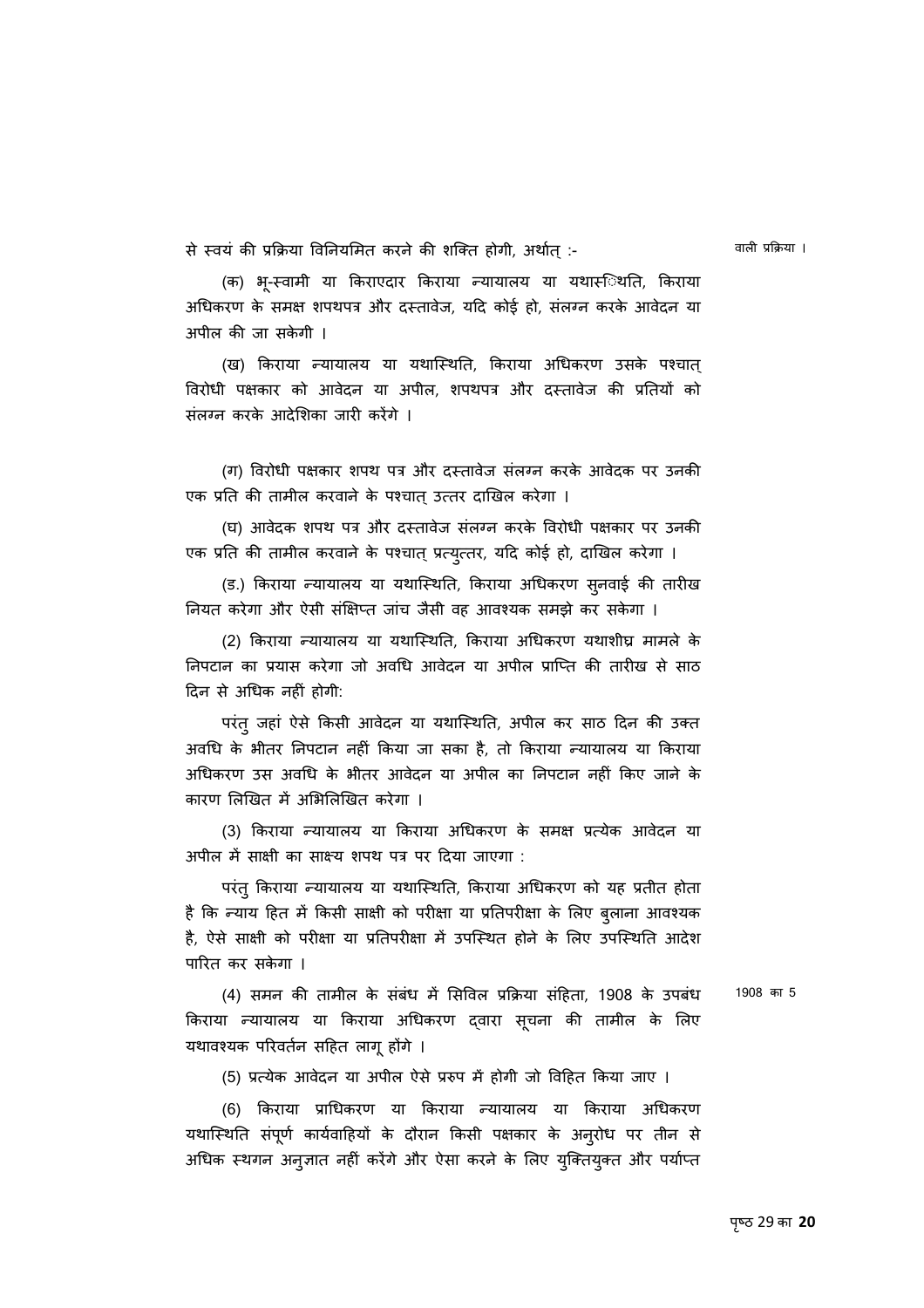से स्वयं की प्रक्रिया विनियमित करने की शक्ति होगी, अर्थात् :- वाली प्रक्रिया ।

(क) भू-स्वामी या किराएदार किराया न्यायालय या यथास्िथति, किराया अधिकरण के समक्ष शपथपत्र और दस्तावेज, यदि कोई हो, संलग्न करके आवेदन या अपील की जा सकेगी ।

(ख) किराया न्यायालय या यथास्थिति, किराया अधिकरण उसके पश्चात् विरोधी पक्षकार को आवेदन या अपील, शपथपत्र और दस्तावेज की प्रतियों को संलग्न करके आदेशिका जारी करेंगे ।

(ग) विरोधी पक्षकार शपथ पत्र और दस्तावेज संलग्न करके आवेदक पर उनकी एक प्रति की तामील करवाने के पश्चात् उत्तर दाखिल करेगा ।

(घ) आवेदक शपथ पत्र और दस्तावेज संलग्न करके विरोधी पक्षकार पर उनकी एक प्रति की तामील करवाने के पश्चात् प्रत्युत्तर, यदि कोई हो, दाखिल करेगा ।

(ड.) किराया न्यायालय या यथास्थिति, किराया अधिकरण सुनवाई की तारीख नियत करेगा और ऐसी संक्षिप्त जांच जैसी वह आवश्यक समझे कर सकेगा ।

(2) किराया न्यायालय या यथास्थिति, किराया अधिकरण यथाशीघ्र मामले के निपटान का प्रयास करेगा जो अवधि आवेदन या अपील प्राप्ति की तारीख से साठ दिन से अधिक नहीं होगी:

परंतु जहां ऐसे किसी आवेदन या यथास्थिति, अपील कर साठ दिन की उक्त अवधि के भीतर निपटान नहीं किया जा सका है, तो किराया न्यायालय या किराया अधिकरण उस अवधि के भीतर आवेदन या अपील का निपटान नहीं किए जाने के कारण लिखित में अभिलिखित करेगा ।

(3) किराया न्यायालय या किराया अधिकरण के समक्ष प्रत्येक आवेदन या अपील में साक्षी का साक्ष्य शपथ पत्र पर दिया जाएगा :

परंतु किराया न्यायालय या यथास्थिति, किराया अधिकरण को यह प्रतीत होता है कि न्याय हित में किसी साक्षी को परीक्षा या प्रतिपरीक्षा के लिए बुलाना आवश्यक है, ऐसे साक्षी को परीक्षा या प्रतिपरीक्षा में उपस्थित होने के लिए उपस्थिति आदेश पारित कर सकेगा ।

(4) समन की तामील के संबंध में सिविल प्रक्रिया संहिता, 1908 के उपबंध किराया न्यायालय या किराया अधिकरण द्वारा सूचना की तामील के लिए यथावश्यक परिवर्तन सहित लागू होंगे । 1908 का 5

(5) प्रत्येक आवेदन या अपील ऐसे प्ररुप में होगी जो विहित किया जाए ।

(6) किराया प्राधिकरण या किराया न्यायालय या किराया अधिकरण यथास्थिति संपूर्ण कार्यवाहियों के दौरान किसी पक्षकार के अनुरोध पर तीन से अधिक स्थगन अनुज्ञात नहीं करेंगे और ऐसा करने के लिए युक्तियुक्त और पर्याप्त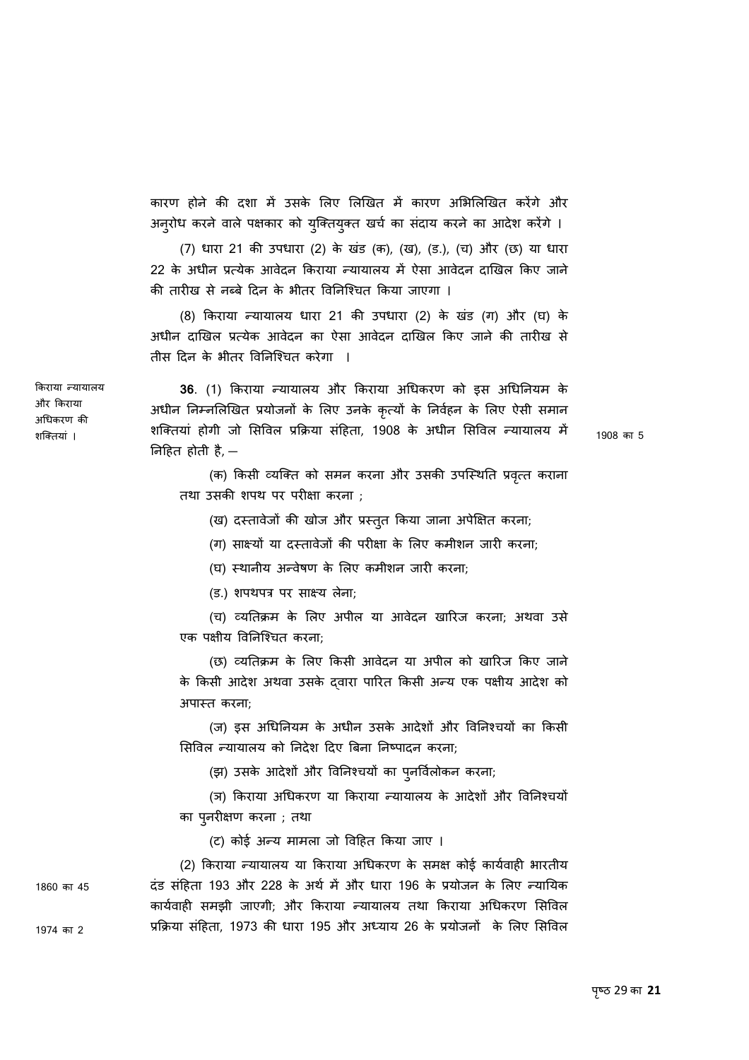कारण होने की दशा में उसके लिए लिखित में कारण अभिलिखित करेंगे और अनुरोध करने वाले पक्षकार को युक्तियुक्त खर्च का संदाय करने का आदेश करेंगे ।

(7) धारा 21 की उपधारा (2) के खंड (क), (ख), (ड.), (च) और (छ) या धारा 22 के अधीन प्रत्येक आवेदन किराया न्यायालय में ऐसा आवेदन दाखिल किए जाने की तारीख से नब्बे दिन के भीतर विनिश्चित किया जाएगा ।

(8) किराया न्यायालय धारा 21 की उपधारा (2) के खंड (ग) और (घ) के अधीन दाखिल प्रत्येक आवेदन का ऐसा आवेदन दाखिल किए जाने की तारीख से तीस दिन के भीतर विनिश्चित करेगा ।

किराया न्यायालय और किराया अधिकरण की शक्तियां ।

**36**. (1) किराया न्यायालय और किराया अधिकरण को इस अधिनियम के अधीन निम्नलिखित प्रयोजनों के लिए उनके कृत्यों के निर्वहन के लिए ऐसी समान शक्तियां होगी जो सिविल प्रक्रिया संहिता, 1908 के अधीन सिविल न्यायालय में निहित होती है, —

1908 का 5

(क) किसी व्यक्ति को समन करना और उसकी उपस्थिति प्रवृत्त कराना तथा उसकी शपथ पर परीक्षा करना ;

(ख) दस्तावेजों की खोज और प्रस्तुत किया जाना अपेक्षित करना;

(ग) साक्ष्यों या दस्तावेजों की परीक्षा के लिए कमीशन जारी करना;

(घ) स्थानीय अन्वेषण के लिए कमीशन जारी करना;

(ड.) शपथपत्र पर साक्ष्य लेना;

(च) व्यतिक्रम के लिए अपील या आवेदन खारिज करना; अथवा उसे एक पक्षीय विनिश्चित करना;

(छ) व्यतिक्रम के लिए किसी आवेदन या अपील को खारिज किए जाने के किसी आदेश अथवा उसके द्वारा पारित किसी अन्य एक पक्षीय आदेश को अपास्त करना;

(ज) इस अधिनियम के अधीन उसके आदेशों और विनिश्चयों का किसी सिविल न्यायालय को निदेश दिए बिना निष्पादन करना;

(झ) उसके आदेशों और विनिश्चयों का पुनर्विलोकन करना;

(ञ) किराया अधिकरण या किराया न्यायालय के आदेशों और विनिश्चयों का पुनरीक्षण करना ; तथा

(ट) कोई अन्य मामला जो विहित किया जाए ।

(2) किराया न्यायालय या किराया अधिकरण के समक्ष कोई कार्यवाही भारतीय दंड संहिता 193 और 228 के अर्थ में और धारा 196 के प्रयोजन के लिए न्यायिक कार्यवाही समझी जाएगी; और किराया न्यायालय तथा किराया अधिकरण सिविल प्रक्रिया संहिता, 1973 की धारा 195 और अध्याय 26 के प्रयोजनों के लिए सिविल

1860 का 45

1974 का 2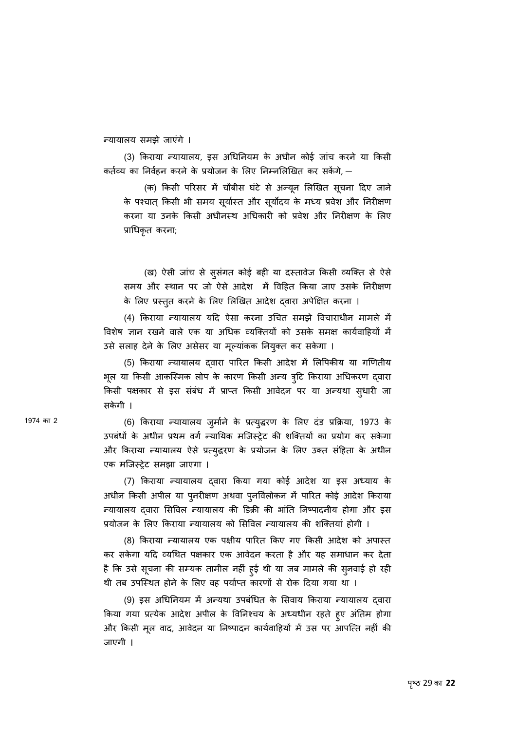न्यायालय समझे जाएंगे ।

(3) किराया न्यायालय, इस अधिनियम के अधीन कोई जांच करने या किसी कर्तव्य का निर्वहन करने के प्रयोजन के लिए निम्नलिखित कर सकेंगे, —

(क) किसी परिसर में चौबीस घंटे से अन्यून लिखित सूचना दिए जाने के पश्चात् किसी भी समय सूर्यास्त और सूर्योदय के मध्य प्रवेश और निरीक्षण करना या उनके किसी अधीनस्थ अधिकारी को प्रवेश और निरीक्षण के लिए प्राधिकृत करना;

(ख) ऐसी जांच से सुसंगत कोई बही या दस्तावेज किसी व्यक्ति से ऐसे समय और स्थान पर जो ऐसे आदेश में विहित किया जाए उसके निरीक्षण के लिए प्रस्तुत करने के लिए लिखित आदेश द्वारा अपेक्षित करना ।

(4) किराया न्यायालय यदि ऐसा करना उचित समझे विचाराधीन मामले में विशेष ज्ञान रखने वाले एक या अधिक व्यक्तियों को उसके समक्ष कार्यवाहियों में उसे सलाह देने के लिए असेसर या मूल्यांकक नियुक्त कर सकेगा ।

(5) किराया न्यायालय द्वारा पारित किसी आदेश में लिपिकीय या गणितीय भूल या किसी आकस्मिक लोप के कारण किसी अन्य त्रुटि किराया अधिकरण द्वारा किसी पक्षकार से इस संबंध में प्राप्त किसी आवेदन पर या अन्यथा सुधारी जा सकेगी ।

1974 का 2

(6) किराया न्यायालय जुर्माने के प्रत्युद्धरण के लिए दंड प्रक्रिया, 1973 के उपबंधों के अधीन प्रथम वर्ग न्यायिक मजिस्ट्रेट की शक्तियों का प्रयोग कर सकेगा और किराया न्यायालय ऐसे प्रत्युद्धरण के प्रयोजन के लिए उक्त संहिता के अधीन एक मजिस्ट्रेट समझा जाएगा ।

(7) किराया न्यायालय द्वारा किया गया कोई आदेश या इस अध्याय के अधीन किसी अपील या पुनरीक्षण अथवा पुनर्विलोकन में पारित कोई आदेश किराया न्यायालय द्वारा सिविल न्यायालय की डिक्री की भांति निष्पादनीय होगा और इस प्रयोजन के लिए किराया न्यायालय को सिविल न्यायालय की शक्तियां होंगी ।

(8) किराया न्यायालय एक पक्षीय पारित किए गए किसी आदेश को अपास्त कर सकेगा यदि व्यथित पक्षकार एक आवेदन करता है और यह समाधान कर देता है कि उसे सूचना की सम्यक तामील नहीं हुई थी या जब मामले की सुनवाई हो रही थी तब उपस्थित होने के लिए वह पर्याप्त कारणों से रोक दिया गया था ।

(9) इस अधिनियम में अन्यथा उपबंधित के सिवाय किराया न्यायालय द्वारा किया गया प्रत्येक आदेश अपील के विनिश्चय के अध्यधीन रहते हुए अंतिम होगा और किसी मूल वाद, आवेदन या निष्पादन कार्यवाहियों में उस पर आपत्ति नहीं की जाएगी ।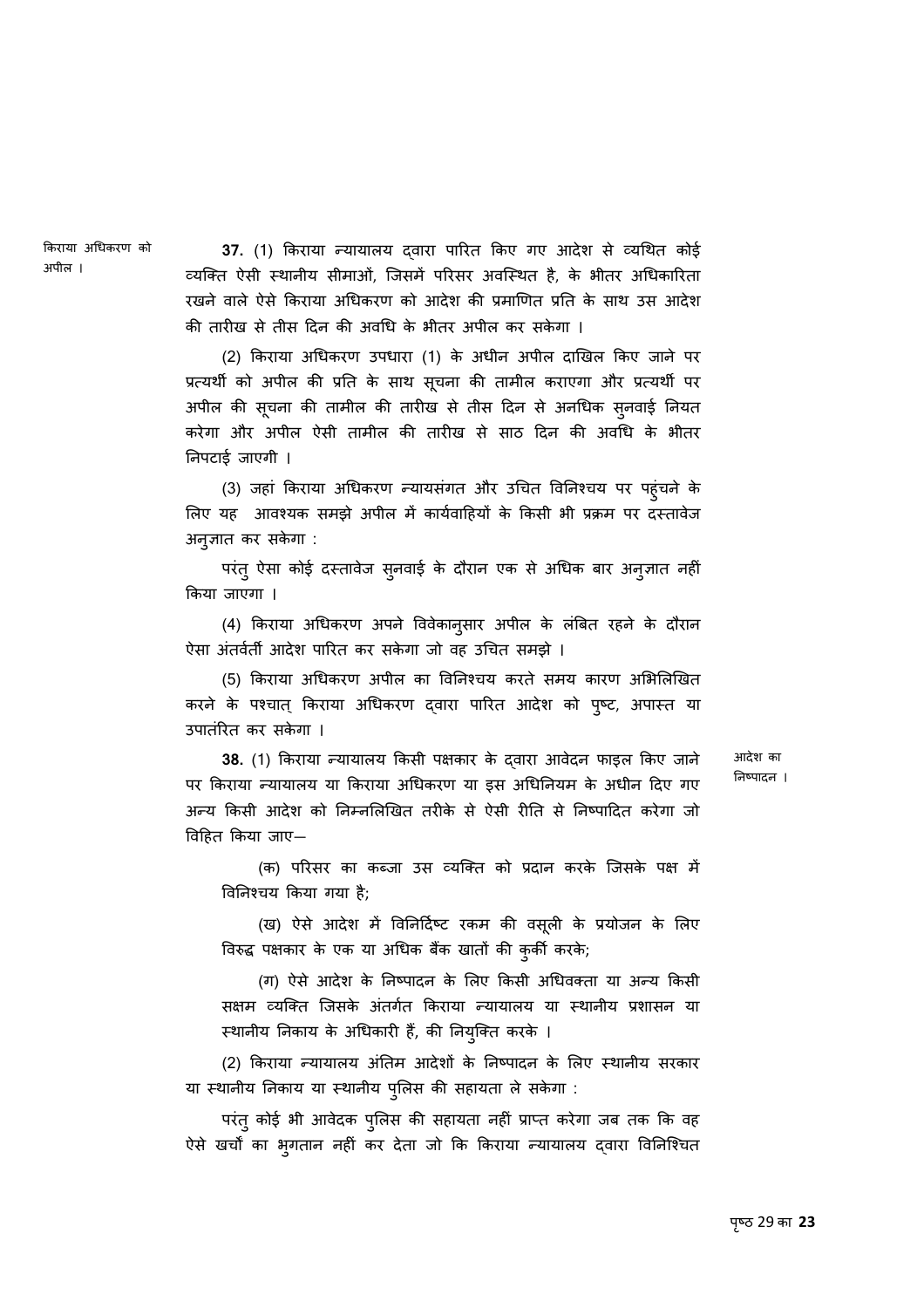**किराया अधिकरण को अपील ।**

**37.** (1) किराया न्यायालय द्वारा पारित किए गए आदेश से व्यथित कोई व्यक्ति ऐसी स्थानीय सीमाओं, जिसमें परिसर अवस्थित है, के भीतर अधिकारिता रखने वाले ऐसे किराया अधिकरण को आदेश की प्रमाणित प्रति के साथ उस आदेश की तारीख से तीस दिन की अवधि के भीतर अपील कर सकेगा ।

(2) किराया अधिकरण उपधारा (1) के अधीन अपील दाखिल किए जाने पर प्रत्यर्थी को अपील की प्रति के साथ सूचना की तामील कराएगा और प्रत्यर्थी पर अपील की सूचना की तामील की तारीख से तीस दिन से अनधिक सुनवाई नियत करेगा और अपील ऐसी तामील की तारीख से साठ दिन की अवधि के भीतर निपटाई जाएगी ।

(3) जहां किराया अधिकरण न्यायसंगत और उचित विनिश्चय पर पहुंचने के लिए यह आवश्यक समझे अपील में कार्यवाहियों के किसी भी प्रक्रम पर दस्तावेज अनुज्ञात कर सकेगा :

परंतु ऐसा कोई दस्तावेज सुनवाई के दौरान एक से अधिक बार अनुज्ञात नहीं किया जाएगा ।

(4) किराया अधिकरण अपने विवेकानुसार अपील के लंबित रहने के दौरान ऐसा अंतर्वर्ती आदेश पारित कर सकेगा जो वह उचित समझे ।

(5) किराया अधिकरण अपील का विनिश्चय करते समय कारण अभिलिखित करने के पश्चात् किराया अधिकरण द्वारा पारित आदेश को पुष्ट, अपास्त या उपातंरित कर सकेगा ।

**आदेश का निष्पादन ।**

**38.** (1) किराया न्यायालय किसी पक्षकार के द्वारा आवेदन फाइल किए जाने पर किराया न्यायालय या किराया अधिकरण या इस अधिनियम के अधीन दिए गए अन्य किसी आदेश को निम्नलिखित तरीके से ऐसी रीति से निष्पादित करेगा जो विहित किया जाए—

(क) परिसर का कब्जा उस व्यक्ति को प्रदान करके जिसके पक्ष में विनिश्चय किया गया है;

(ख) ऐसे आदेश में विनिर्दिष्ट रकम की वसूली के प्रयोजन के लिए विरुद्ध पक्षकार के एक या अधिक बैंक खातों की कुर्की करके;

(ग) ऐसे आदेश के निष्पादन के लिए किसी अधिवक्ता या अन्य किसी सक्षम व्यक्ति जिसके अंतर्गत किराया न्यायालय या स्थानीय प्रशासन या स्थानीय निकाय के अधिकारी हैं, की नियुक्ति करके ।

(2) किराया न्यायालय अंतिम आदेशों के निष्पादन के लिए स्थानीय सरकार या स्थानीय निकाय या स्थानीय पुलिस की सहायता ले सकेगा :

परंतु कोई भी आवेदक पुलिस की सहायता नहीं प्राप्त करेगा जब तक कि वह ऐसे खर्चों का भुगतान नहीं कर देता जो कि किराया न्यायालय द्वारा विनिश्चित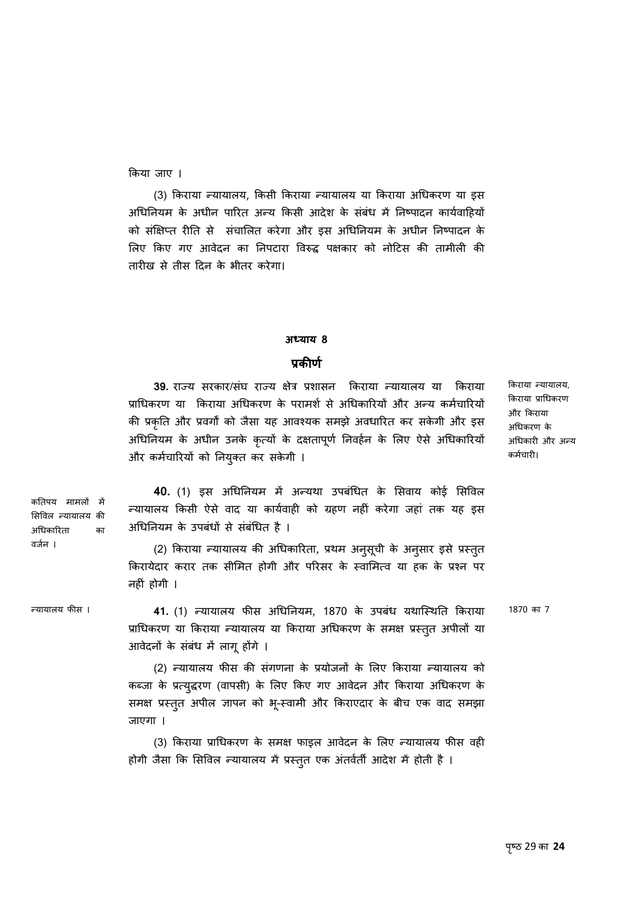किया जाए ।

(3) किराया न्यायालय, किसी किराया न्यायालय या किराया अधिकरण या इस अधिनियम के अधीन पारित अन्य किसी आदेश के संबंध में निष्पादन कार्यवाहियों को संक्षिप्त रीति से संचालित करेगा और इस अधिनियम के अधीन निष्पादन के लिए किए गए आवेदन का निपटारा विरुद्ध पक्षकार को नोटिस की तामीली की तारीख से तीस दिन के भीतर करेगा।

## अध्याय 8

## प्रकीर्ण

किराया न्यायालय, किराया प्राधिकरण और किराया अधिकरण के अधिकारी और अन्य कर्मचारी।

**39.** राज्य सरकार/संघ राज्य क्षेत्र प्रशासन किराया न्यायालय या किराया प्राधिकरण या किराया अधिकरण के परामर्श से अधिकारियों और अन्य कर्मचारियों की प्रकृति और प्रवर्गों को जैसा यह आवश्यक समझे अवधारित कर सकेगी और इस अधिनियम के अधीन उनके कृत्यों के दक्षतापूर्ण निर्वहन के लिए ऐसे अधिकारियों और कर्मचारियों को नियुक्त कर सकेगी ।

कतिपय मामलों में सिविल न्यायालय की अधिकारिता का वर्जन ।

**40.** (1) इस अधिनियम में अन्यथा उपबंधित के सिवाय कोई सिविल न्यायालय किसी ऐसे वाद या कार्यवाही को ग्रहण नहीं करेगा जहां तक यह इस अधिनियम के उपबंधों से संबंधित है ।

(2) किराया न्यायालय की अधिकारिता, प्रथम अनुसूची के अनुसार इसे प्रस्तुत किरायेदार करार तक सीमित होगी और परिसर के स्वामित्व या हक के प्रश्न पर नहीं होगी ।

न्यायालय फीस ।

**41.** (1) न्यायालय फीस अधिनियम, 1870 के उपबंध यथास्थिति किराया प्राधिकरण या किराया न्यायालय या किराया अधिकरण के समक्ष प्रस्तुत अपीलों या आवेदनों के संबंध में लागू होंगे । (1870 का 7)

(2) न्यायालय फीस की संगणना के प्रयोजनों के लिए किराया न्यायालय को कब्जा के प्रत्युद्धरण (वापसी) के लिए किए गए आवेदन और किराया अधिकरण के समक्ष प्रस्तुत अपील ज्ञापन को भू-स्वामी और किराएदार के बीच एक वाद समझा जाएगा ।

(3) किराया प्राधिकरण के समक्ष फाइल आवेदन के लिए न्यायालय फीस वही होगी जैसा कि सिविल न्यायालय में प्रस्तुत एक अंतर्वर्ती आदेश में होती है ।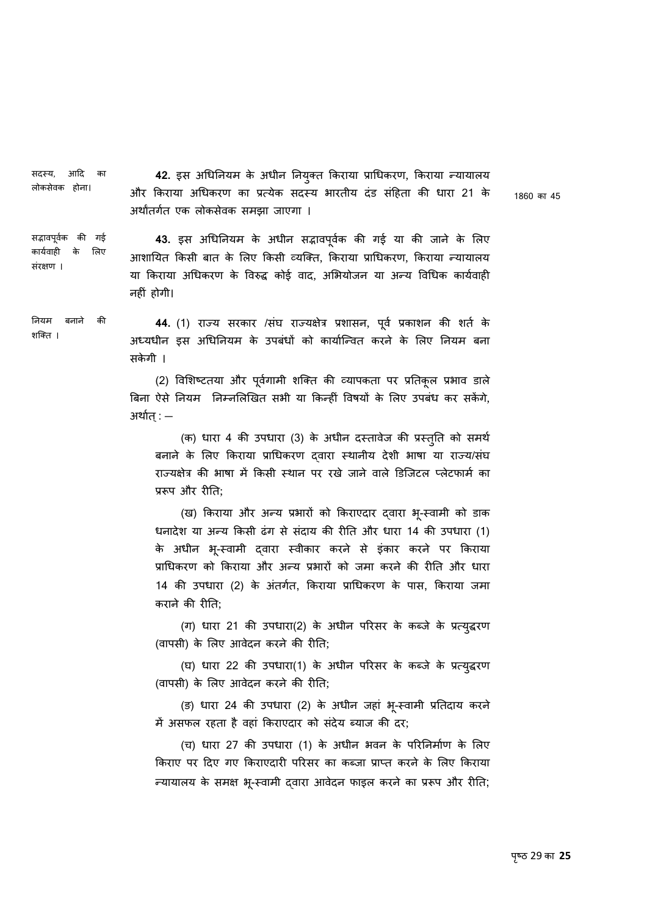**सदस्य, आदि का लोकसेवक होना।**

**42.** इस अधिनियम के अधीन नियुक्त किराया प्राधिकरण, किराया न्यायालय और किराया अधिकरण का प्रत्येक सदस्य भारतीय दंड संहिता की धारा 21 के अर्थांतर्गत एक लोकसेवक समझा जाएगा ।

1860 का 45

**सद्भावपूर्वक की गई कार्यवाही के लिए संरक्षण ।**

**43.** इस अधिनियम के अधीन सद्भावपूर्वक की गई या की जाने के लिए आशायित किसी बात के लिए किसी व्यक्ति, किराया प्राधिकरण, किराया न्यायालय या किराया अधिकरण के विरुद्ध कोई वाद, अभियोजन या अन्य विधिक कार्यवाही नहीं होगी।

**नियम बनाने की शक्ति ।**

**44.** (1) राज्य सरकार /संघ राज्यक्षेत्र प्रशासन, पूर्व प्रकाशन की शर्त के अध्यधीन इस अधिनियम के उपबंधों को कार्यान्वित करने के लिए नियम बना सकेगी ।

(2) विशिष्टतया और पूर्वगामी शक्ति की व्यापकता पर प्रतिकूल प्रभाव डाले बिना ऐसे नियम निम्नलिखित सभी या किन्हीं विषयों के लिए उपबंध कर सकेंगे, अर्थात् : —

(क) धारा 4 की उपधारा (3) के अधीन दस्तावेज की प्रस्तुति को समर्थ बनाने के लिए किराया प्राधिकरण द्वारा स्थानीय देशी भाषा या राज्य/संघ राज्यक्षेत्र की भाषा में किसी स्थान पर रखे जाने वाले डिजिटल प्लेटफार्म का प्ररूप और रीति;

(ख) किराया और अन्य प्रभारों को किराएदार द्वारा भू-स्वामी को डाक धनादेश या अन्य किसी ढंग से संदाय की रीति और धारा 14 की उपधारा (1) के अधीन भू-स्वामी द्वारा स्वीकार करने से इंकार करने पर किराया प्राधिकरण को किराया और अन्य प्रभारों को जमा करने की रीति और धारा 14 की उपधारा (2) के अंतर्गत, किराया प्राधिकरण के पास, किराया जमा कराने की रीति;

(ग) धारा 21 की उपधारा(2) के अधीन परिसर के कब्जे के प्रत्युद्धरण (वापसी) के लिए आवेदन करने की रीति;

(घ) धारा 22 की उपधारा(1) के अधीन परिसर के कब्जे के प्रत्युद्धरण (वापसी) के लिए आवेदन करने की रीति;

(ङ) धारा 24 की उपधारा (2) के अधीन जहां भू-स्वामी प्रतिदाय करने में असफल रहता है वहां किराएदार को संदेय ब्याज की दर;

(च) धारा 27 की उपधारा (1) के अधीन भवन के परिनिर्माण के लिए किराए पर दिए गए किराएदारी परिसर का कब्जा प्राप्त करने के लिए किराया न्यायालय के समक्ष भू-स्वामी द्वारा आवेदन फाइल करने का प्ररूप और रीति;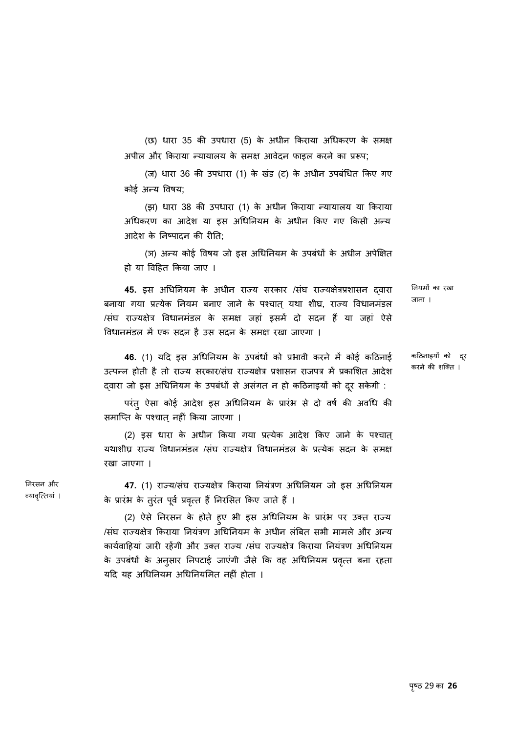(छ) धारा 35 की उपधारा (5) के अधीन किराया अधिकरण के समक्ष अपील और किराया न्यायालय के समक्ष आवेदन फाइल करने का प्ररूप;

(ज) धारा 36 की उपधारा (1) के खंड (ट) के अधीन उपबंधित किए गए कोई अन्य विषय;

(झ) धारा 38 की उपधारा (1) के अधीन किराया न्यायालय या किराया अधिकरण का आदेश या इस अधिनियम के अधीन किए गए किसी अन्य आदेश के निष्पादन की रीति;

(ञ) अन्य कोई विषय जो इस अधिनियम के उपबंधों के अधीन अपेक्षित हो या विहित किया जाए ।

नियमों का रखा जाना ।

**45.** इस अधिनियम के अधीन राज्य सरकार /संघ राज्यक्षेत्रप्रशासन द्वारा बनाया गया प्रत्येक नियम बनाए जाने के पश्चात् यथा शीघ्र, राज्य विधानमंडल /संघ राज्यक्षेत्र विधानमंडल के समक्ष जहां इसमें दो सदन हैं या जहां ऐसे विधानमंडल में एक सदन है उस सदन के समक्ष रखा जाएगा ।

कठिनाइयों को दूर करने की शक्ति ।

**46.** (1) यदि इस अधिनियम के उपबंधों को प्रभावी करने में कोई कठिनाई उत्पन्न होती है तो राज्य सरकार/संघ राज्यक्षेत्र प्रशासन राजपत्र में प्रकाशित आदेश द्वारा जो इस अधिनियम के उपबंधों से असंगत न हो कठिनाइयों को दूर सकेगी :

परंतु ऐसा कोई आदेश इस अधिनियम के प्रारंभ से दो वर्ष की अवधि की समाप्ति के पश्चात् नहीं किया जाएगा ।

(2) इस धारा के अधीन किया गया प्रत्येक आदेश किए जाने के पश्चात् यथाशीघ्र राज्य विधानमंडल /संघ राज्यक्षेत्र विधानमंडल के प्रत्येक सदन के समक्ष रखा जाएगा ।

निरसन और व्यावृत्तियां ।

**47.** (1) राज्य/संघ राज्यक्षेत्र किराया नियंत्रण अधिनियम जो इस अधिनियम के प्रारंभ के तुरंत पूर्व प्रवृत्त हैं निरसित किए जाते हैं ।

(2) ऐसे निरसन के होते हुए भी इस अधिनियम के प्रारंभ पर उक्त राज्य /संघ राज्यक्षेत्र किराया नियंत्रण अधिनियम के अधीन लंबित सभी मामले और अन्य कार्यवाहियां जारी रहेंगी और उक्त राज्य /संघ राज्यक्षेत्र किराया नियंत्रण अधिनियम के उपबंधों के अनुसार निपटाई जाएंगी जैसे कि वह अधिनियम प्रवृत्त बना रहता यदि यह अधिनियम अधिनियमित नहीं होता ।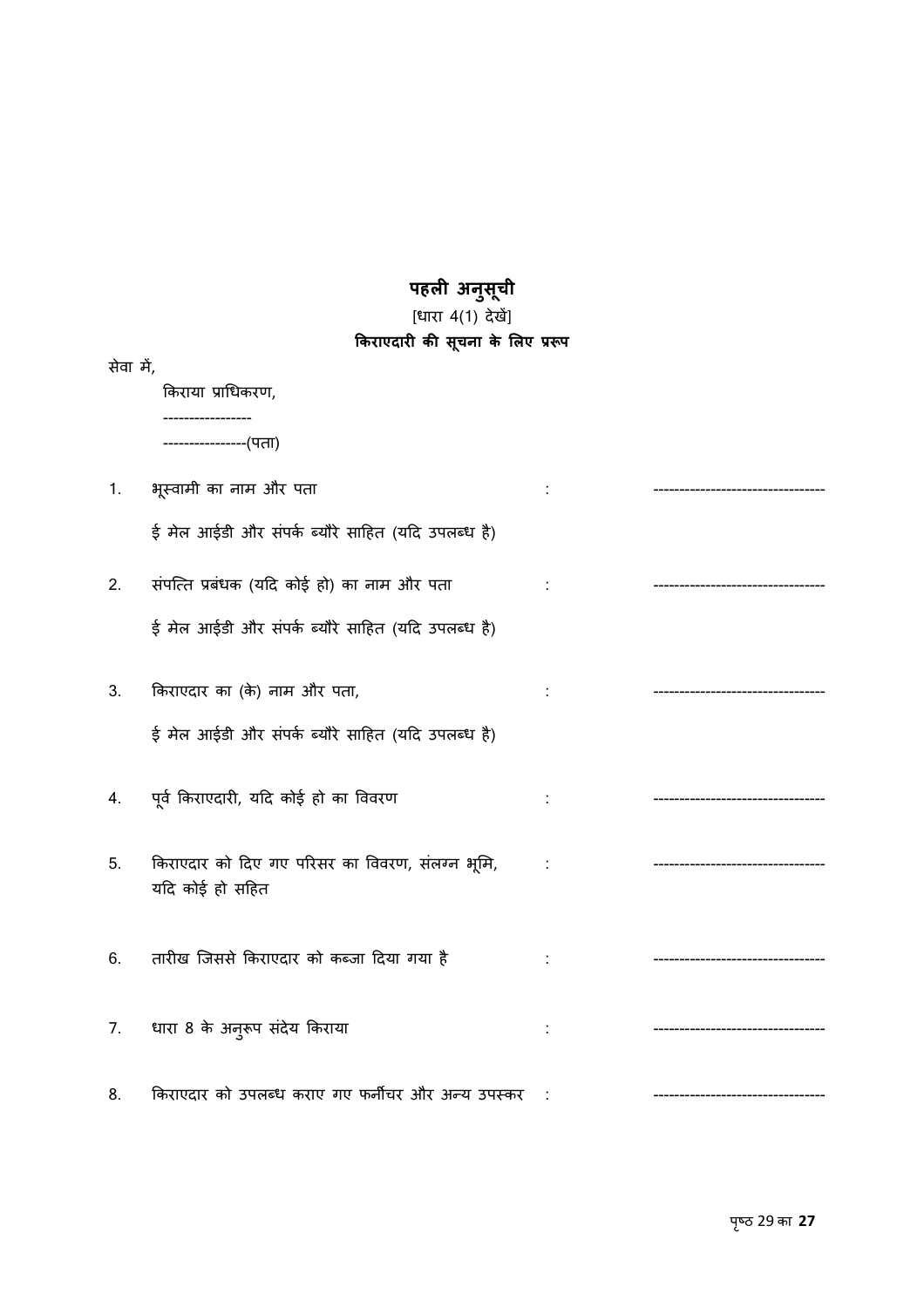# पहली अनुसूची

[धारा 4(1) देखें]

**किराएदारी की सूचना के लिए प्ररूप**

सेवा में,

किराया प्राधिकरण,

-----------------

----------------(पता)

1. भूस्वामी का नाम और पता : ---------------------------------

   ई मेल आईडी और संपर्क ब्यौरे साहित (यदि उपलब्ध है)

2. संपत्ति प्रबंधक (यदि कोई हो) का नाम और पता : ---------------------------------

   ई मेल आईडी और संपर्क ब्यौरे साहित (यदि उपलब्ध है)

3. किराएदार का (के) नाम और पता, : ---------------------------------

   ई मेल आईडी और संपर्क ब्यौरे साहित (यदि उपलब्ध है)

4. पूर्व किराएदारी, यदि कोई हो का विवरण : ---------------------------------

5. किराएदार को दिए गए परिसर का विवरण, संलग्न भूमि, यदि कोई हो सहित : ---------------------------------

6. तारीख जिससे किराएदार को कब्जा दिया गया है : ---------------------------------

7. धारा 8 के अनुरूप संदेय किराया : ---------------------------------

8. किराएदार को उपलब्ध कराए गए फर्नीचर और अन्य उपस्कर : ---------------------------------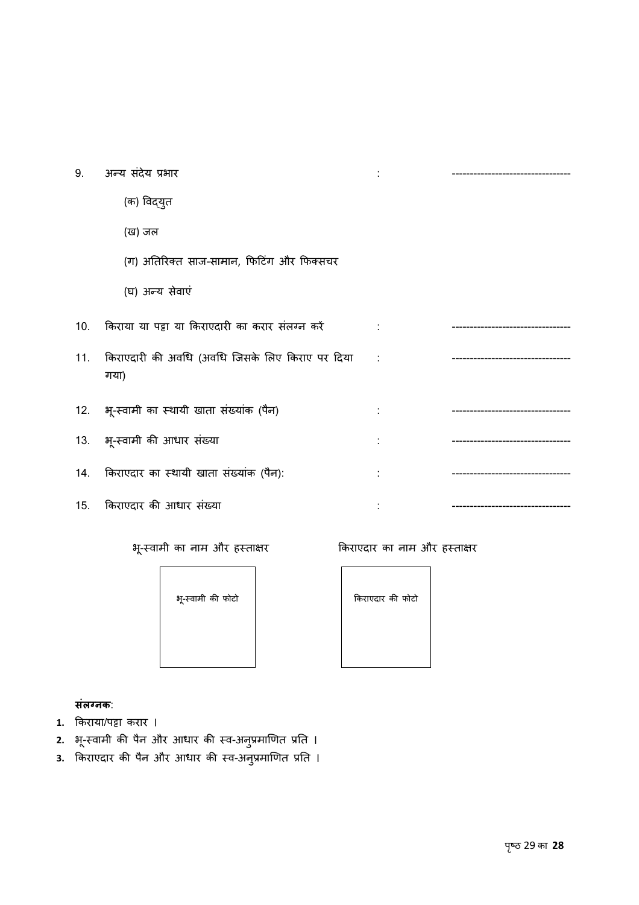9. अन्य संदेय प्रभार : ---------------------------------

   (क) विद्युत

   (ख) जल

   (ग) अतिरिक्त साज-सामान, फिटिंग और फिक्सचर

   (घ) अन्य सेवाएं

10. किराया या पट्टा या किराएदारी का करार संलग्न करें : ---------------------------------

11. किराएदारी की अवधि (अवधि जिसके लिए किराए पर दिया गया) : ---------------------------------

12. भू-स्वामी का स्थायी खाता संख्यांक (पैन) : ---------------------------------

13. भू-स्वामी की आधार संख्या : ---------------------------------

14. किराएदार का स्थायी खाता संख्यांक (पैन): : ---------------------------------

15. किराएदार की आधार संख्या : ---------------------------------

| भू-स्वामी का नाम और हस्ताक्षर | किराएदार का नाम और हस्ताक्षर |
|---|---|
| भू-स्वामी की फोटो | किराएदार की फोटो |

**संलग्नक**:

1. किराया/पट्टा करार ।
2. भू-स्वामी की पैन और आधार की स्व-अनुप्रमाणित प्रति ।
3. किराएदार की पैन और आधार की स्व-अनुप्रमाणित प्रति ।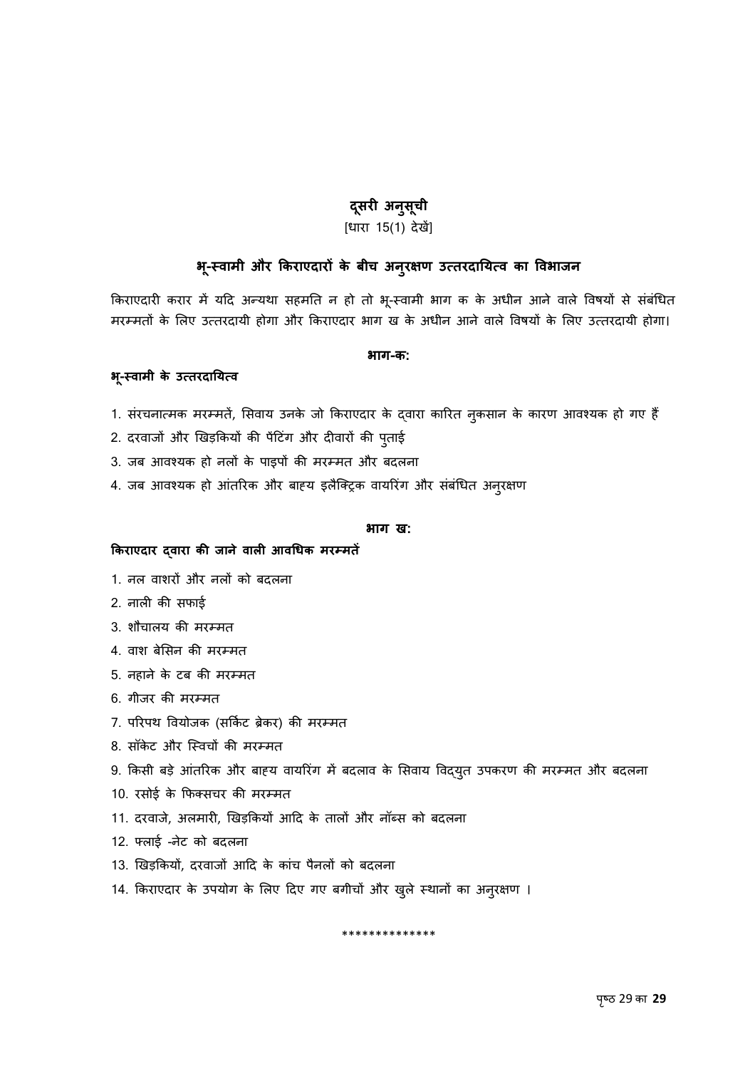# दूसरी अनुसूची

[धारा 15(1) देखें]

## भू-स्वामी और किराएदारों के बीच अनुरक्षण उत्तरदायित्व का विभाजन

किराएदारी करार में यदि अन्यथा सहमति न हो तो भू-स्वामी भाग क के अधीन आने वाले विषयों से संबंधित मरम्मतों के लिए उत्तरदायी होगा और किराएदार भाग ख के अधीन आने वाले विषयों के लिए उत्तरदायी होगा।

**भाग-क:**

**भू-स्वामी के उत्तरदायित्व**

1. संरचनात्मक मरम्मतें, सिवाय उनके जो किराएदार के द्वारा कारित नुकसान के कारण आवश्यक हो गए हैं
2. दरवाजों और खिड़कियों की पेंटिंग और दीवारों की पुताई
3. जब आवश्यक हो नलों के पाइपों की मरम्मत और बदलना
4. जब आवश्यक हो आंतरिक और बाहय इलैक्ट्रिक वायरिंग और संबंधित अनुरक्षण

**भाग ख:**

**किराएदार द्वारा की जाने वाली आवधिक मरम्मतें**

1. नल वाशरों और नलों को बदलना
2. नाली की सफाई
3. शौचालय की मरम्मत
4. वाश बेसिन की मरम्मत
5. नहाने के टब की मरम्मत
6. गीजर की मरम्मत
7. परिपथ वियोजक (सर्किट ब्रेकर) की मरम्मत
8. सॉकेट और स्विचों की मरम्मत
9. किसी बड़े आंतरिक और बाहय वायरिंग में बदलाव के सिवाय विद्युत उपकरण की मरम्मत और बदलना
10. रसोई के फिक्सचर की मरम्मत
11. दरवाजे, अलमारी, खिड़कियों आदि के तालों और नॉब्स को बदलना
12. फ्लाई -नेट को बदलना
13. खिड़कियों, दरवाजों आदि के कांच पैनलों को बदलना
14. किराएदार के उपयोग के लिए दिए गए बगीचों और खुले स्थानों का अनुरक्षण ।

**************